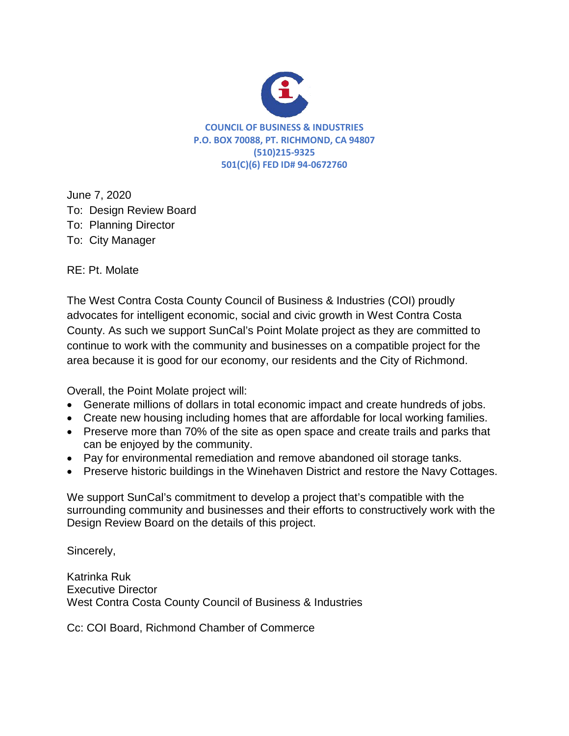**COUNCIL OF BUSINESS & INDUSTRIES**
**P.O. BOX 70088, PT. RICHMOND, CA 94807**
**(510)215-9325**
**501(C)(6) FED ID# 94-0672760**

June 7, 2020
To: Design Review Board
To: Planning Director
To: City Manager

RE: Pt. Molate

The West Contra Costa County Council of Business & Industries (COI) proudly advocates for intelligent economic, social and civic growth in West Contra Costa County. As such we support SunCal's Point Molate project as they are committed to continue to work with the community and businesses on a compatible project for the area because it is good for our economy, our residents and the City of Richmond.

Overall, the Point Molate project will:

- Generate millions of dollars in total economic impact and create hundreds of jobs.
- Create new housing including homes that are affordable for local working families.
- Preserve more than 70% of the site as open space and create trails and parks that can be enjoyed by the community.
- Pay for environmental remediation and remove abandoned oil storage tanks.
- Preserve historic buildings in the Winehaven District and restore the Navy Cottages.

We support SunCal's commitment to develop a project that's compatible with the surrounding community and businesses and their efforts to constructively work with the Design Review Board on the details of this project.

Sincerely,

Katrinka Ruk
Executive Director
West Contra Costa County Council of Business & Industries

Cc: COI Board, Richmond Chamber of Commerce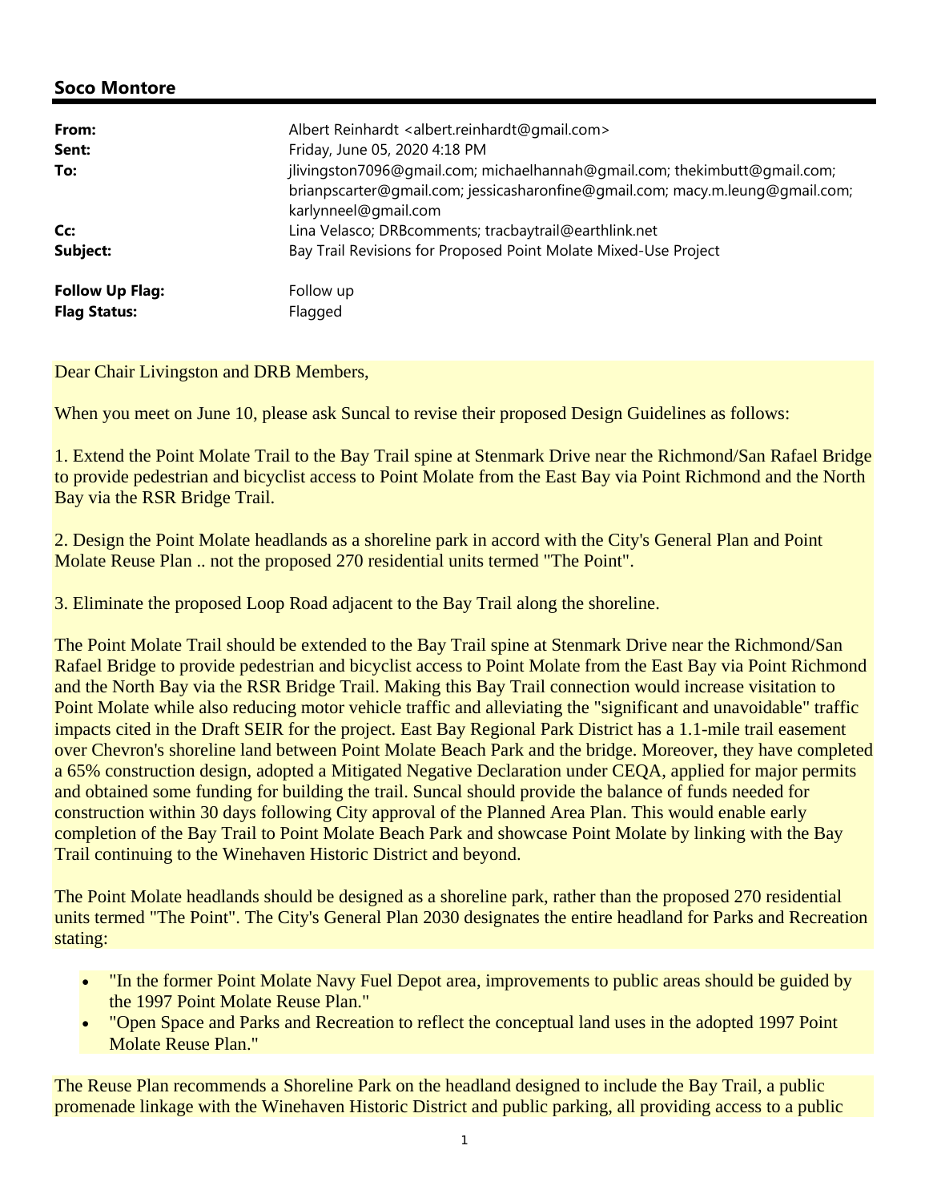## Soco Montore

| | |
|---|---|
| **From:** | Albert Reinhardt <albert.reinhardt@gmail.com> |
| **Sent:** | Friday, June 05, 2020 4:18 PM |
| **To:** | jlivingston7096@gmail.com; michaelhannah@gmail.com; thekimbutt@gmail.com; brianpscarter@gmail.com; jessicasharonfine@gmail.com; macy.m.leung@gmail.com; karlynneel@gmail.com |
| **Cc:** | Lina Velasco; DRBcomments; tracbaytrail@earthlink.net |
| **Subject:** | Bay Trail Revisions for Proposed Point Molate Mixed-Use Project |
| **Follow Up Flag:** | Follow up |
| **Flag Status:** | Flagged |

Dear Chair Livingston and DRB Members,

When you meet on June 10, please ask Suncal to revise their proposed Design Guidelines as follows:

1. Extend the Point Molate Trail to the Bay Trail spine at Stenmark Drive near the Richmond/San Rafael Bridge to provide pedestrian and bicyclist access to Point Molate from the East Bay via Point Richmond and the North Bay via the RSR Bridge Trail.

2. Design the Point Molate headlands as a shoreline park in accord with the City's General Plan and Point Molate Reuse Plan .. not the proposed 270 residential units termed "The Point".

3. Eliminate the proposed Loop Road adjacent to the Bay Trail along the shoreline.

The Point Molate Trail should be extended to the Bay Trail spine at Stenmark Drive near the Richmond/San Rafael Bridge to provide pedestrian and bicyclist access to Point Molate from the East Bay via Point Richmond and the North Bay via the RSR Bridge Trail. Making this Bay Trail connection would increase visitation to Point Molate while also reducing motor vehicle traffic and alleviating the "significant and unavoidable" traffic impacts cited in the Draft SEIR for the project. East Bay Regional Park District has a 1.1-mile trail easement over Chevron's shoreline land between Point Molate Beach Park and the bridge. Moreover, they have completed a 65% construction design, adopted a Mitigated Negative Declaration under CEQA, applied for major permits and obtained some funding for building the trail. Suncal should provide the balance of funds needed for construction within 30 days following City approval of the Planned Area Plan. This would enable early completion of the Bay Trail to Point Molate Beach Park and showcase Point Molate by linking with the Bay Trail continuing to the Winehaven Historic District and beyond.

The Point Molate headlands should be designed as a shoreline park, rather than the proposed 270 residential units termed "The Point". The City's General Plan 2030 designates the entire headland for Parks and Recreation stating:

- "In the former Point Molate Navy Fuel Depot area, improvements to public areas should be guided by the 1997 Point Molate Reuse Plan."
- "Open Space and Parks and Recreation to reflect the conceptual land uses in the adopted 1997 Point Molate Reuse Plan."

The Reuse Plan recommends a Shoreline Park on the headland designed to include the Bay Trail, a public promenade linkage with the Winehaven Historic District and public parking, all providing access to a public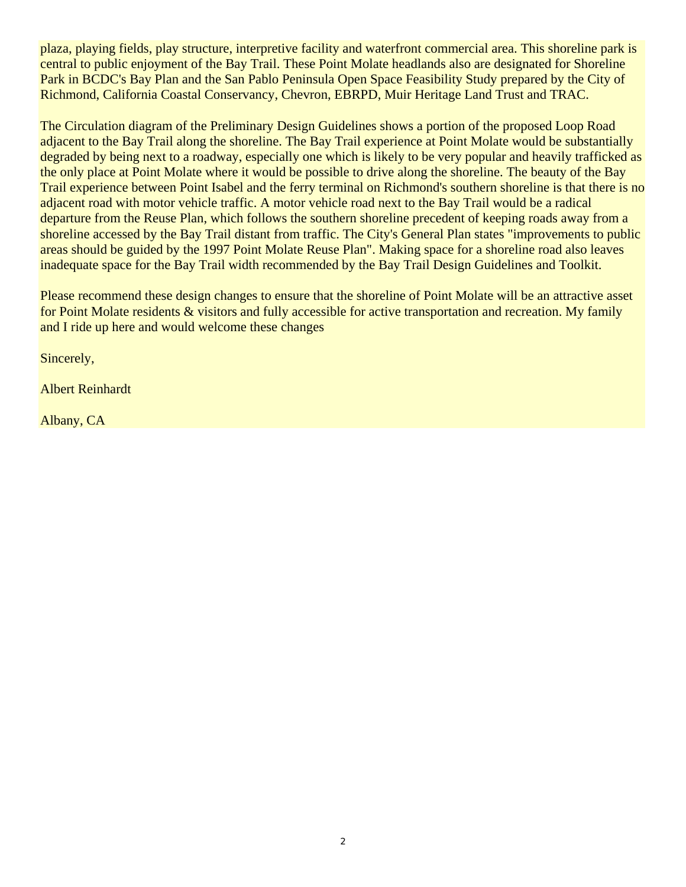plaza, playing fields, play structure, interpretive facility and waterfront commercial area. This shoreline park is central to public enjoyment of the Bay Trail. These Point Molate headlands also are designated for Shoreline Park in BCDC's Bay Plan and the San Pablo Peninsula Open Space Feasibility Study prepared by the City of Richmond, California Coastal Conservancy, Chevron, EBRPD, Muir Heritage Land Trust and TRAC.

The Circulation diagram of the Preliminary Design Guidelines shows a portion of the proposed Loop Road adjacent to the Bay Trail along the shoreline. The Bay Trail experience at Point Molate would be substantially degraded by being next to a roadway, especially one which is likely to be very popular and heavily trafficked as the only place at Point Molate where it would be possible to drive along the shoreline. The beauty of the Bay Trail experience between Point Isabel and the ferry terminal on Richmond's southern shoreline is that there is no adjacent road with motor vehicle traffic. A motor vehicle road next to the Bay Trail would be a radical departure from the Reuse Plan, which follows the southern shoreline precedent of keeping roads away from a shoreline accessed by the Bay Trail distant from traffic. The City's General Plan states "improvements to public areas should be guided by the 1997 Point Molate Reuse Plan". Making space for a shoreline road also leaves inadequate space for the Bay Trail width recommended by the Bay Trail Design Guidelines and Toolkit.

Please recommend these design changes to ensure that the shoreline of Point Molate will be an attractive asset for Point Molate residents & visitors and fully accessible for active transportation and recreation. My family and I ride up here and would welcome these changes

Sincerely,

Albert Reinhardt

Albany, CA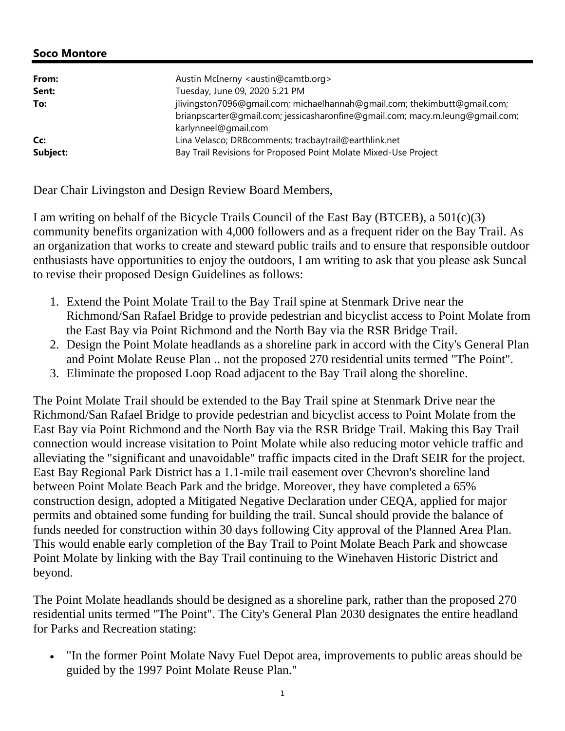**Soco Montore**

| | |
|---|---|
| **From:** | Austin McInerny <austin@camtb.org> |
| **Sent:** | Tuesday, June 09, 2020 5:21 PM |
| **To:** | jlivingston7096@gmail.com; michaelhannah@gmail.com; thekimbutt@gmail.com; brianpscarter@gmail.com; jessicasharonfine@gmail.com; macy.m.leung@gmail.com; karlynneel@gmail.com |
| **Cc:** | Lina Velasco; DRBcomments; tracbaytrail@earthlink.net |
| **Subject:** | Bay Trail Revisions for Proposed Point Molate Mixed-Use Project |

Dear Chair Livingston and Design Review Board Members,

I am writing on behalf of the Bicycle Trails Council of the East Bay (BTCEB), a 501(c)(3) community benefits organization with 4,000 followers and as a frequent rider on the Bay Trail. As an organization that works to create and steward public trails and to ensure that responsible outdoor enthusiasts have opportunities to enjoy the outdoors, I am writing to ask that you please ask Suncal to revise their proposed Design Guidelines as follows:

1. Extend the Point Molate Trail to the Bay Trail spine at Stenmark Drive near the Richmond/San Rafael Bridge to provide pedestrian and bicyclist access to Point Molate from the East Bay via Point Richmond and the North Bay via the RSR Bridge Trail.
2. Design the Point Molate headlands as a shoreline park in accord with the City's General Plan and Point Molate Reuse Plan .. not the proposed 270 residential units termed "The Point".
3. Eliminate the proposed Loop Road adjacent to the Bay Trail along the shoreline.

The Point Molate Trail should be extended to the Bay Trail spine at Stenmark Drive near the Richmond/San Rafael Bridge to provide pedestrian and bicyclist access to Point Molate from the East Bay via Point Richmond and the North Bay via the RSR Bridge Trail. Making this Bay Trail connection would increase visitation to Point Molate while also reducing motor vehicle traffic and alleviating the "significant and unavoidable" traffic impacts cited in the Draft SEIR for the project. East Bay Regional Park District has a 1.1-mile trail easement over Chevron's shoreline land between Point Molate Beach Park and the bridge. Moreover, they have completed a 65% construction design, adopted a Mitigated Negative Declaration under CEQA, applied for major permits and obtained some funding for building the trail. Suncal should provide the balance of funds needed for construction within 30 days following City approval of the Planned Area Plan. This would enable early completion of the Bay Trail to Point Molate Beach Park and showcase Point Molate by linking with the Bay Trail continuing to the Winehaven Historic District and beyond.

The Point Molate headlands should be designed as a shoreline park, rather than the proposed 270 residential units termed "The Point". The City's General Plan 2030 designates the entire headland for Parks and Recreation stating:

- "In the former Point Molate Navy Fuel Depot area, improvements to public areas should be guided by the 1997 Point Molate Reuse Plan."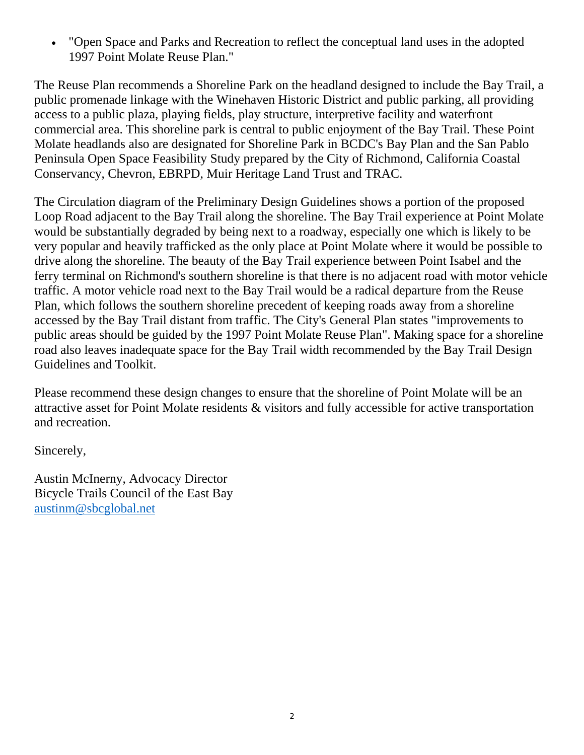- "Open Space and Parks and Recreation to reflect the conceptual land uses in the adopted 1997 Point Molate Reuse Plan."

The Reuse Plan recommends a Shoreline Park on the headland designed to include the Bay Trail, a public promenade linkage with the Winehaven Historic District and public parking, all providing access to a public plaza, playing fields, play structure, interpretive facility and waterfront commercial area. This shoreline park is central to public enjoyment of the Bay Trail. These Point Molate headlands also are designated for Shoreline Park in BCDC's Bay Plan and the San Pablo Peninsula Open Space Feasibility Study prepared by the City of Richmond, California Coastal Conservancy, Chevron, EBRPD, Muir Heritage Land Trust and TRAC.

The Circulation diagram of the Preliminary Design Guidelines shows a portion of the proposed Loop Road adjacent to the Bay Trail along the shoreline. The Bay Trail experience at Point Molate would be substantially degraded by being next to a roadway, especially one which is likely to be very popular and heavily trafficked as the only place at Point Molate where it would be possible to drive along the shoreline. The beauty of the Bay Trail experience between Point Isabel and the ferry terminal on Richmond's southern shoreline is that there is no adjacent road with motor vehicle traffic. A motor vehicle road next to the Bay Trail would be a radical departure from the Reuse Plan, which follows the southern shoreline precedent of keeping roads away from a shoreline accessed by the Bay Trail distant from traffic. The City's General Plan states "improvements to public areas should be guided by the 1997 Point Molate Reuse Plan". Making space for a shoreline road also leaves inadequate space for the Bay Trail width recommended by the Bay Trail Design Guidelines and Toolkit.

Please recommend these design changes to ensure that the shoreline of Point Molate will be an attractive asset for Point Molate residents & visitors and fully accessible for active transportation and recreation.

Sincerely,

Austin McInerny, Advocacy Director
Bicycle Trails Council of the East Bay
austinm@sbcglobal.net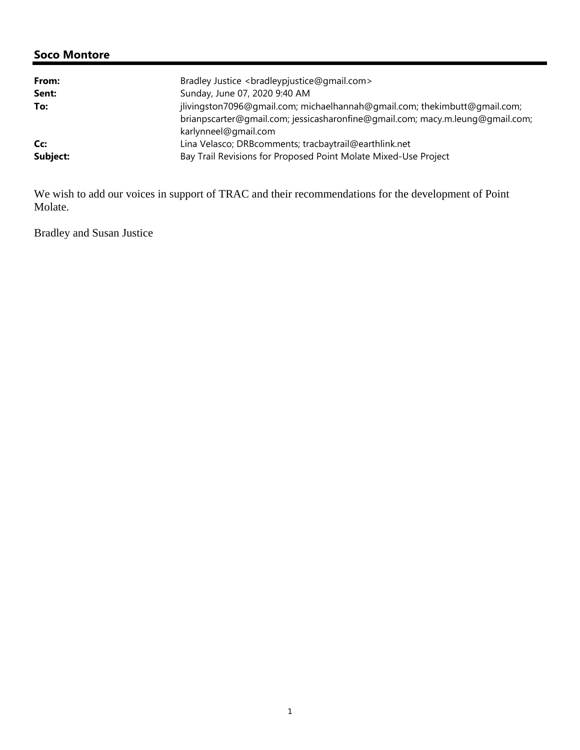**Soco Montore**

| | |
|---|---|
| **From:** | Bradley Justice <bradleypjustice@gmail.com> |
| **Sent:** | Sunday, June 07, 2020 9:40 AM |
| **To:** | jlivingston7096@gmail.com; michaelhannah@gmail.com; thekimbutt@gmail.com; brianpscarter@gmail.com; jessicasharonfine@gmail.com; macy.m.leung@gmail.com; karlynneel@gmail.com |
| **Cc:** | Lina Velasco; DRBcomments; tracbaytrail@earthlink.net |
| **Subject:** | Bay Trail Revisions for Proposed Point Molate Mixed-Use Project |

We wish to add our voices in support of TRAC and their recommendations for the development of Point Molate.

Bradley and Susan Justice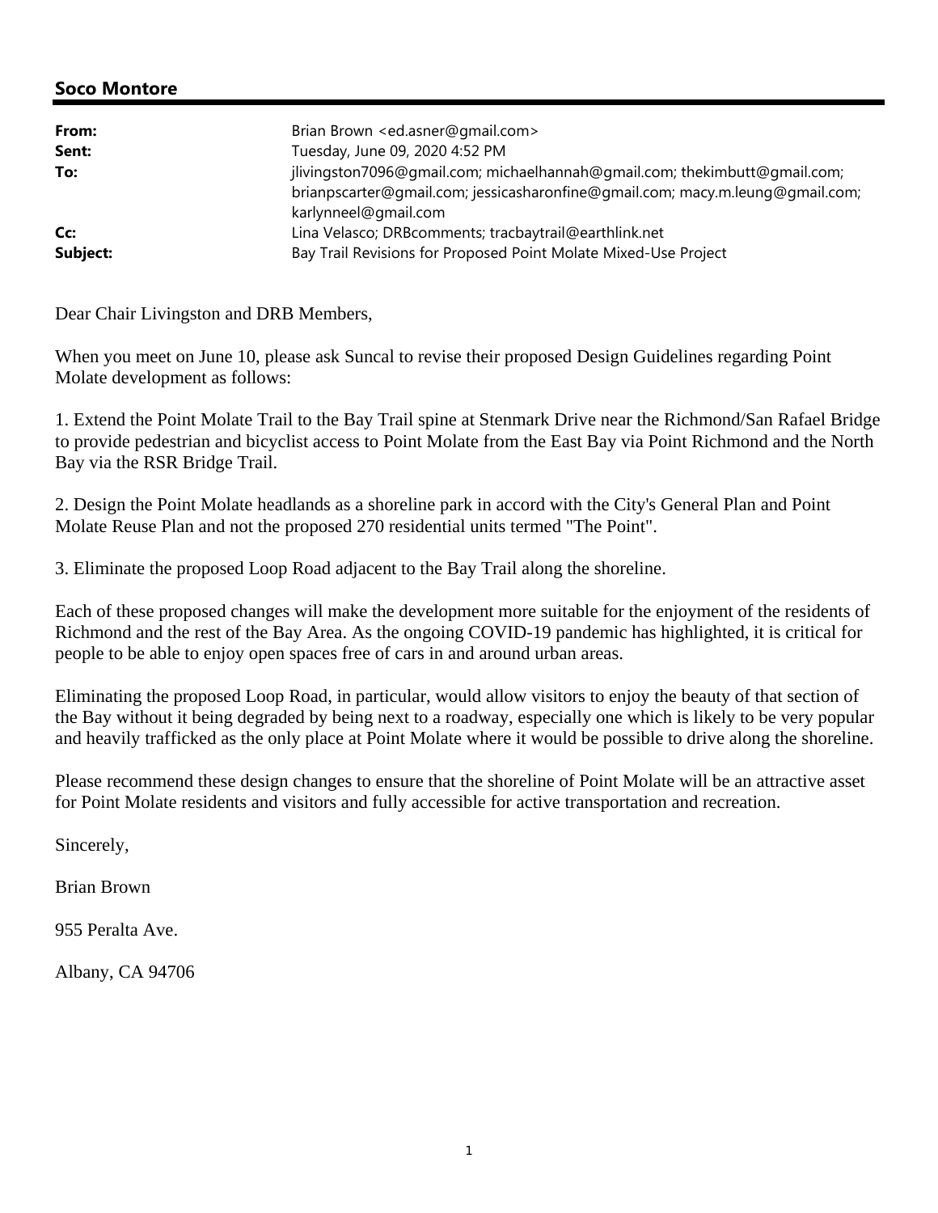**Soco Montore**

| | |
|---|---|
| **From:** | Brian Brown <ed.asner@gmail.com> |
| **Sent:** | Tuesday, June 09, 2020 4:52 PM |
| **To:** | jlivingston7096@gmail.com; michaelhannah@gmail.com; thekimbutt@gmail.com; brianpscarter@gmail.com; jessicasharonfine@gmail.com; macy.m.leung@gmail.com; karlynneel@gmail.com |
| **Cc:** | Lina Velasco; DRBcomments; tracbaytrail@earthlink.net |
| **Subject:** | Bay Trail Revisions for Proposed Point Molate Mixed-Use Project |

Dear Chair Livingston and DRB Members,

When you meet on June 10, please ask Suncal to revise their proposed Design Guidelines regarding Point Molate development as follows:

1. Extend the Point Molate Trail to the Bay Trail spine at Stenmark Drive near the Richmond/San Rafael Bridge to provide pedestrian and bicyclist access to Point Molate from the East Bay via Point Richmond and the North Bay via the RSR Bridge Trail.

2. Design the Point Molate headlands as a shoreline park in accord with the City's General Plan and Point Molate Reuse Plan and not the proposed 270 residential units termed "The Point".

3. Eliminate the proposed Loop Road adjacent to the Bay Trail along the shoreline.

Each of these proposed changes will make the development more suitable for the enjoyment of the residents of Richmond and the rest of the Bay Area. As the ongoing COVID-19 pandemic has highlighted, it is critical for people to be able to enjoy open spaces free of cars in and around urban areas.

Eliminating the proposed Loop Road, in particular, would allow visitors to enjoy the beauty of that section of the Bay without it being degraded by being next to a roadway, especially one which is likely to be very popular and heavily trafficked as the only place at Point Molate where it would be possible to drive along the shoreline.

Please recommend these design changes to ensure that the shoreline of Point Molate will be an attractive asset for Point Molate residents and visitors and fully accessible for active transportation and recreation.

Sincerely,

Brian Brown

955 Peralta Ave.

Albany, CA 94706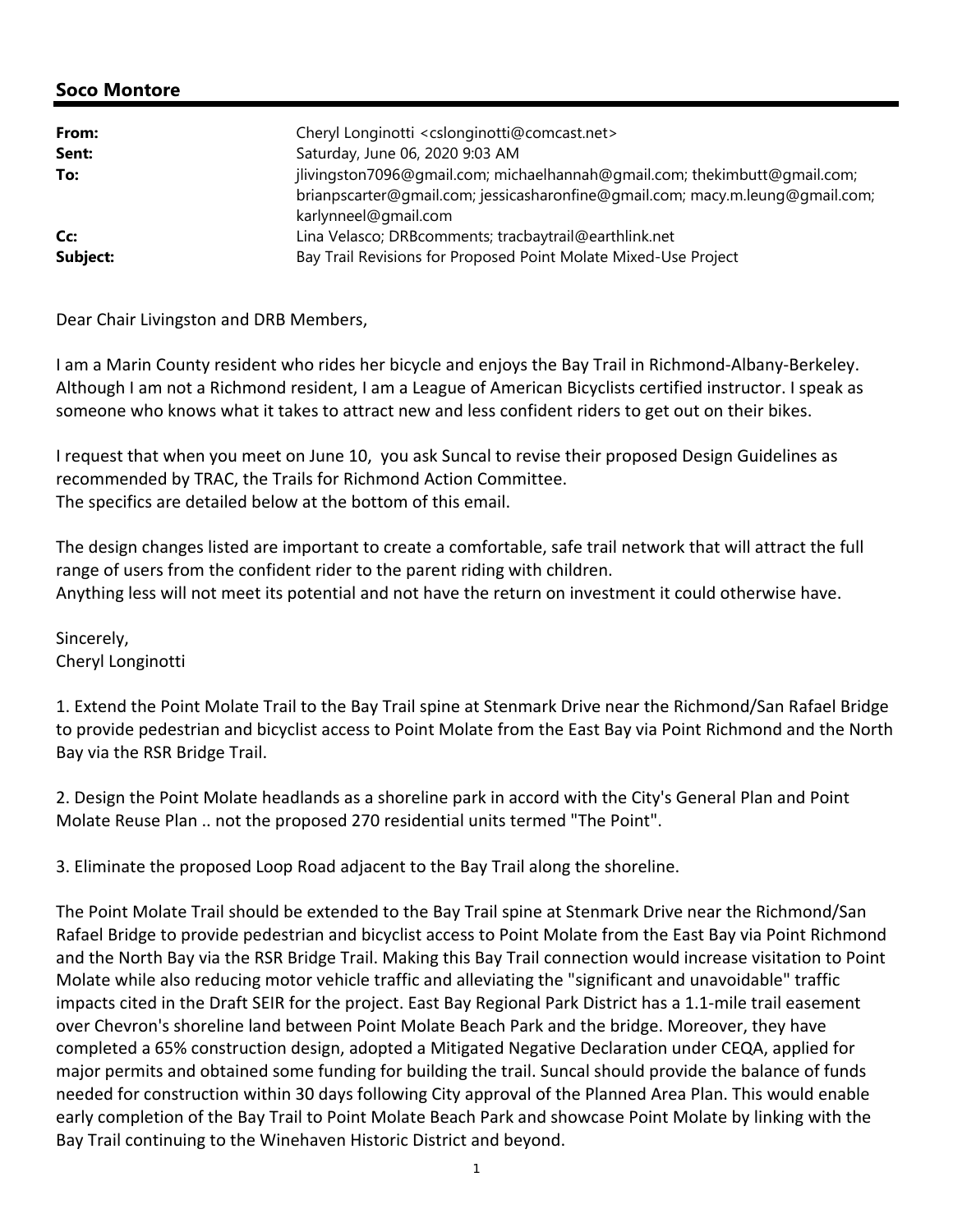**Soco Montore**

| | |
|---|---|
| **From:** | Cheryl Longinotti <cslonginotti@comcast.net> |
| **Sent:** | Saturday, June 06, 2020 9:03 AM |
| **To:** | jlivingston7096@gmail.com; michaelhannah@gmail.com; thekimbutt@gmail.com; brianpscarter@gmail.com; jessicasharonfine@gmail.com; macy.m.leung@gmail.com; karlynneel@gmail.com |
| **Cc:** | Lina Velasco; DRBcomments; tracbaytrail@earthlink.net |
| **Subject:** | Bay Trail Revisions for Proposed Point Molate Mixed-Use Project |

Dear Chair Livingston and DRB Members,

I am a Marin County resident who rides her bicycle and enjoys the Bay Trail in Richmond-Albany-Berkeley. Although I am not a Richmond resident, I am a League of American Bicyclists certified instructor. I speak as someone who knows what it takes to attract new and less confident riders to get out on their bikes.

I request that when you meet on June 10, you ask Suncal to revise their proposed Design Guidelines as recommended by TRAC, the Trails for Richmond Action Committee.
The specifics are detailed below at the bottom of this email.

The design changes listed are important to create a comfortable, safe trail network that will attract the full range of users from the confident rider to the parent riding with children.
Anything less will not meet its potential and not have the return on investment it could otherwise have.

Sincerely,
Cheryl Longinotti

1. Extend the Point Molate Trail to the Bay Trail spine at Stenmark Drive near the Richmond/San Rafael Bridge to provide pedestrian and bicyclist access to Point Molate from the East Bay via Point Richmond and the North Bay via the RSR Bridge Trail.

2. Design the Point Molate headlands as a shoreline park in accord with the City's General Plan and Point Molate Reuse Plan .. not the proposed 270 residential units termed "The Point".

3. Eliminate the proposed Loop Road adjacent to the Bay Trail along the shoreline.

The Point Molate Trail should be extended to the Bay Trail spine at Stenmark Drive near the Richmond/San Rafael Bridge to provide pedestrian and bicyclist access to Point Molate from the East Bay via Point Richmond and the North Bay via the RSR Bridge Trail. Making this Bay Trail connection would increase visitation to Point Molate while also reducing motor vehicle traffic and alleviating the "significant and unavoidable" traffic impacts cited in the Draft SEIR for the project. East Bay Regional Park District has a 1.1-mile trail easement over Chevron's shoreline land between Point Molate Beach Park and the bridge. Moreover, they have completed a 65% construction design, adopted a Mitigated Negative Declaration under CEQA, applied for major permits and obtained some funding for building the trail. Suncal should provide the balance of funds needed for construction within 30 days following City approval of the Planned Area Plan. This would enable early completion of the Bay Trail to Point Molate Beach Park and showcase Point Molate by linking with the Bay Trail continuing to the Winehaven Historic District and beyond.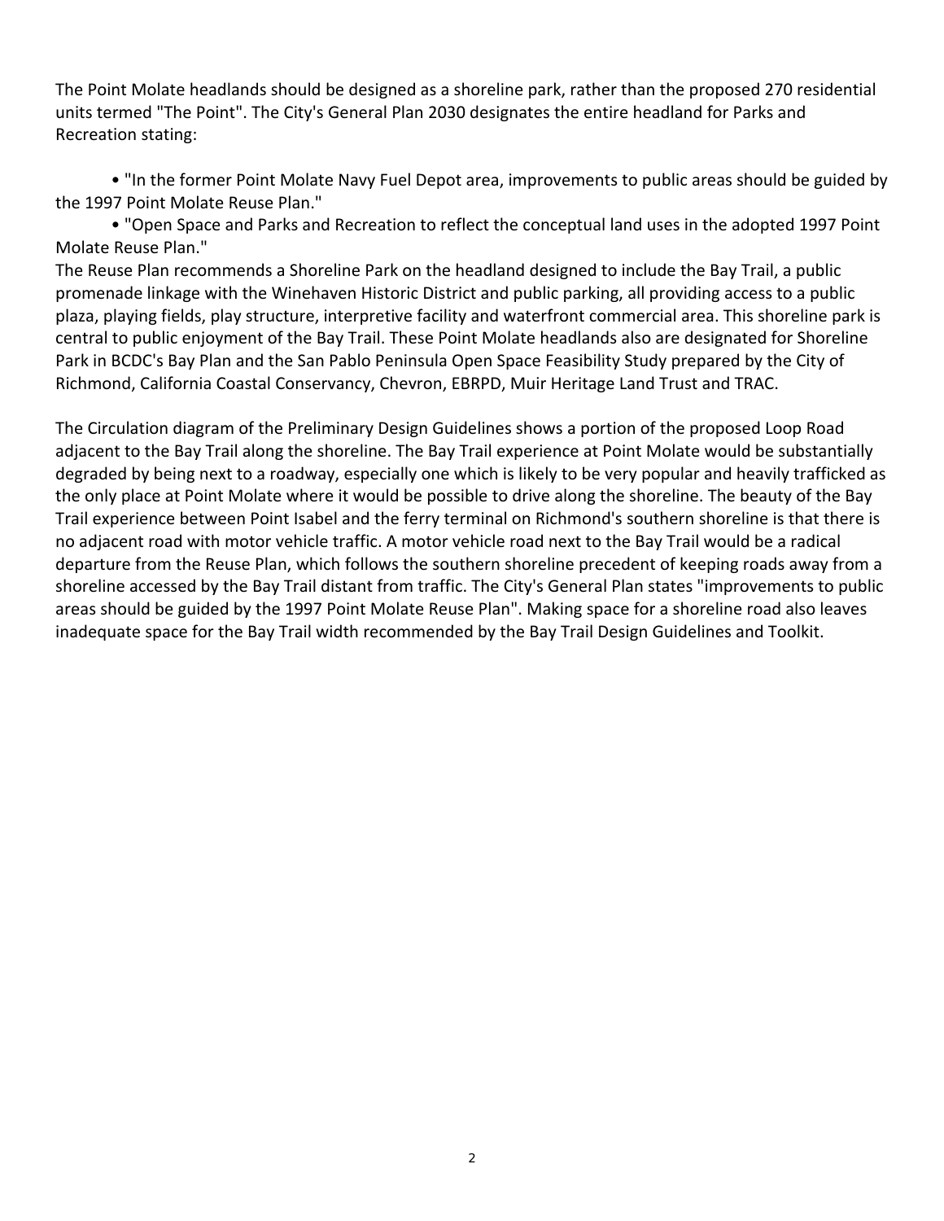The Point Molate headlands should be designed as a shoreline park, rather than the proposed 270 residential units termed "The Point". The City's General Plan 2030 designates the entire headland for Parks and Recreation stating:

- "In the former Point Molate Navy Fuel Depot area, improvements to public areas should be guided by the 1997 Point Molate Reuse Plan."
- "Open Space and Parks and Recreation to reflect the conceptual land uses in the adopted 1997 Point Molate Reuse Plan."

The Reuse Plan recommends a Shoreline Park on the headland designed to include the Bay Trail, a public promenade linkage with the Winehaven Historic District and public parking, all providing access to a public plaza, playing fields, play structure, interpretive facility and waterfront commercial area. This shoreline park is central to public enjoyment of the Bay Trail. These Point Molate headlands also are designated for Shoreline Park in BCDC's Bay Plan and the San Pablo Peninsula Open Space Feasibility Study prepared by the City of Richmond, California Coastal Conservancy, Chevron, EBRPD, Muir Heritage Land Trust and TRAC.

The Circulation diagram of the Preliminary Design Guidelines shows a portion of the proposed Loop Road adjacent to the Bay Trail along the shoreline. The Bay Trail experience at Point Molate would be substantially degraded by being next to a roadway, especially one which is likely to be very popular and heavily trafficked as the only place at Point Molate where it would be possible to drive along the shoreline. The beauty of the Bay Trail experience between Point Isabel and the ferry terminal on Richmond's southern shoreline is that there is no adjacent road with motor vehicle traffic. A motor vehicle road next to the Bay Trail would be a radical departure from the Reuse Plan, which follows the southern shoreline precedent of keeping roads away from a shoreline accessed by the Bay Trail distant from traffic. The City's General Plan states "improvements to public areas should be guided by the 1997 Point Molate Reuse Plan". Making space for a shoreline road also leaves inadequate space for the Bay Trail width recommended by the Bay Trail Design Guidelines and Toolkit.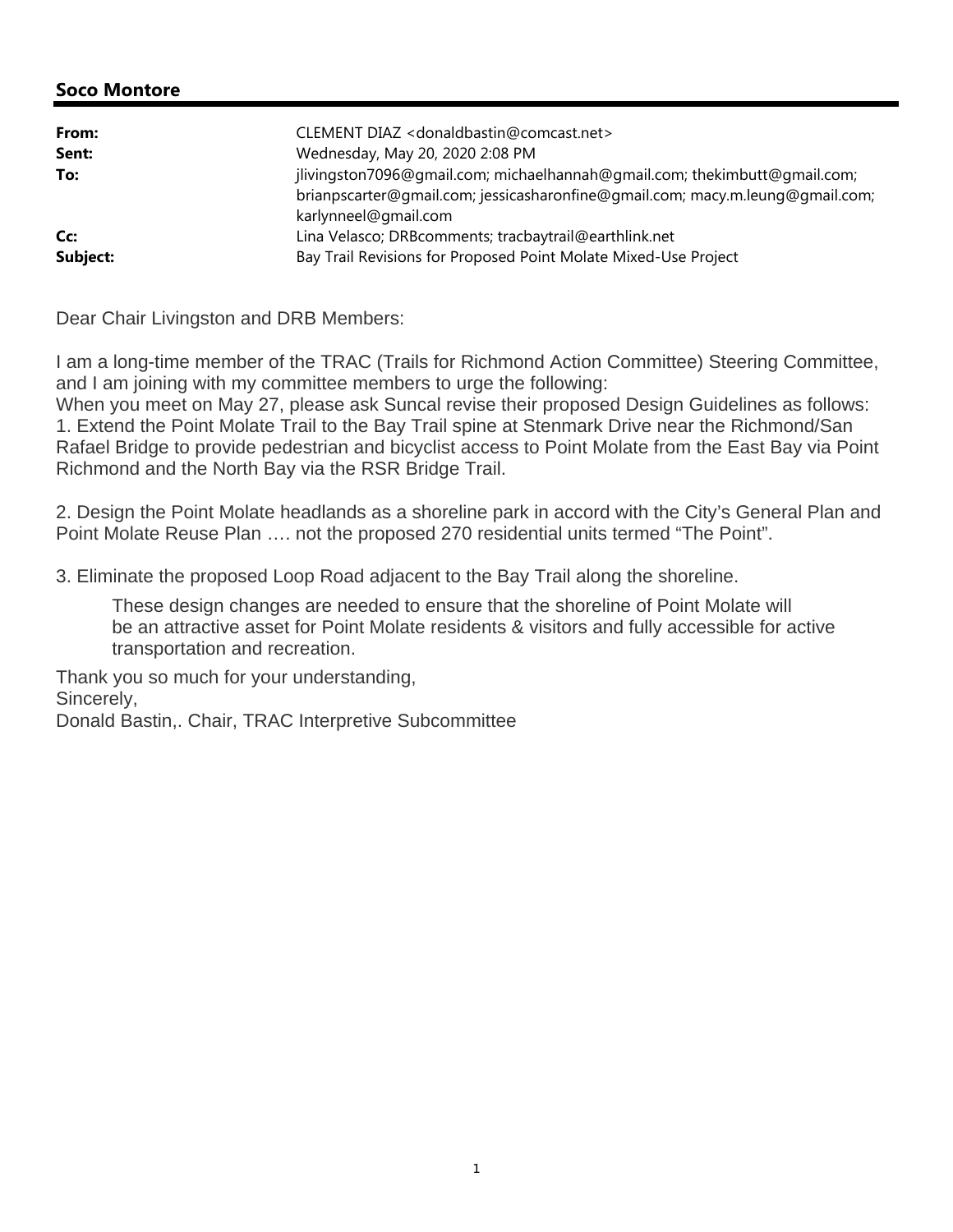## Soco Montore

| | |
|---|---|
| **From:** | CLEMENT DIAZ <donaldbastin@comcast.net> |
| **Sent:** | Wednesday, May 20, 2020 2:08 PM |
| **To:** | jlivingston7096@gmail.com; michaelhannah@gmail.com; thekimbutt@gmail.com; brianpscarter@gmail.com; jessicasharonfine@gmail.com; macy.m.leung@gmail.com; karlynneel@gmail.com |
| **Cc:** | Lina Velasco; DRBcomments; tracbaytrail@earthlink.net |
| **Subject:** | Bay Trail Revisions for Proposed Point Molate Mixed-Use Project |

Dear Chair Livingston and DRB Members:

I am a long-time member of the TRAC (Trails for Richmond Action Committee) Steering Committee, and I am joining with my committee members to urge the following:
When you meet on May 27, please ask Suncal revise their proposed Design Guidelines as follows:
1. Extend the Point Molate Trail to the Bay Trail spine at Stenmark Drive near the Richmond/San Rafael Bridge to provide pedestrian and bicyclist access to Point Molate from the East Bay via Point Richmond and the North Bay via the RSR Bridge Trail.

2. Design the Point Molate headlands as a shoreline park in accord with the City's General Plan and Point Molate Reuse Plan …. not the proposed 270 residential units termed "The Point".

3. Eliminate the proposed Loop Road adjacent to the Bay Trail along the shoreline.

> These design changes are needed to ensure that the shoreline of Point Molate will be an attractive asset for Point Molate residents & visitors and fully accessible for active transportation and recreation.

Thank you so much for your understanding,
Sincerely,
Donald Bastin,. Chair, TRAC Interpretive Subcommittee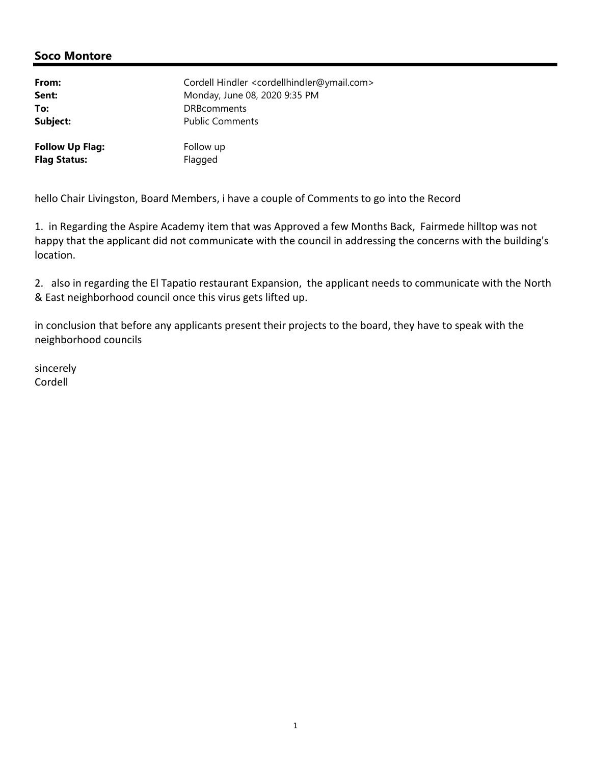## Soco Montore

| | |
|---|---|
| **From:** | Cordell Hindler <cordellhindler@ymail.com> |
| **Sent:** | Monday, June 08, 2020 9:35 PM |
| **To:** | DRBcomments |
| **Subject:** | Public Comments |
| | |
| **Follow Up Flag:** | Follow up |
| **Flag Status:** | Flagged |

hello Chair Livingston, Board Members, i have a couple of Comments to go into the Record

1. in Regarding the Aspire Academy item that was Approved a few Months Back, Fairmede hilltop was not happy that the applicant did not communicate with the council in addressing the concerns with the building's location.

2. also in regarding the El Tapatio restaurant Expansion, the applicant needs to communicate with the North & East neighborhood council once this virus gets lifted up.

in conclusion that before any applicants present their projects to the board, they have to speak with the neighborhood councils

sincerely
Cordell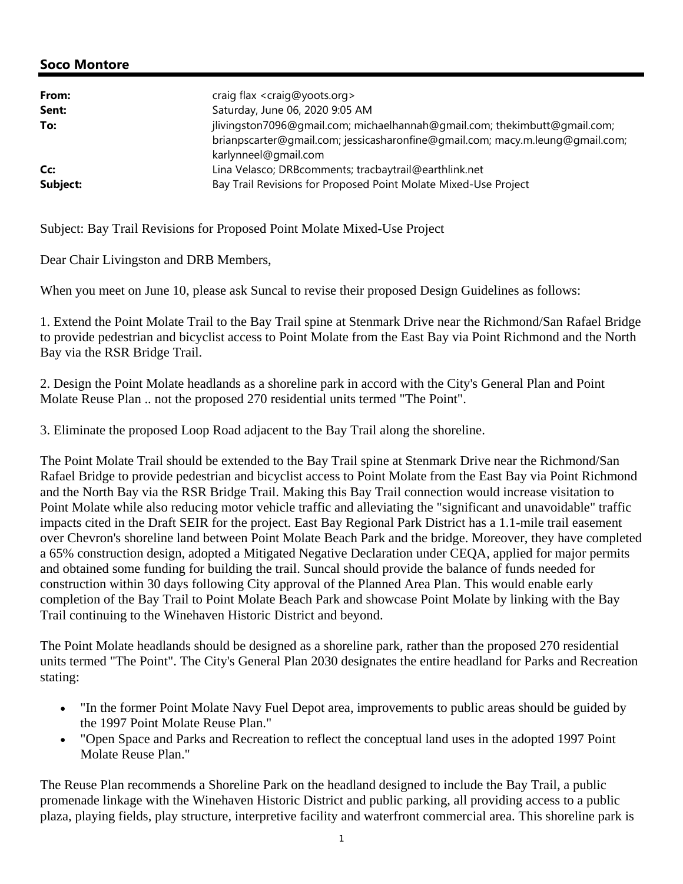## Soco Montore

| | |
|---|---|
| **From:** | craig flax <craig@yoots.org> |
| **Sent:** | Saturday, June 06, 2020 9:05 AM |
| **To:** | jlivingston7096@gmail.com; michaelhannah@gmail.com; thekimbutt@gmail.com; brianpscarter@gmail.com; jessicasharonfine@gmail.com; macy.m.leung@gmail.com; karlynneel@gmail.com |
| **Cc:** | Lina Velasco; DRBcomments; tracbaytrail@earthlink.net |
| **Subject:** | Bay Trail Revisions for Proposed Point Molate Mixed-Use Project |

Subject: Bay Trail Revisions for Proposed Point Molate Mixed-Use Project

Dear Chair Livingston and DRB Members,

When you meet on June 10, please ask Suncal to revise their proposed Design Guidelines as follows:

1. Extend the Point Molate Trail to the Bay Trail spine at Stenmark Drive near the Richmond/San Rafael Bridge to provide pedestrian and bicyclist access to Point Molate from the East Bay via Point Richmond and the North Bay via the RSR Bridge Trail.

2. Design the Point Molate headlands as a shoreline park in accord with the City's General Plan and Point Molate Reuse Plan .. not the proposed 270 residential units termed "The Point".

3. Eliminate the proposed Loop Road adjacent to the Bay Trail along the shoreline.

The Point Molate Trail should be extended to the Bay Trail spine at Stenmark Drive near the Richmond/San Rafael Bridge to provide pedestrian and bicyclist access to Point Molate from the East Bay via Point Richmond and the North Bay via the RSR Bridge Trail. Making this Bay Trail connection would increase visitation to Point Molate while also reducing motor vehicle traffic and alleviating the "significant and unavoidable" traffic impacts cited in the Draft SEIR for the project. East Bay Regional Park District has a 1.1-mile trail easement over Chevron's shoreline land between Point Molate Beach Park and the bridge. Moreover, they have completed a 65% construction design, adopted a Mitigated Negative Declaration under CEQA, applied for major permits and obtained some funding for building the trail. Suncal should provide the balance of funds needed for construction within 30 days following City approval of the Planned Area Plan. This would enable early completion of the Bay Trail to Point Molate Beach Park and showcase Point Molate by linking with the Bay Trail continuing to the Winehaven Historic District and beyond.

The Point Molate headlands should be designed as a shoreline park, rather than the proposed 270 residential units termed "The Point". The City's General Plan 2030 designates the entire headland for Parks and Recreation stating:

- "In the former Point Molate Navy Fuel Depot area, improvements to public areas should be guided by the 1997 Point Molate Reuse Plan."
- "Open Space and Parks and Recreation to reflect the conceptual land uses in the adopted 1997 Point Molate Reuse Plan."

The Reuse Plan recommends a Shoreline Park on the headland designed to include the Bay Trail, a public promenade linkage with the Winehaven Historic District and public parking, all providing access to a public plaza, playing fields, play structure, interpretive facility and waterfront commercial area. This shoreline park is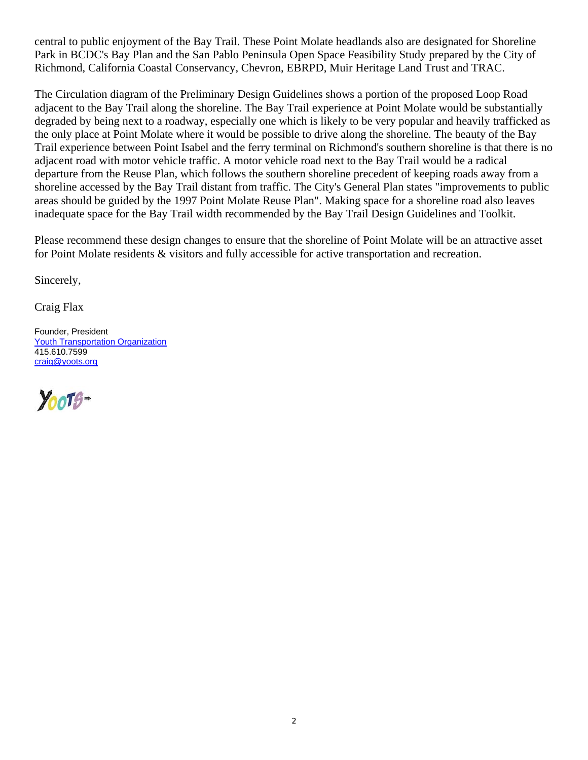central to public enjoyment of the Bay Trail. These Point Molate headlands also are designated for Shoreline Park in BCDC's Bay Plan and the San Pablo Peninsula Open Space Feasibility Study prepared by the City of Richmond, California Coastal Conservancy, Chevron, EBRPD, Muir Heritage Land Trust and TRAC.

The Circulation diagram of the Preliminary Design Guidelines shows a portion of the proposed Loop Road adjacent to the Bay Trail along the shoreline. The Bay Trail experience at Point Molate would be substantially degraded by being next to a roadway, especially one which is likely to be very popular and heavily trafficked as the only place at Point Molate where it would be possible to drive along the shoreline. The beauty of the Bay Trail experience between Point Isabel and the ferry terminal on Richmond's southern shoreline is that there is no adjacent road with motor vehicle traffic. A motor vehicle road next to the Bay Trail would be a radical departure from the Reuse Plan, which follows the southern shoreline precedent of keeping roads away from a shoreline accessed by the Bay Trail distant from traffic. The City's General Plan states "improvements to public areas should be guided by the 1997 Point Molate Reuse Plan". Making space for a shoreline road also leaves inadequate space for the Bay Trail width recommended by the Bay Trail Design Guidelines and Toolkit.

Please recommend these design changes to ensure that the shoreline of Point Molate will be an attractive asset for Point Molate residents & visitors and fully accessible for active transportation and recreation.

Sincerely,

Craig Flax

Founder, President
[Youth Transportation Organization](#)
415.610.7599
[craig@yoots.org](mailto:craig@yoots.org)

YOOTS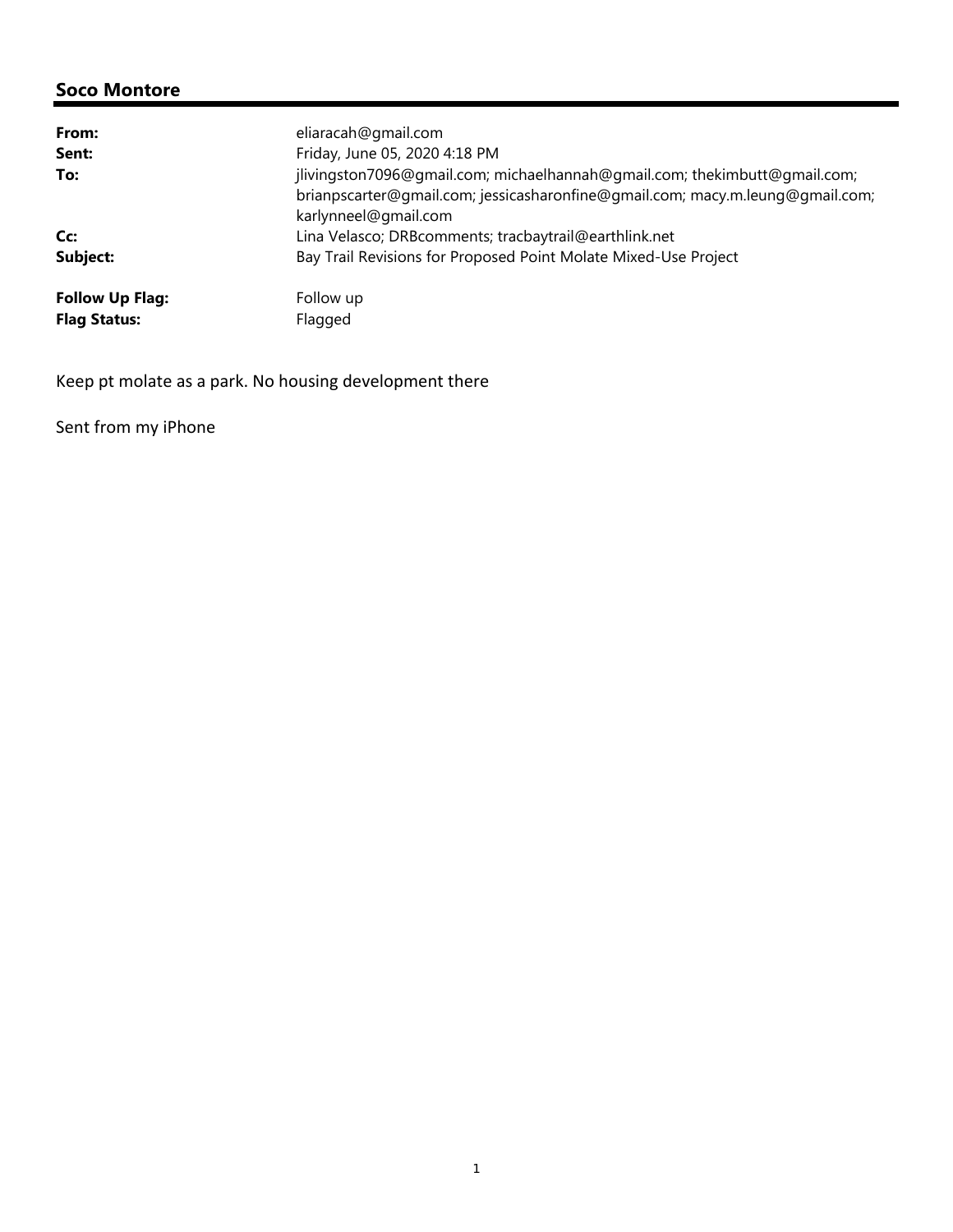## Soco Montore

| | |
|---|---|
| **From:** | eliaracah@gmail.com |
| **Sent:** | Friday, June 05, 2020 4:18 PM |
| **To:** | jlivingston7096@gmail.com; michaelhannah@gmail.com; thekimbutt@gmail.com; brianpscarter@gmail.com; jessicasharonfine@gmail.com; macy.m.leung@gmail.com; karlynneel@gmail.com |
| **Cc:** | Lina Velasco; DRBcomments; tracbaytrail@earthlink.net |
| **Subject:** | Bay Trail Revisions for Proposed Point Molate Mixed-Use Project |
| **Follow Up Flag:** | Follow up |
| **Flag Status:** | Flagged |

Keep pt molate as a park. No housing development there

Sent from my iPhone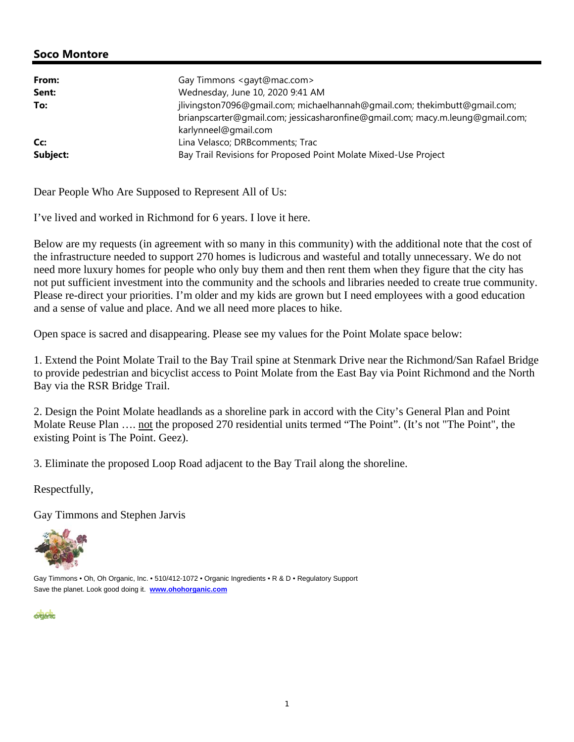## Soco Montore

| | |
|---|---|
| **From:** | Gay Timmons <gayt@mac.com> |
| **Sent:** | Wednesday, June 10, 2020 9:41 AM |
| **To:** | jlivingston7096@gmail.com; michaelhannah@gmail.com; thekimbutt@gmail.com; brianpscarter@gmail.com; jessicasharonfine@gmail.com; macy.m.leung@gmail.com; karlynneel@gmail.com |
| **Cc:** | Lina Velasco; DRBcomments; Trac |
| **Subject:** | Bay Trail Revisions for Proposed Point Molate Mixed-Use Project |

Dear People Who Are Supposed to Represent All of Us:

I've lived and worked in Richmond for 6 years. I love it here.

Below are my requests (in agreement with so many in this community) with the additional note that the cost of the infrastructure needed to support 270 homes is ludicrous and wasteful and totally unnecessary. We do not need more luxury homes for people who only buy them and then rent them when they figure that the city has not put sufficient investment into the community and the schools and libraries needed to create true community. Please re-direct your priorities. I'm older and my kids are grown but I need employees with a good education and a sense of value and place. And we all need more places to hike.

Open space is sacred and disappearing. Please see my values for the Point Molate space below:

1. Extend the Point Molate Trail to the Bay Trail spine at Stenmark Drive near the Richmond/San Rafael Bridge to provide pedestrian and bicyclist access to Point Molate from the East Bay via Point Richmond and the North Bay via the RSR Bridge Trail.

2. Design the Point Molate headlands as a shoreline park in accord with the City's General Plan and Point Molate Reuse Plan …. <u>not</u> the proposed 270 residential units termed "The Point". (It's not "The Point", the existing Point is The Point. Geez).

3. Eliminate the proposed Loop Road adjacent to the Bay Trail along the shoreline.

Respectfully,

Gay Timmons and Stephen Jarvis

Gay Timmons • Oh, Oh Organic, Inc. • 510/412-1072 • Organic Ingredients • R & D • Regulatory Support
Save the planet. Look good doing it. **www.ohohorganic.com**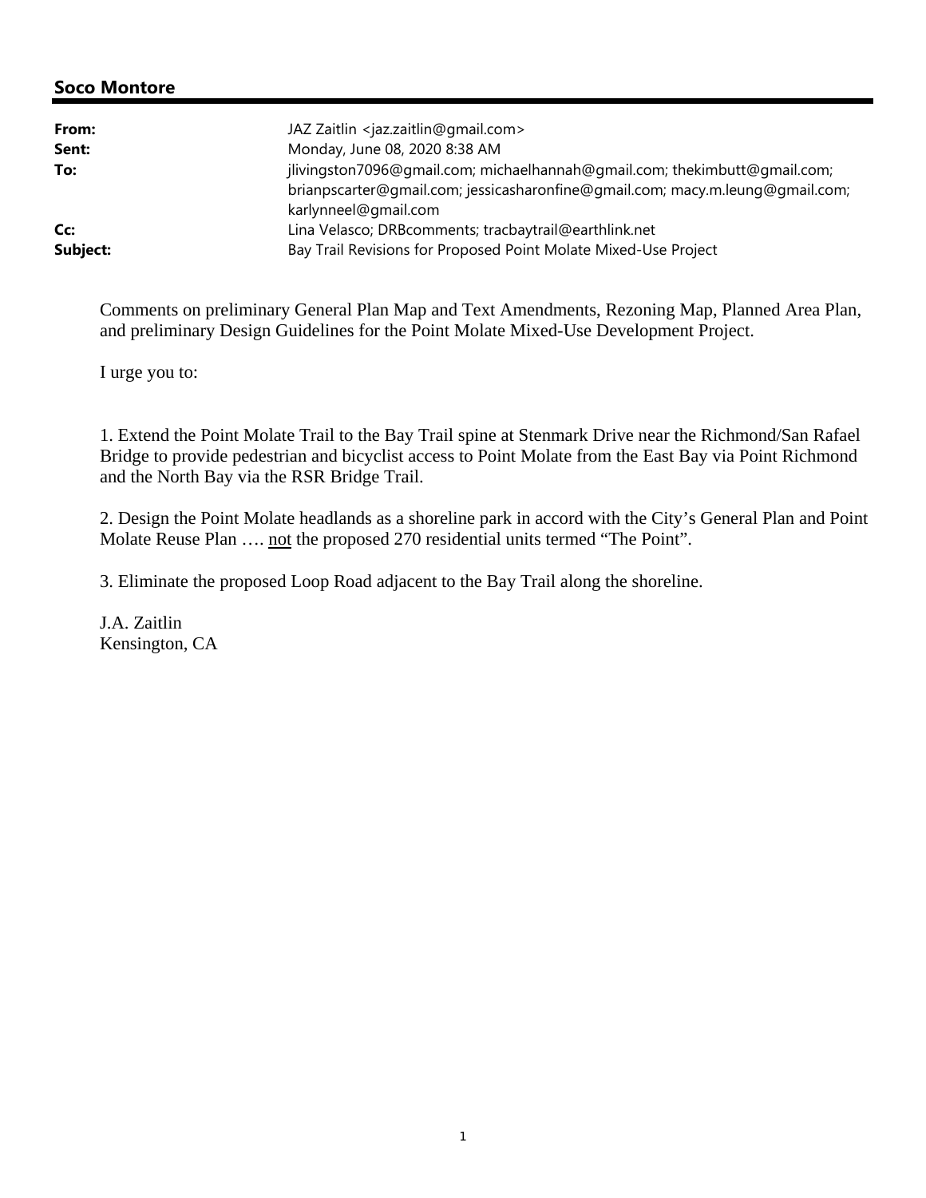**Soco Montore**

| | |
|---|---|
| **From:** | JAZ Zaitlin <jaz.zaitlin@gmail.com> |
| **Sent:** | Monday, June 08, 2020 8:38 AM |
| **To:** | jlivingston7096@gmail.com; michaelhannah@gmail.com; thekimbutt@gmail.com; brianpscarter@gmail.com; jessicasharonfine@gmail.com; macy.m.leung@gmail.com; karlynneel@gmail.com |
| **Cc:** | Lina Velasco; DRBcomments; tracbaytrail@earthlink.net |
| **Subject:** | Bay Trail Revisions for Proposed Point Molate Mixed-Use Project |

Comments on preliminary General Plan Map and Text Amendments, Rezoning Map, Planned Area Plan, and preliminary Design Guidelines for the Point Molate Mixed-Use Development Project.

I urge you to:

1. Extend the Point Molate Trail to the Bay Trail spine at Stenmark Drive near the Richmond/San Rafael Bridge to provide pedestrian and bicyclist access to Point Molate from the East Bay via Point Richmond and the North Bay via the RSR Bridge Trail.

2. Design the Point Molate headlands as a shoreline park in accord with the City's General Plan and Point Molate Reuse Plan …. <u>not</u> the proposed 270 residential units termed "The Point".

3. Eliminate the proposed Loop Road adjacent to the Bay Trail along the shoreline.

J.A. Zaitlin
Kensington, CA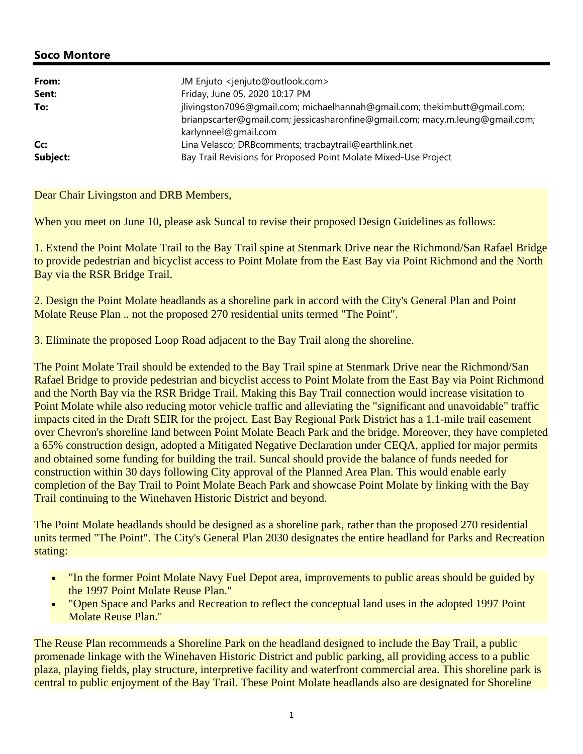**Soco Montore**

| | |
|---|---|
| **From:** | JM Enjuto <jenjuto@outlook.com> |
| **Sent:** | Friday, June 05, 2020 10:17 PM |
| **To:** | jlivingston7096@gmail.com; michaelhannah@gmail.com; thekimbutt@gmail.com; brianpscarter@gmail.com; jessicasharonfine@gmail.com; macy.m.leung@gmail.com; karlynneel@gmail.com |
| **Cc:** | Lina Velasco; DRBcomments; tracbaytrail@earthlink.net |
| **Subject:** | Bay Trail Revisions for Proposed Point Molate Mixed-Use Project |

Dear Chair Livingston and DRB Members,

When you meet on June 10, please ask Suncal to revise their proposed Design Guidelines as follows:

1. Extend the Point Molate Trail to the Bay Trail spine at Stenmark Drive near the Richmond/San Rafael Bridge to provide pedestrian and bicyclist access to Point Molate from the East Bay via Point Richmond and the North Bay via the RSR Bridge Trail.

2. Design the Point Molate headlands as a shoreline park in accord with the City's General Plan and Point Molate Reuse Plan .. not the proposed 270 residential units termed "The Point".

3. Eliminate the proposed Loop Road adjacent to the Bay Trail along the shoreline.

The Point Molate Trail should be extended to the Bay Trail spine at Stenmark Drive near the Richmond/San Rafael Bridge to provide pedestrian and bicyclist access to Point Molate from the East Bay via Point Richmond and the North Bay via the RSR Bridge Trail. Making this Bay Trail connection would increase visitation to Point Molate while also reducing motor vehicle traffic and alleviating the "significant and unavoidable" traffic impacts cited in the Draft SEIR for the project. East Bay Regional Park District has a 1.1-mile trail easement over Chevron's shoreline land between Point Molate Beach Park and the bridge. Moreover, they have completed a 65% construction design, adopted a Mitigated Negative Declaration under CEQA, applied for major permits and obtained some funding for building the trail. Suncal should provide the balance of funds needed for construction within 30 days following City approval of the Planned Area Plan. This would enable early completion of the Bay Trail to Point Molate Beach Park and showcase Point Molate by linking with the Bay Trail continuing to the Winehaven Historic District and beyond.

The Point Molate headlands should be designed as a shoreline park, rather than the proposed 270 residential units termed "The Point". The City's General Plan 2030 designates the entire headland for Parks and Recreation stating:

- "In the former Point Molate Navy Fuel Depot area, improvements to public areas should be guided by the 1997 Point Molate Reuse Plan."
- "Open Space and Parks and Recreation to reflect the conceptual land uses in the adopted 1997 Point Molate Reuse Plan."

The Reuse Plan recommends a Shoreline Park on the headland designed to include the Bay Trail, a public promenade linkage with the Winehaven Historic District and public parking, all providing access to a public plaza, playing fields, play structure, interpretive facility and waterfront commercial area. This shoreline park is central to public enjoyment of the Bay Trail. These Point Molate headlands also are designated for Shoreline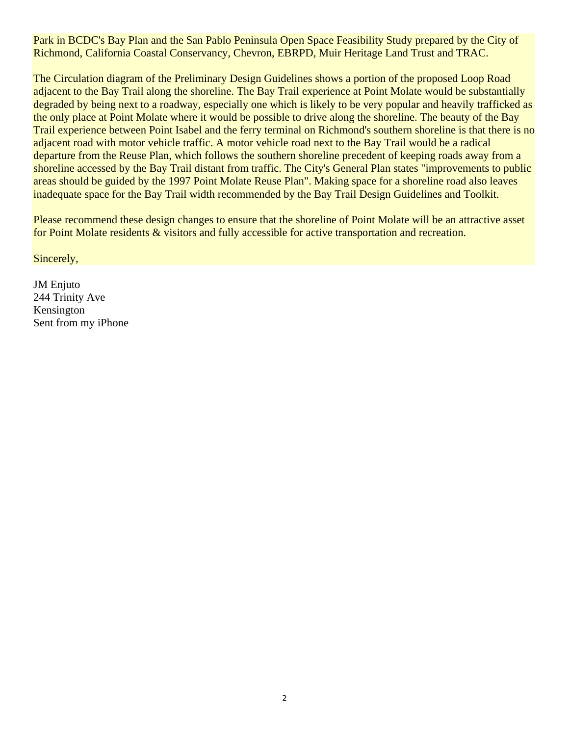Park in BCDC's Bay Plan and the San Pablo Peninsula Open Space Feasibility Study prepared by the City of Richmond, California Coastal Conservancy, Chevron, EBRPD, Muir Heritage Land Trust and TRAC.

The Circulation diagram of the Preliminary Design Guidelines shows a portion of the proposed Loop Road adjacent to the Bay Trail along the shoreline. The Bay Trail experience at Point Molate would be substantially degraded by being next to a roadway, especially one which is likely to be very popular and heavily trafficked as the only place at Point Molate where it would be possible to drive along the shoreline. The beauty of the Bay Trail experience between Point Isabel and the ferry terminal on Richmond's southern shoreline is that there is no adjacent road with motor vehicle traffic. A motor vehicle road next to the Bay Trail would be a radical departure from the Reuse Plan, which follows the southern shoreline precedent of keeping roads away from a shoreline accessed by the Bay Trail distant from traffic. The City's General Plan states "improvements to public areas should be guided by the 1997 Point Molate Reuse Plan". Making space for a shoreline road also leaves inadequate space for the Bay Trail width recommended by the Bay Trail Design Guidelines and Toolkit.

Please recommend these design changes to ensure that the shoreline of Point Molate will be an attractive asset for Point Molate residents & visitors and fully accessible for active transportation and recreation.

Sincerely,

JM Enjuto
244 Trinity Ave
Kensington
Sent from my iPhone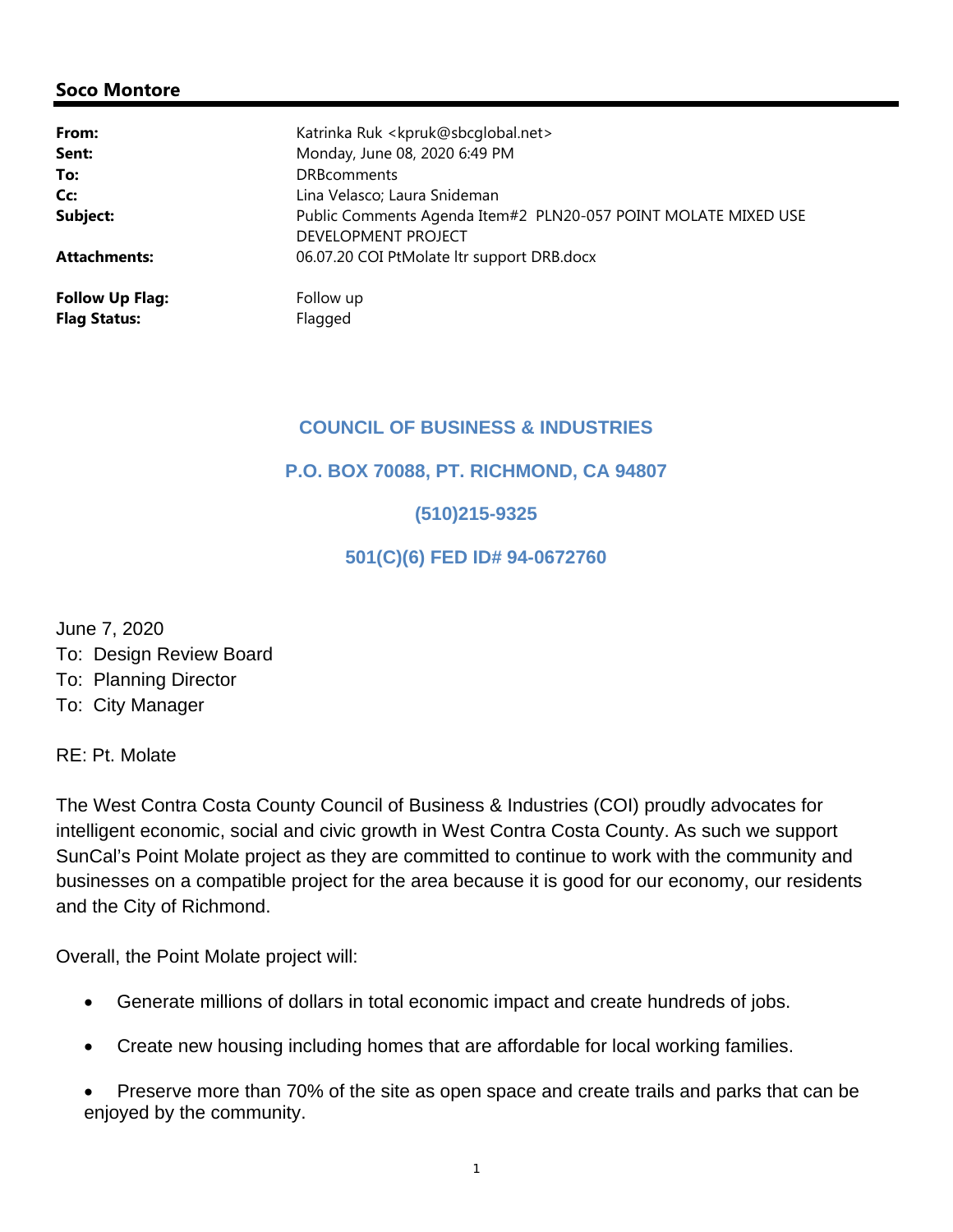## Soco Montore

| | |
|---|---|
| **From:** | Katrinka Ruk <kpruk@sbcglobal.net> |
| **Sent:** | Monday, June 08, 2020 6:49 PM |
| **To:** | DRBcomments |
| **Cc:** | Lina Velasco; Laura Snideman |
| **Subject:** | Public Comments Agenda Item#2 PLN20-057 POINT MOLATE MIXED USE DEVELOPMENT PROJECT |
| **Attachments:** | 06.07.20 COI PtMolate ltr support DRB.docx |
| **Follow Up Flag:** | Follow up |
| **Flag Status:** | Flagged |

**COUNCIL OF BUSINESS & INDUSTRIES**

**P.O. BOX 70088, PT. RICHMOND, CA 94807**

**(510)215-9325**

**501(C)(6) FED ID# 94-0672760**

June 7, 2020
To: Design Review Board
To: Planning Director
To: City Manager

RE: Pt. Molate

The West Contra Costa County Council of Business & Industries (COI) proudly advocates for intelligent economic, social and civic growth in West Contra Costa County. As such we support SunCal's Point Molate project as they are committed to continue to work with the community and businesses on a compatible project for the area because it is good for our economy, our residents and the City of Richmond.

Overall, the Point Molate project will:

- Generate millions of dollars in total economic impact and create hundreds of jobs.
- Create new housing including homes that are affordable for local working families.
- Preserve more than 70% of the site as open space and create trails and parks that can be enjoyed by the community.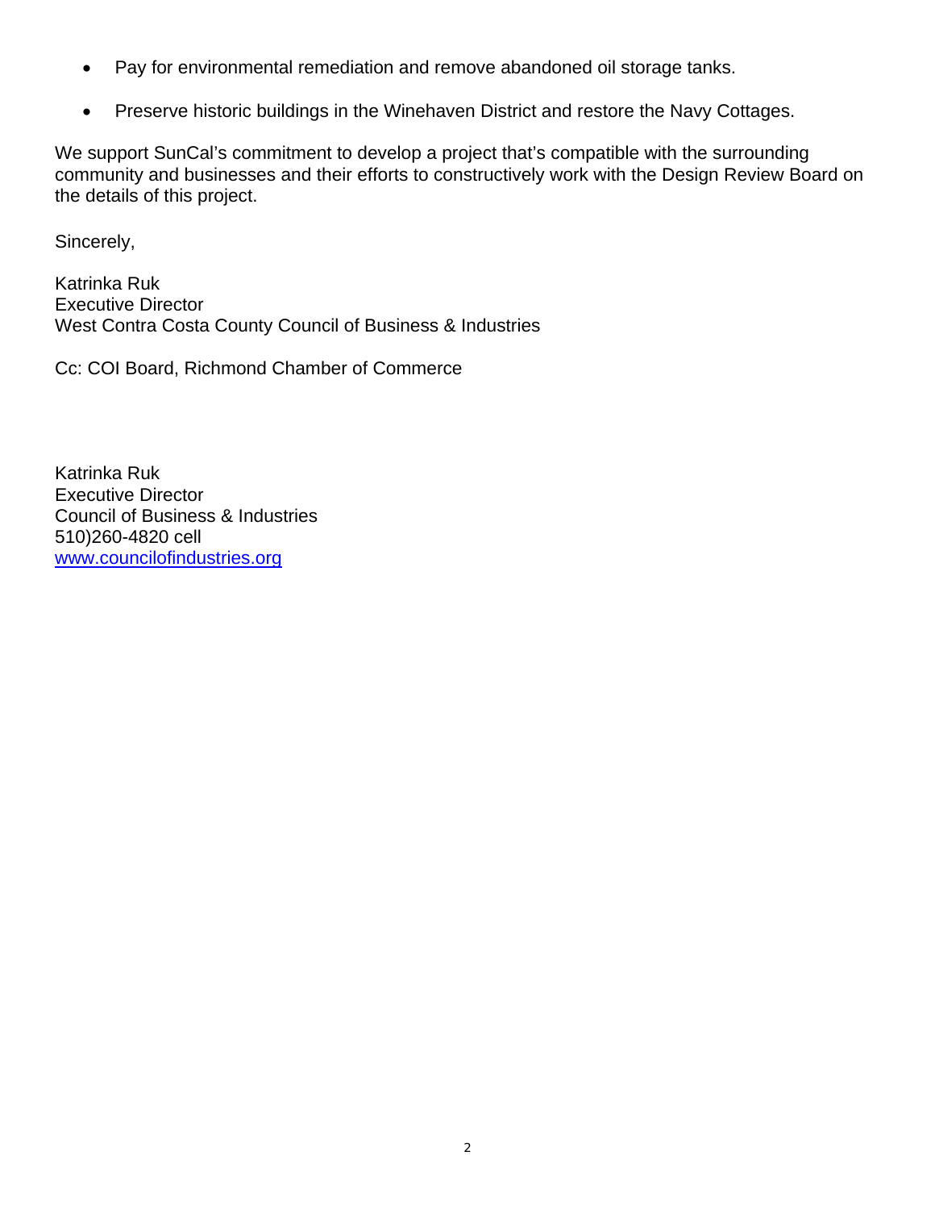- Pay for environmental remediation and remove abandoned oil storage tanks.
- Preserve historic buildings in the Winehaven District and restore the Navy Cottages.

We support SunCal's commitment to develop a project that's compatible with the surrounding community and businesses and their efforts to constructively work with the Design Review Board on the details of this project.

Sincerely,

Katrinka Ruk
Executive Director
West Contra Costa County Council of Business & Industries

Cc: COI Board, Richmond Chamber of Commerce

Katrinka Ruk
Executive Director
Council of Business & Industries
510)260-4820 cell
[www.councilofindustries.org](http://www.councilofindustries.org)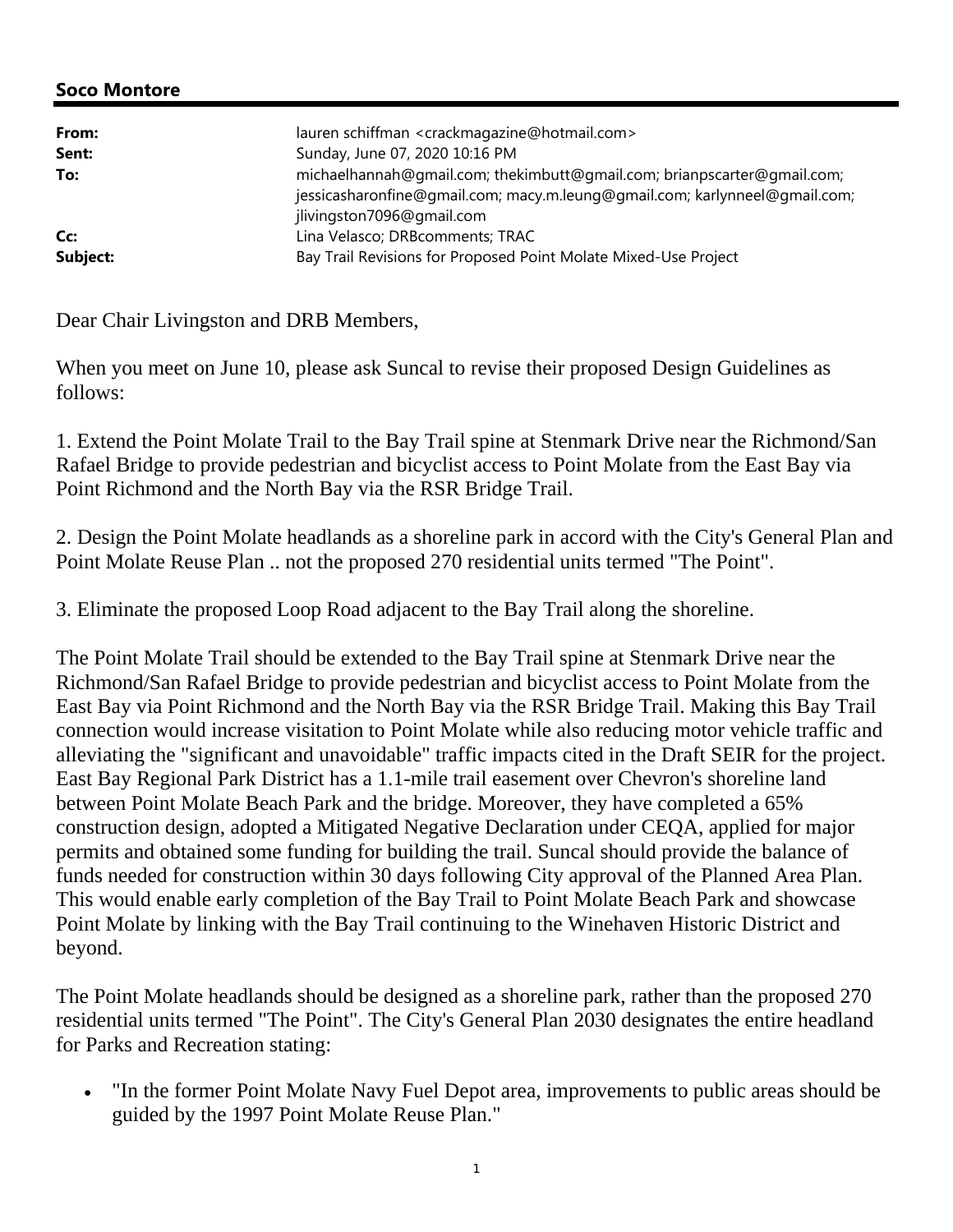**Soco Montore**

| | |
|---|---|
| **From:** | lauren schiffman <crackmagazine@hotmail.com> |
| **Sent:** | Sunday, June 07, 2020 10:16 PM |
| **To:** | michaelhannah@gmail.com; thekimbutt@gmail.com; brianpscarter@gmail.com; jessicasharonfine@gmail.com; macy.m.leung@gmail.com; karlynneel@gmail.com; jlivingston7096@gmail.com |
| **Cc:** | Lina Velasco; DRBcomments; TRAC |
| **Subject:** | Bay Trail Revisions for Proposed Point Molate Mixed-Use Project |

Dear Chair Livingston and DRB Members,

When you meet on June 10, please ask Suncal to revise their proposed Design Guidelines as follows:

1. Extend the Point Molate Trail to the Bay Trail spine at Stenmark Drive near the Richmond/San Rafael Bridge to provide pedestrian and bicyclist access to Point Molate from the East Bay via Point Richmond and the North Bay via the RSR Bridge Trail.

2. Design the Point Molate headlands as a shoreline park in accord with the City's General Plan and Point Molate Reuse Plan .. not the proposed 270 residential units termed "The Point".

3. Eliminate the proposed Loop Road adjacent to the Bay Trail along the shoreline.

The Point Molate Trail should be extended to the Bay Trail spine at Stenmark Drive near the Richmond/San Rafael Bridge to provide pedestrian and bicyclist access to Point Molate from the East Bay via Point Richmond and the North Bay via the RSR Bridge Trail. Making this Bay Trail connection would increase visitation to Point Molate while also reducing motor vehicle traffic and alleviating the "significant and unavoidable" traffic impacts cited in the Draft SEIR for the project. East Bay Regional Park District has a 1.1-mile trail easement over Chevron's shoreline land between Point Molate Beach Park and the bridge. Moreover, they have completed a 65% construction design, adopted a Mitigated Negative Declaration under CEQA, applied for major permits and obtained some funding for building the trail. Suncal should provide the balance of funds needed for construction within 30 days following City approval of the Planned Area Plan. This would enable early completion of the Bay Trail to Point Molate Beach Park and showcase Point Molate by linking with the Bay Trail continuing to the Winehaven Historic District and beyond.

The Point Molate headlands should be designed as a shoreline park, rather than the proposed 270 residential units termed "The Point". The City's General Plan 2030 designates the entire headland for Parks and Recreation stating:

- "In the former Point Molate Navy Fuel Depot area, improvements to public areas should be guided by the 1997 Point Molate Reuse Plan."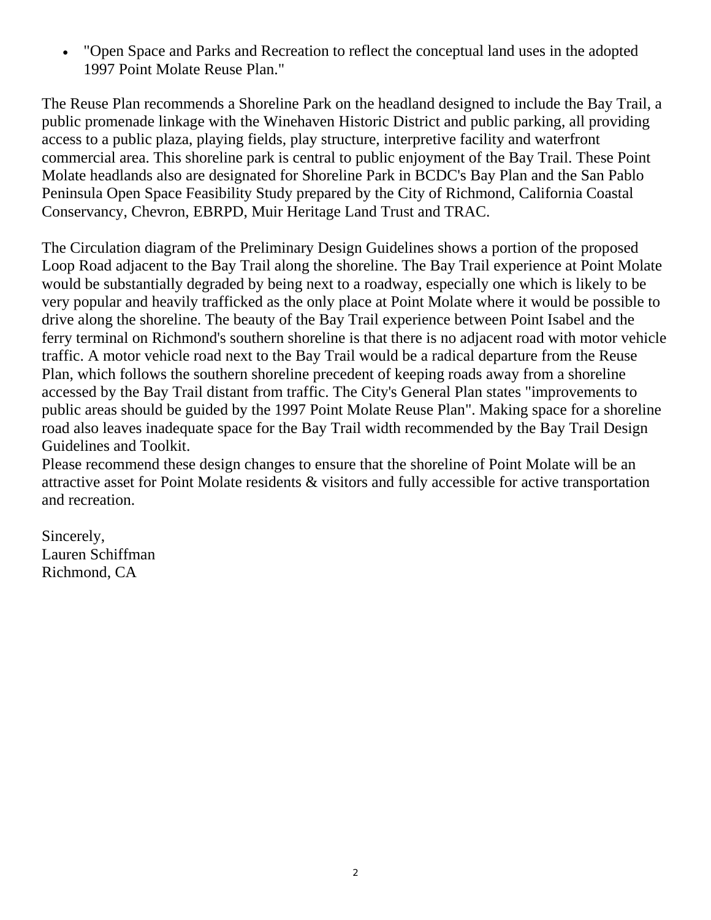- "Open Space and Parks and Recreation to reflect the conceptual land uses in the adopted 1997 Point Molate Reuse Plan."

The Reuse Plan recommends a Shoreline Park on the headland designed to include the Bay Trail, a public promenade linkage with the Winehaven Historic District and public parking, all providing access to a public plaza, playing fields, play structure, interpretive facility and waterfront commercial area. This shoreline park is central to public enjoyment of the Bay Trail. These Point Molate headlands also are designated for Shoreline Park in BCDC's Bay Plan and the San Pablo Peninsula Open Space Feasibility Study prepared by the City of Richmond, California Coastal Conservancy, Chevron, EBRPD, Muir Heritage Land Trust and TRAC.

The Circulation diagram of the Preliminary Design Guidelines shows a portion of the proposed Loop Road adjacent to the Bay Trail along the shoreline. The Bay Trail experience at Point Molate would be substantially degraded by being next to a roadway, especially one which is likely to be very popular and heavily trafficked as the only place at Point Molate where it would be possible to drive along the shoreline. The beauty of the Bay Trail experience between Point Isabel and the ferry terminal on Richmond's southern shoreline is that there is no adjacent road with motor vehicle traffic. A motor vehicle road next to the Bay Trail would be a radical departure from the Reuse Plan, which follows the southern shoreline precedent of keeping roads away from a shoreline accessed by the Bay Trail distant from traffic. The City's General Plan states "improvements to public areas should be guided by the 1997 Point Molate Reuse Plan". Making space for a shoreline road also leaves inadequate space for the Bay Trail width recommended by the Bay Trail Design Guidelines and Toolkit.
Please recommend these design changes to ensure that the shoreline of Point Molate will be an attractive asset for Point Molate residents & visitors and fully accessible for active transportation and recreation.

Sincerely,
Lauren Schiffman
Richmond, CA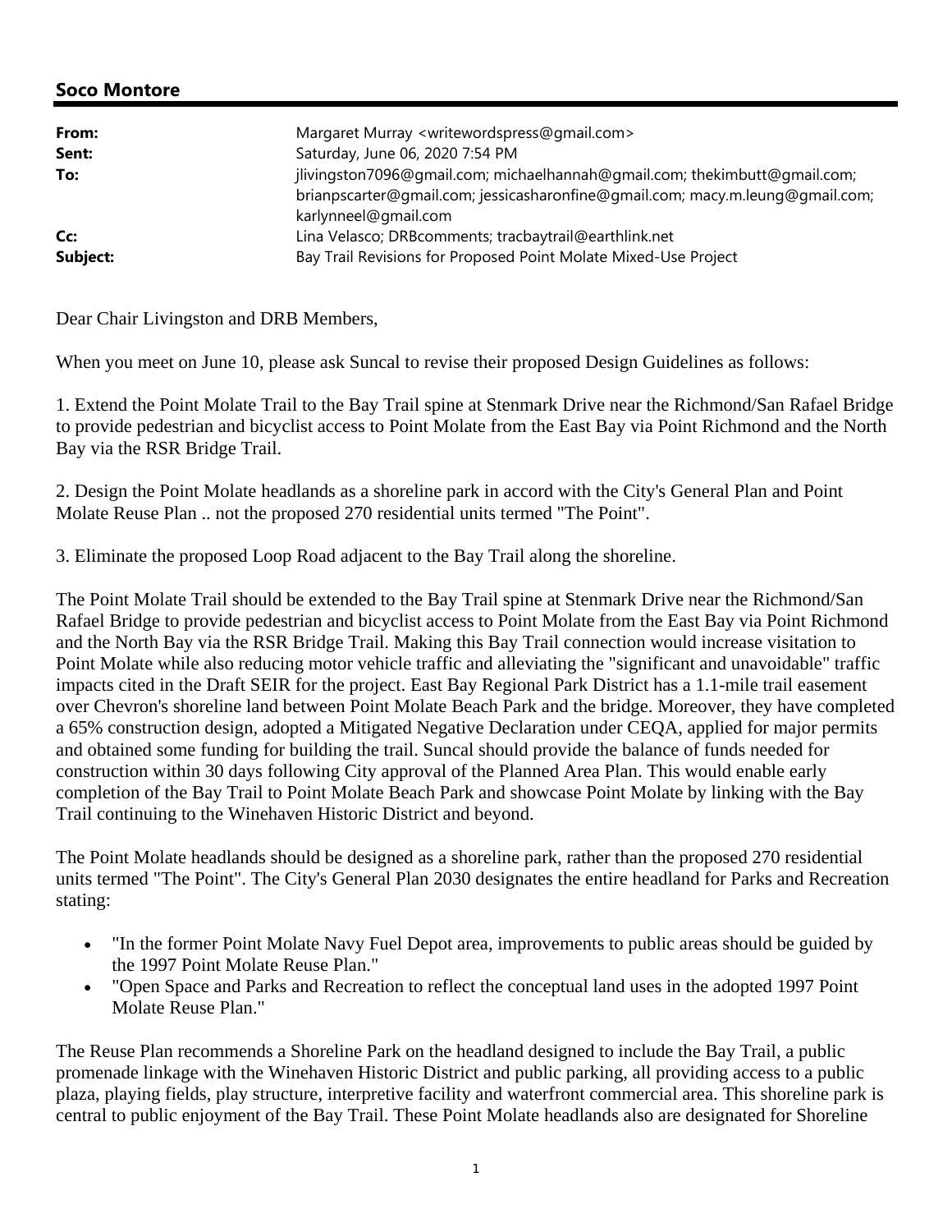**Soco Montore**

| | |
|---|---|
| **From:** | Margaret Murray <writewordspress@gmail.com> |
| **Sent:** | Saturday, June 06, 2020 7:54 PM |
| **To:** | jlivingston7096@gmail.com; michaelhannah@gmail.com; thekimbutt@gmail.com; brianpscarter@gmail.com; jessicasharonfine@gmail.com; macy.m.leung@gmail.com; karlynneel@gmail.com |
| **Cc:** | Lina Velasco; DRBcomments; tracbaytrail@earthlink.net |
| **Subject:** | Bay Trail Revisions for Proposed Point Molate Mixed-Use Project |

Dear Chair Livingston and DRB Members,

When you meet on June 10, please ask Suncal to revise their proposed Design Guidelines as follows:

1. Extend the Point Molate Trail to the Bay Trail spine at Stenmark Drive near the Richmond/San Rafael Bridge to provide pedestrian and bicyclist access to Point Molate from the East Bay via Point Richmond and the North Bay via the RSR Bridge Trail.

2. Design the Point Molate headlands as a shoreline park in accord with the City's General Plan and Point Molate Reuse Plan .. not the proposed 270 residential units termed "The Point".

3. Eliminate the proposed Loop Road adjacent to the Bay Trail along the shoreline.

The Point Molate Trail should be extended to the Bay Trail spine at Stenmark Drive near the Richmond/San Rafael Bridge to provide pedestrian and bicyclist access to Point Molate from the East Bay via Point Richmond and the North Bay via the RSR Bridge Trail. Making this Bay Trail connection would increase visitation to Point Molate while also reducing motor vehicle traffic and alleviating the "significant and unavoidable" traffic impacts cited in the Draft SEIR for the project. East Bay Regional Park District has a 1.1-mile trail easement over Chevron's shoreline land between Point Molate Beach Park and the bridge. Moreover, they have completed a 65% construction design, adopted a Mitigated Negative Declaration under CEQA, applied for major permits and obtained some funding for building the trail. Suncal should provide the balance of funds needed for construction within 30 days following City approval of the Planned Area Plan. This would enable early completion of the Bay Trail to Point Molate Beach Park and showcase Point Molate by linking with the Bay Trail continuing to the Winehaven Historic District and beyond.

The Point Molate headlands should be designed as a shoreline park, rather than the proposed 270 residential units termed "The Point". The City's General Plan 2030 designates the entire headland for Parks and Recreation stating:

- "In the former Point Molate Navy Fuel Depot area, improvements to public areas should be guided by the 1997 Point Molate Reuse Plan."
- "Open Space and Parks and Recreation to reflect the conceptual land uses in the adopted 1997 Point Molate Reuse Plan."

The Reuse Plan recommends a Shoreline Park on the headland designed to include the Bay Trail, a public promenade linkage with the Winehaven Historic District and public parking, all providing access to a public plaza, playing fields, play structure, interpretive facility and waterfront commercial area. This shoreline park is central to public enjoyment of the Bay Trail. These Point Molate headlands also are designated for Shoreline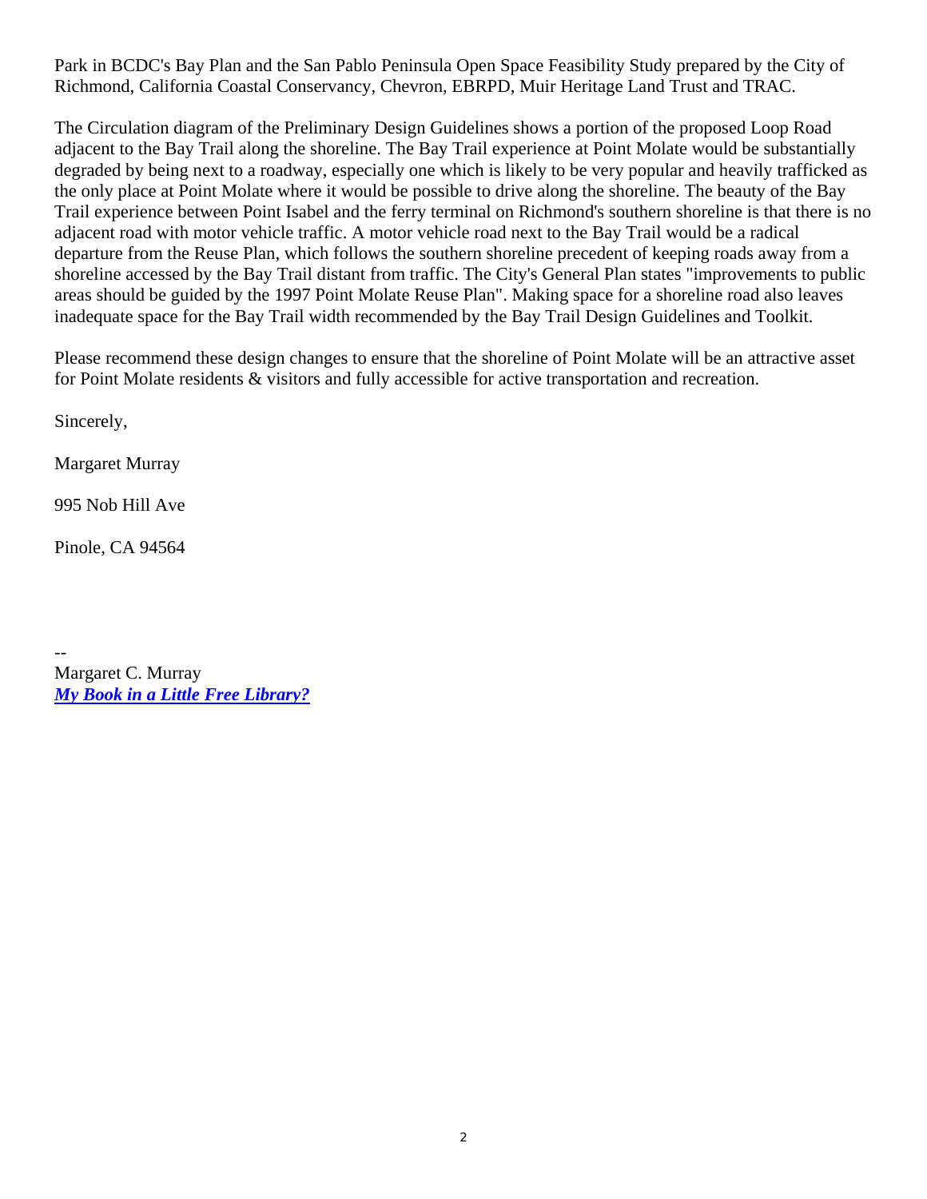Park in BCDC's Bay Plan and the San Pablo Peninsula Open Space Feasibility Study prepared by the City of Richmond, California Coastal Conservancy, Chevron, EBRPD, Muir Heritage Land Trust and TRAC.

The Circulation diagram of the Preliminary Design Guidelines shows a portion of the proposed Loop Road adjacent to the Bay Trail along the shoreline. The Bay Trail experience at Point Molate would be substantially degraded by being next to a roadway, especially one which is likely to be very popular and heavily trafficked as the only place at Point Molate where it would be possible to drive along the shoreline. The beauty of the Bay Trail experience between Point Isabel and the ferry terminal on Richmond's southern shoreline is that there is no adjacent road with motor vehicle traffic. A motor vehicle road next to the Bay Trail would be a radical departure from the Reuse Plan, which follows the southern shoreline precedent of keeping roads away from a shoreline accessed by the Bay Trail distant from traffic. The City's General Plan states "improvements to public areas should be guided by the 1997 Point Molate Reuse Plan". Making space for a shoreline road also leaves inadequate space for the Bay Trail width recommended by the Bay Trail Design Guidelines and Toolkit.

Please recommend these design changes to ensure that the shoreline of Point Molate will be an attractive asset for Point Molate residents & visitors and fully accessible for active transportation and recreation.

Sincerely,

Margaret Murray

995 Nob Hill Ave

Pinole, CA 94564

--
Margaret C. Murray
***My Book in a Little Free Library?***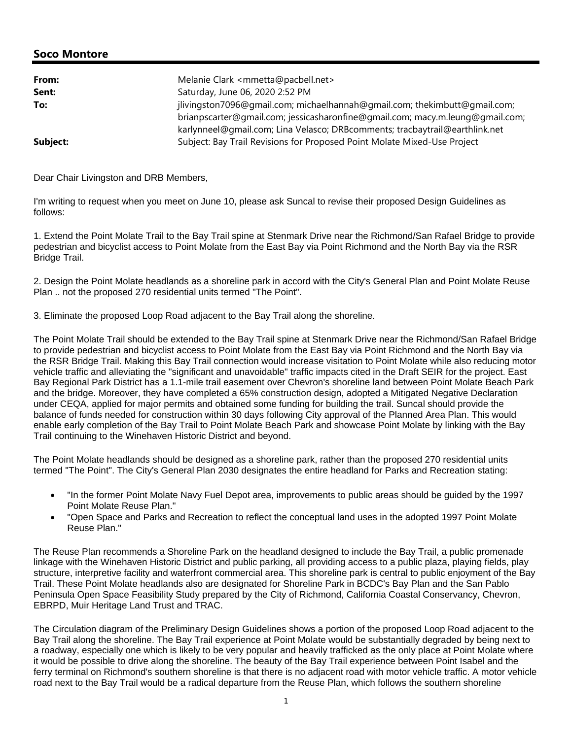## Soco Montore

| | |
|---|---|
| **From:** | Melanie Clark <mmetta@pacbell.net> |
| **Sent:** | Saturday, June 06, 2020 2:52 PM |
| **To:** | jlivingston7096@gmail.com; michaelhannah@gmail.com; thekimbutt@gmail.com; brianpscarter@gmail.com; jessicasharonfine@gmail.com; macy.m.leung@gmail.com; karlynneel@gmail.com; Lina Velasco; DRBcomments; tracbaytrail@earthlink.net |
| **Subject:** | Subject: Bay Trail Revisions for Proposed Point Molate Mixed-Use Project |

Dear Chair Livingston and DRB Members,

I'm writing to request when you meet on June 10, please ask Suncal to revise their proposed Design Guidelines as follows:

1. Extend the Point Molate Trail to the Bay Trail spine at Stenmark Drive near the Richmond/San Rafael Bridge to provide pedestrian and bicyclist access to Point Molate from the East Bay via Point Richmond and the North Bay via the RSR Bridge Trail.

2. Design the Point Molate headlands as a shoreline park in accord with the City's General Plan and Point Molate Reuse Plan .. not the proposed 270 residential units termed "The Point".

3. Eliminate the proposed Loop Road adjacent to the Bay Trail along the shoreline.

The Point Molate Trail should be extended to the Bay Trail spine at Stenmark Drive near the Richmond/San Rafael Bridge to provide pedestrian and bicyclist access to Point Molate from the East Bay via Point Richmond and the North Bay via the RSR Bridge Trail. Making this Bay Trail connection would increase visitation to Point Molate while also reducing motor vehicle traffic and alleviating the "significant and unavoidable" traffic impacts cited in the Draft SEIR for the project. East Bay Regional Park District has a 1.1-mile trail easement over Chevron's shoreline land between Point Molate Beach Park and the bridge. Moreover, they have completed a 65% construction design, adopted a Mitigated Negative Declaration under CEQA, applied for major permits and obtained some funding for building the trail. Suncal should provide the balance of funds needed for construction within 30 days following City approval of the Planned Area Plan. This would enable early completion of the Bay Trail to Point Molate Beach Park and showcase Point Molate by linking with the Bay Trail continuing to the Winehaven Historic District and beyond.

The Point Molate headlands should be designed as a shoreline park, rather than the proposed 270 residential units termed "The Point". The City's General Plan 2030 designates the entire headland for Parks and Recreation stating:

- "In the former Point Molate Navy Fuel Depot area, improvements to public areas should be guided by the 1997 Point Molate Reuse Plan."
- "Open Space and Parks and Recreation to reflect the conceptual land uses in the adopted 1997 Point Molate Reuse Plan."

The Reuse Plan recommends a Shoreline Park on the headland designed to include the Bay Trail, a public promenade linkage with the Winehaven Historic District and public parking, all providing access to a public plaza, playing fields, play structure, interpretive facility and waterfront commercial area. This shoreline park is central to public enjoyment of the Bay Trail. These Point Molate headlands also are designated for Shoreline Park in BCDC's Bay Plan and the San Pablo Peninsula Open Space Feasibility Study prepared by the City of Richmond, California Coastal Conservancy, Chevron, EBRPD, Muir Heritage Land Trust and TRAC.

The Circulation diagram of the Preliminary Design Guidelines shows a portion of the proposed Loop Road adjacent to the Bay Trail along the shoreline. The Bay Trail experience at Point Molate would be substantially degraded by being next to a roadway, especially one which is likely to be very popular and heavily trafficked as the only place at Point Molate where it would be possible to drive along the shoreline. The beauty of the Bay Trail experience between Point Isabel and the ferry terminal on Richmond's southern shoreline is that there is no adjacent road with motor vehicle traffic. A motor vehicle road next to the Bay Trail would be a radical departure from the Reuse Plan, which follows the southern shoreline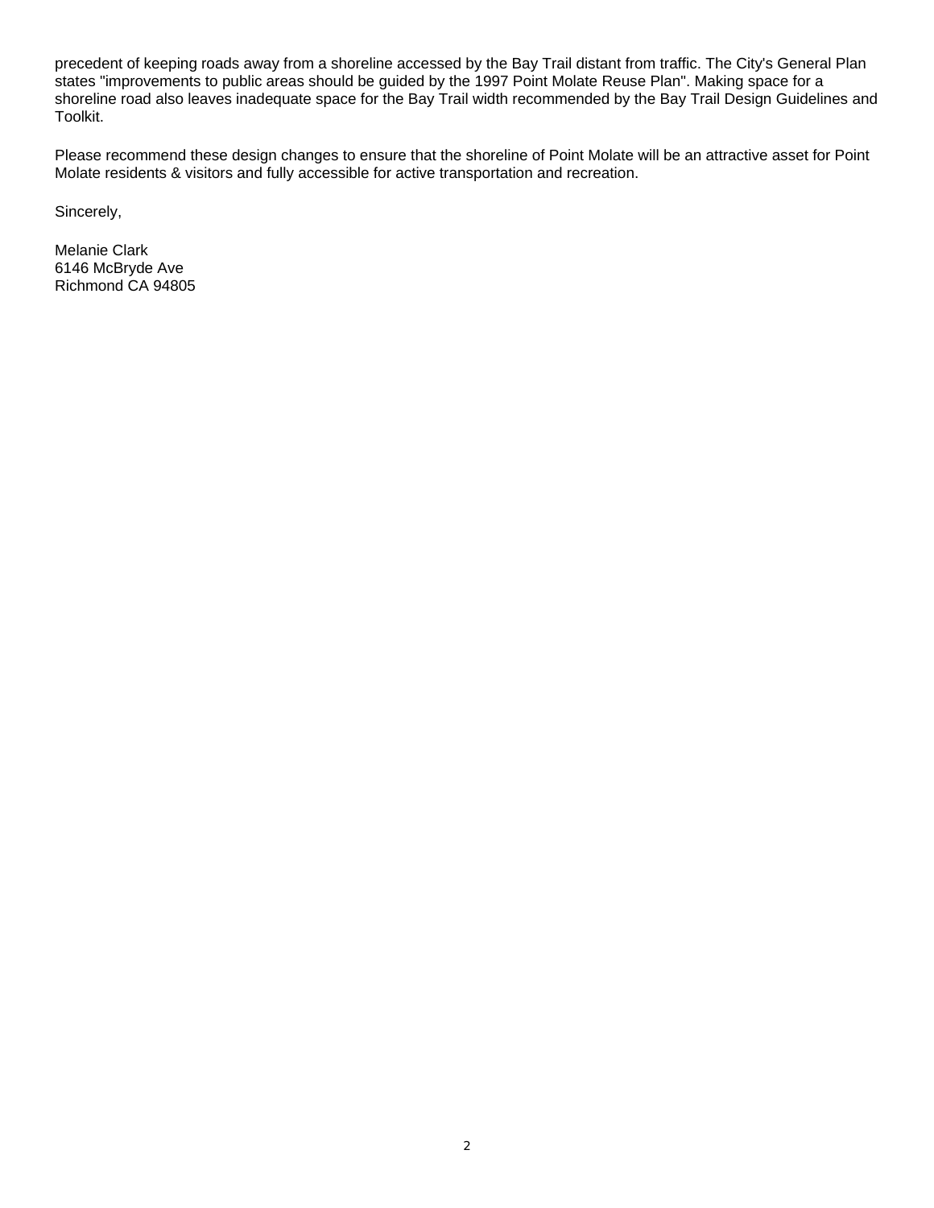precedent of keeping roads away from a shoreline accessed by the Bay Trail distant from traffic. The City's General Plan states "improvements to public areas should be guided by the 1997 Point Molate Reuse Plan". Making space for a shoreline road also leaves inadequate space for the Bay Trail width recommended by the Bay Trail Design Guidelines and Toolkit.

Please recommend these design changes to ensure that the shoreline of Point Molate will be an attractive asset for Point Molate residents & visitors and fully accessible for active transportation and recreation.

Sincerely,

Melanie Clark
6146 McBryde Ave
Richmond CA 94805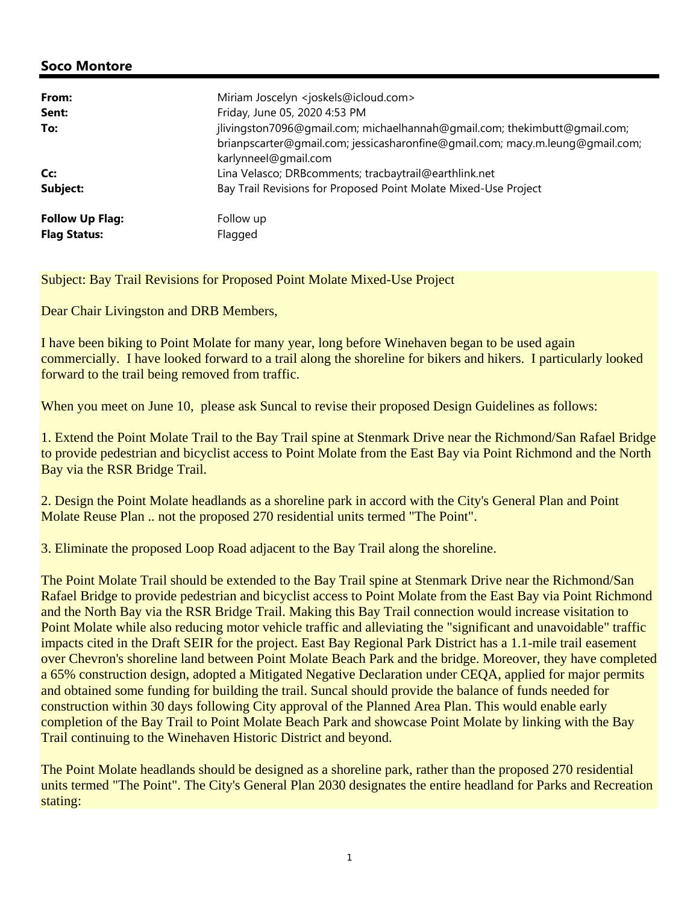## Soco Montore

| | |
|---|---|
| **From:** | Miriam Joscelyn <joskels@icloud.com> |
| **Sent:** | Friday, June 05, 2020 4:53 PM |
| **To:** | jlivingston7096@gmail.com; michaelhannah@gmail.com; thekimbutt@gmail.com; brianpscarter@gmail.com; jessicasharonfine@gmail.com; macy.m.leung@gmail.com; karlynneel@gmail.com |
| **Cc:** | Lina Velasco; DRBcomments; tracbaytrail@earthlink.net |
| **Subject:** | Bay Trail Revisions for Proposed Point Molate Mixed-Use Project |
| **Follow Up Flag:** | Follow up |
| **Flag Status:** | Flagged |

Subject: Bay Trail Revisions for Proposed Point Molate Mixed-Use Project

Dear Chair Livingston and DRB Members,

I have been biking to Point Molate for many year, long before Winehaven began to be used again commercially. I have looked forward to a trail along the shoreline for bikers and hikers. I particularly looked forward to the trail being removed from traffic.

When you meet on June 10, please ask Suncal to revise their proposed Design Guidelines as follows:

1. Extend the Point Molate Trail to the Bay Trail spine at Stenmark Drive near the Richmond/San Rafael Bridge to provide pedestrian and bicyclist access to Point Molate from the East Bay via Point Richmond and the North Bay via the RSR Bridge Trail.

2. Design the Point Molate headlands as a shoreline park in accord with the City's General Plan and Point Molate Reuse Plan .. not the proposed 270 residential units termed "The Point".

3. Eliminate the proposed Loop Road adjacent to the Bay Trail along the shoreline.

The Point Molate Trail should be extended to the Bay Trail spine at Stenmark Drive near the Richmond/San Rafael Bridge to provide pedestrian and bicyclist access to Point Molate from the East Bay via Point Richmond and the North Bay via the RSR Bridge Trail. Making this Bay Trail connection would increase visitation to Point Molate while also reducing motor vehicle traffic and alleviating the "significant and unavoidable" traffic impacts cited in the Draft SEIR for the project. East Bay Regional Park District has a 1.1-mile trail easement over Chevron's shoreline land between Point Molate Beach Park and the bridge. Moreover, they have completed a 65% construction design, adopted a Mitigated Negative Declaration under CEQA, applied for major permits and obtained some funding for building the trail. Suncal should provide the balance of funds needed for construction within 30 days following City approval of the Planned Area Plan. This would enable early completion of the Bay Trail to Point Molate Beach Park and showcase Point Molate by linking with the Bay Trail continuing to the Winehaven Historic District and beyond.

The Point Molate headlands should be designed as a shoreline park, rather than the proposed 270 residential units termed "The Point". The City's General Plan 2030 designates the entire headland for Parks and Recreation stating: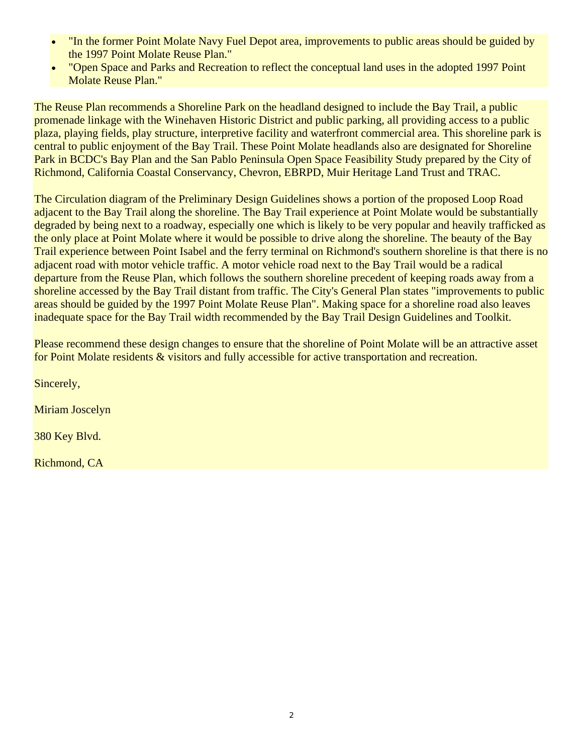- "In the former Point Molate Navy Fuel Depot area, improvements to public areas should be guided by the 1997 Point Molate Reuse Plan."
- "Open Space and Parks and Recreation to reflect the conceptual land uses in the adopted 1997 Point Molate Reuse Plan."

The Reuse Plan recommends a Shoreline Park on the headland designed to include the Bay Trail, a public promenade linkage with the Winehaven Historic District and public parking, all providing access to a public plaza, playing fields, play structure, interpretive facility and waterfront commercial area. This shoreline park is central to public enjoyment of the Bay Trail. These Point Molate headlands also are designated for Shoreline Park in BCDC's Bay Plan and the San Pablo Peninsula Open Space Feasibility Study prepared by the City of Richmond, California Coastal Conservancy, Chevron, EBRPD, Muir Heritage Land Trust and TRAC.

The Circulation diagram of the Preliminary Design Guidelines shows a portion of the proposed Loop Road adjacent to the Bay Trail along the shoreline. The Bay Trail experience at Point Molate would be substantially degraded by being next to a roadway, especially one which is likely to be very popular and heavily trafficked as the only place at Point Molate where it would be possible to drive along the shoreline. The beauty of the Bay Trail experience between Point Isabel and the ferry terminal on Richmond's southern shoreline is that there is no adjacent road with motor vehicle traffic. A motor vehicle road next to the Bay Trail would be a radical departure from the Reuse Plan, which follows the southern shoreline precedent of keeping roads away from a shoreline accessed by the Bay Trail distant from traffic. The City's General Plan states "improvements to public areas should be guided by the 1997 Point Molate Reuse Plan". Making space for a shoreline road also leaves inadequate space for the Bay Trail width recommended by the Bay Trail Design Guidelines and Toolkit.

Please recommend these design changes to ensure that the shoreline of Point Molate will be an attractive asset for Point Molate residents & visitors and fully accessible for active transportation and recreation.

Sincerely,

Miriam Joscelyn

380 Key Blvd.

Richmond, CA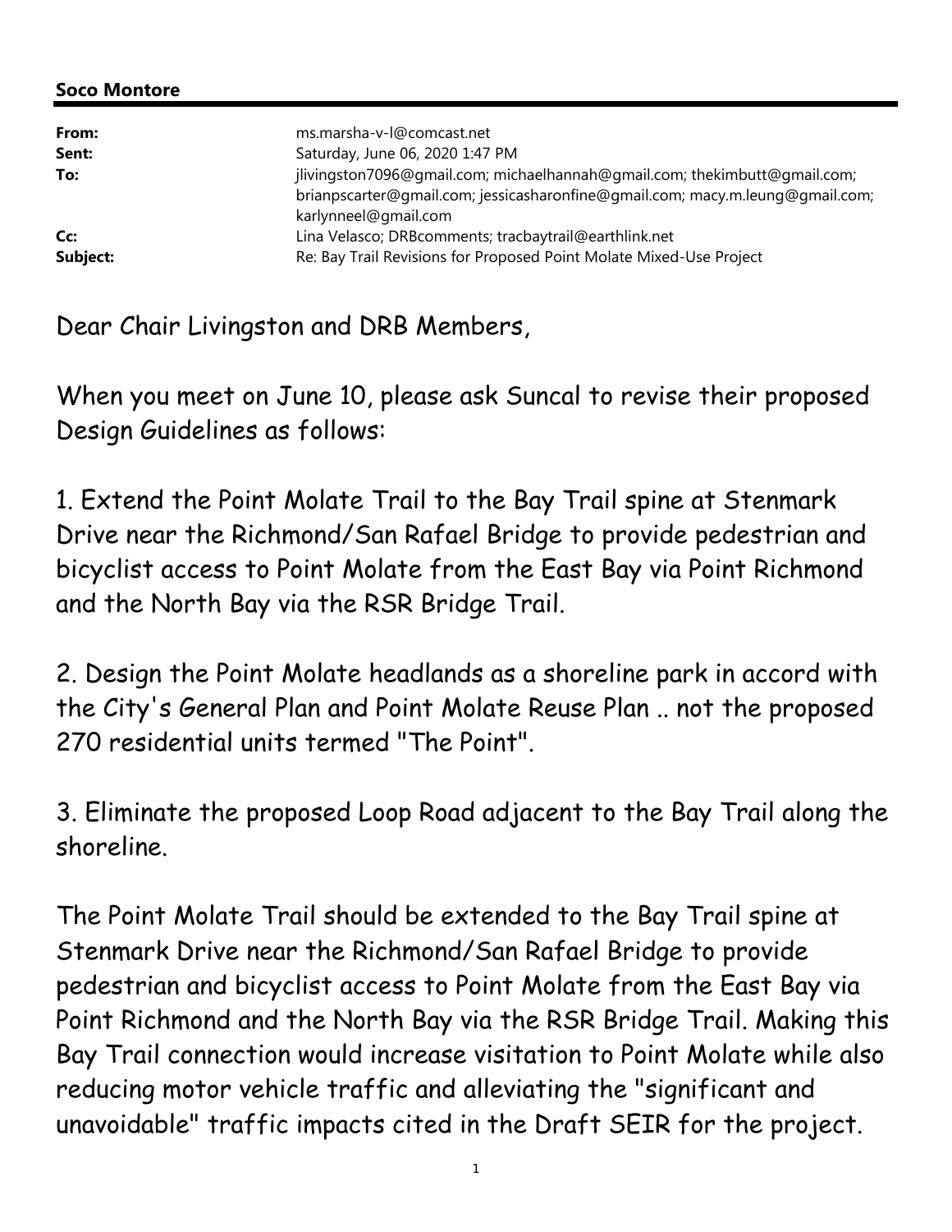**Soco Montore**

| | |
|---|---|
| **From:** | ms.marsha-v-l@comcast.net |
| **Sent:** | Saturday, June 06, 2020 1:47 PM |
| **To:** | jlivingston7096@gmail.com; michaelhannah@gmail.com; thekimbutt@gmail.com; brianpscarter@gmail.com; jessicasharonfine@gmail.com; macy.m.leung@gmail.com; karlynneel@gmail.com |
| **Cc:** | Lina Velasco; DRBcomments; tracbaytrail@earthlink.net |
| **Subject:** | Re: Bay Trail Revisions for Proposed Point Molate Mixed-Use Project |

Dear Chair Livingston and DRB Members,

When you meet on June 10, please ask Suncal to revise their proposed Design Guidelines as follows:

1. Extend the Point Molate Trail to the Bay Trail spine at Stenmark Drive near the Richmond/San Rafael Bridge to provide pedestrian and bicyclist access to Point Molate from the East Bay via Point Richmond and the North Bay via the RSR Bridge Trail.

2. Design the Point Molate headlands as a shoreline park in accord with the City's General Plan and Point Molate Reuse Plan .. not the proposed 270 residential units termed "The Point".

3. Eliminate the proposed Loop Road adjacent to the Bay Trail along the shoreline.

The Point Molate Trail should be extended to the Bay Trail spine at Stenmark Drive near the Richmond/San Rafael Bridge to provide pedestrian and bicyclist access to Point Molate from the East Bay via Point Richmond and the North Bay via the RSR Bridge Trail. Making this Bay Trail connection would increase visitation to Point Molate while also reducing motor vehicle traffic and alleviating the "significant and unavoidable" traffic impacts cited in the Draft SEIR for the project.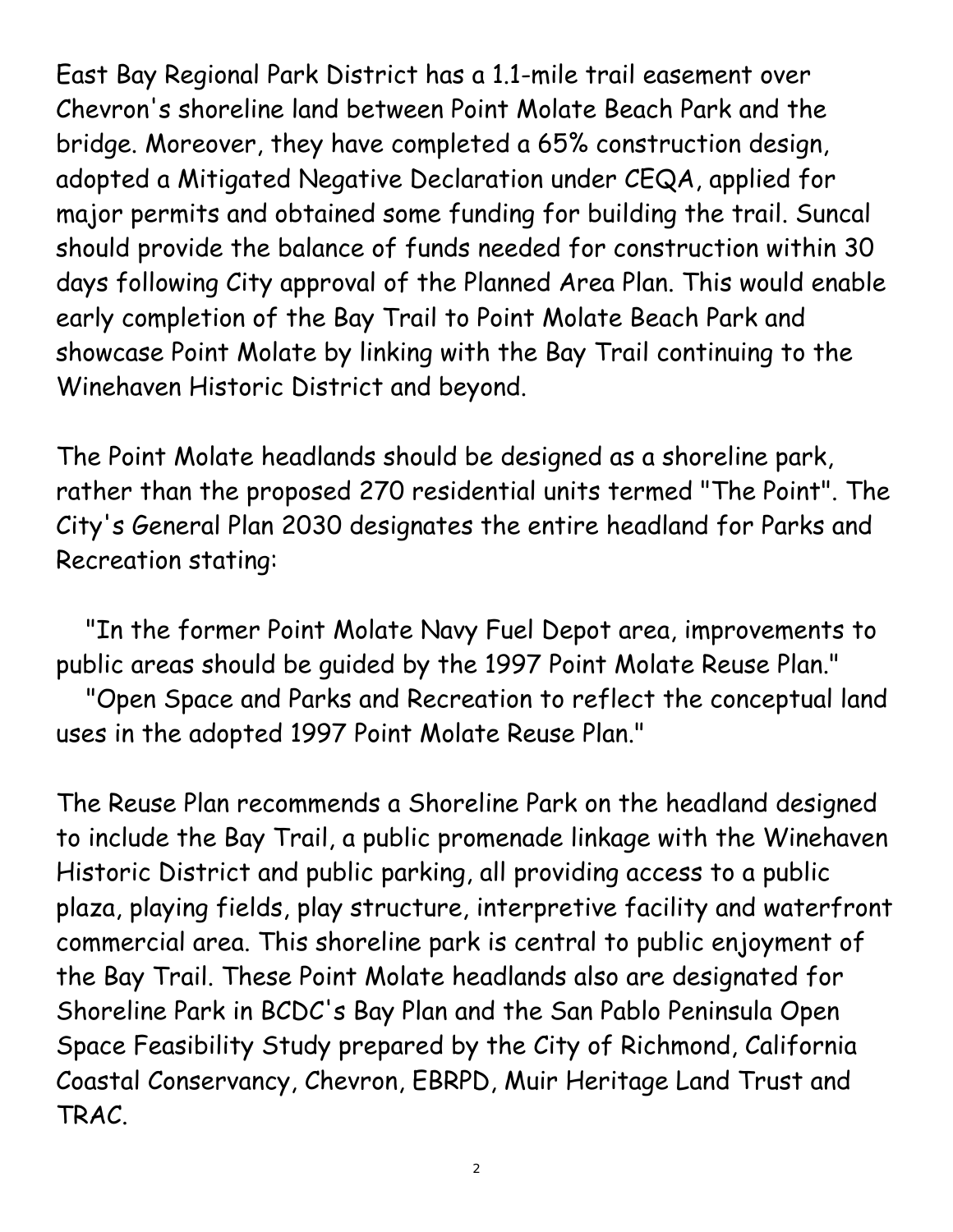East Bay Regional Park District has a 1.1-mile trail easement over Chevron's shoreline land between Point Molate Beach Park and the bridge. Moreover, they have completed a 65% construction design, adopted a Mitigated Negative Declaration under CEQA, applied for major permits and obtained some funding for building the trail. Suncal should provide the balance of funds needed for construction within 30 days following City approval of the Planned Area Plan. This would enable early completion of the Bay Trail to Point Molate Beach Park and showcase Point Molate by linking with the Bay Trail continuing to the Winehaven Historic District and beyond.

The Point Molate headlands should be designed as a shoreline park, rather than the proposed 270 residential units termed "The Point". The City's General Plan 2030 designates the entire headland for Parks and Recreation stating:

"In the former Point Molate Navy Fuel Depot area, improvements to public areas should be guided by the 1997 Point Molate Reuse Plan."

"Open Space and Parks and Recreation to reflect the conceptual land uses in the adopted 1997 Point Molate Reuse Plan."

The Reuse Plan recommends a Shoreline Park on the headland designed to include the Bay Trail, a public promenade linkage with the Winehaven Historic District and public parking, all providing access to a public plaza, playing fields, play structure, interpretive facility and waterfront commercial area. This shoreline park is central to public enjoyment of the Bay Trail. These Point Molate headlands also are designated for Shoreline Park in BCDC's Bay Plan and the San Pablo Peninsula Open Space Feasibility Study prepared by the City of Richmond, California Coastal Conservancy, Chevron, EBRPD, Muir Heritage Land Trust and TRAC.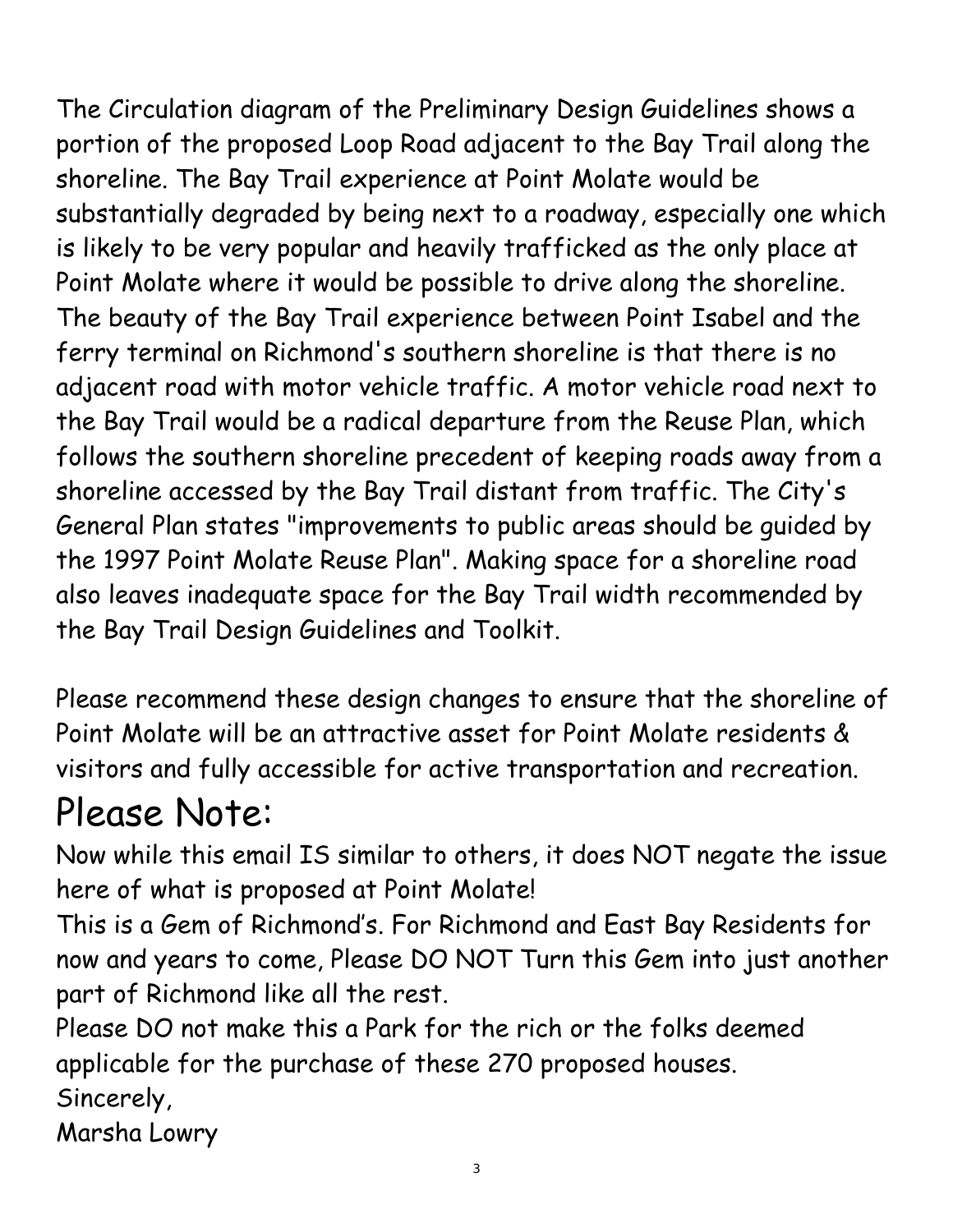The Circulation diagram of the Preliminary Design Guidelines shows a portion of the proposed Loop Road adjacent to the Bay Trail along the shoreline. The Bay Trail experience at Point Molate would be substantially degraded by being next to a roadway, especially one which is likely to be very popular and heavily trafficked as the only place at Point Molate where it would be possible to drive along the shoreline. The beauty of the Bay Trail experience between Point Isabel and the ferry terminal on Richmond's southern shoreline is that there is no adjacent road with motor vehicle traffic. A motor vehicle road next to the Bay Trail would be a radical departure from the Reuse Plan, which follows the southern shoreline precedent of keeping roads away from a shoreline accessed by the Bay Trail distant from traffic. The City's General Plan states "improvements to public areas should be guided by the 1997 Point Molate Reuse Plan". Making space for a shoreline road also leaves inadequate space for the Bay Trail width recommended by the Bay Trail Design Guidelines and Toolkit.

Please recommend these design changes to ensure that the shoreline of Point Molate will be an attractive asset for Point Molate residents & visitors and fully accessible for active transportation and recreation.

# Please Note:

Now while this email IS similar to others, it does NOT negate the issue here of what is proposed at Point Molate!

This is a Gem of Richmond's. For Richmond and East Bay Residents for now and years to come, Please DO NOT Turn this Gem into just another part of Richmond like all the rest.

Please DO not make this a Park for the rich or the folks deemed applicable for the purchase of these 270 proposed houses.

Sincerely,

Marsha Lowry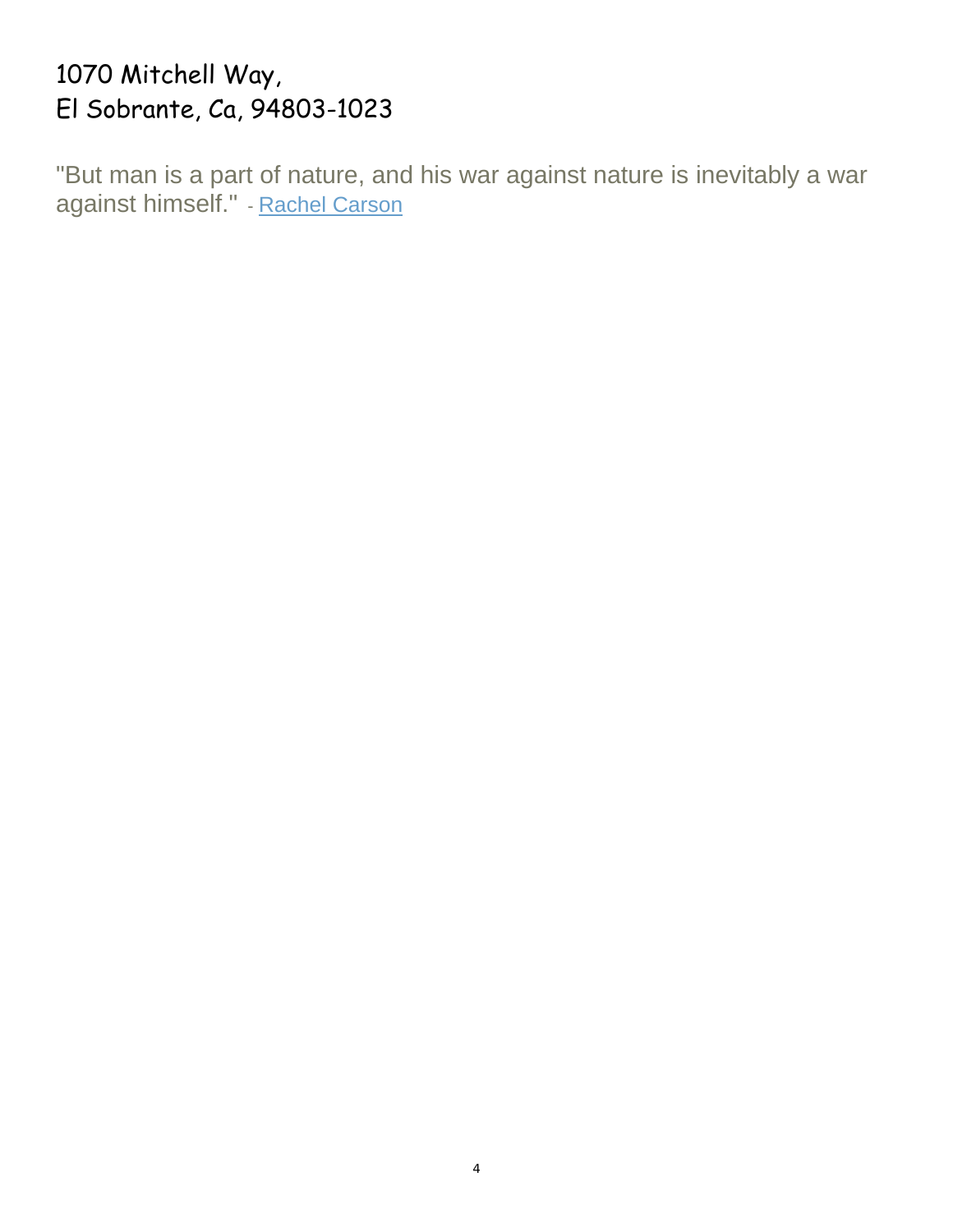1070 Mitchell Way,
El Sobrante, Ca, 94803-1023

"But man is a part of nature, and his war against nature is inevitably a war against himself." - Rachel Carson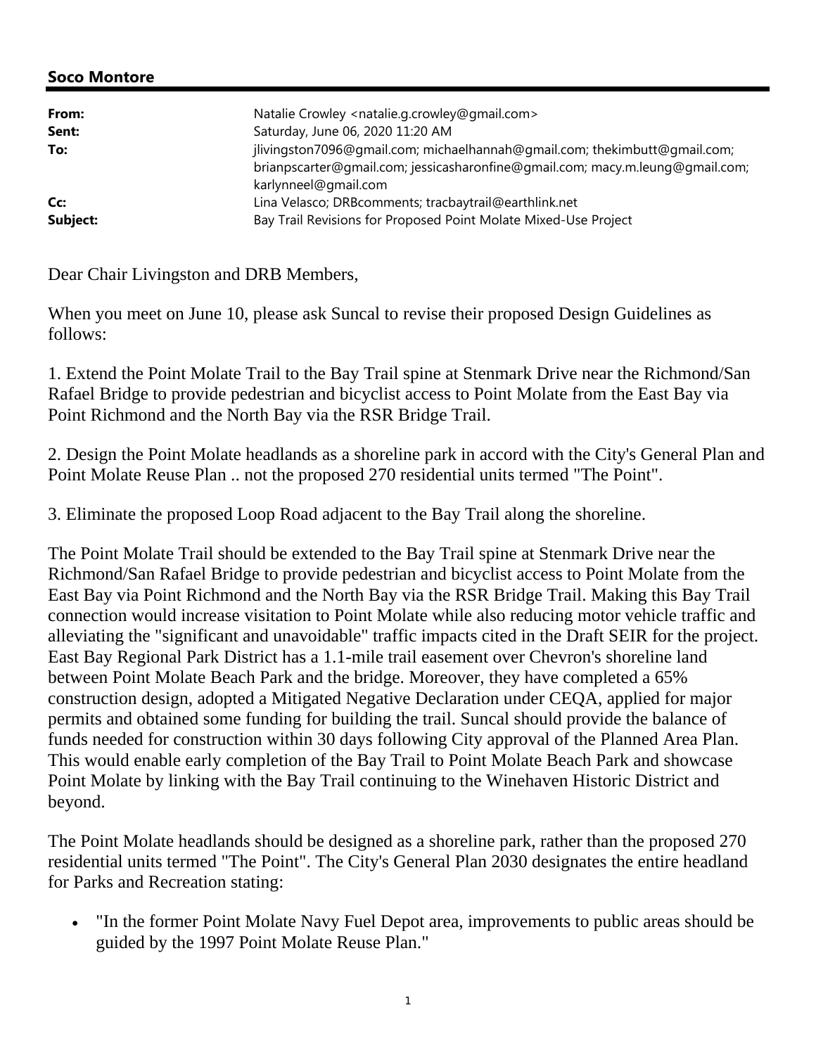**Soco Montore**

| | |
|---|---|
| **From:** | Natalie Crowley <natalie.g.crowley@gmail.com> |
| **Sent:** | Saturday, June 06, 2020 11:20 AM |
| **To:** | jlivingston7096@gmail.com; michaelhannah@gmail.com; thekimbutt@gmail.com; brianpscarter@gmail.com; jessicasharonfine@gmail.com; macy.m.leung@gmail.com; karlynneel@gmail.com |
| **Cc:** | Lina Velasco; DRBcomments; tracbaytrail@earthlink.net |
| **Subject:** | Bay Trail Revisions for Proposed Point Molate Mixed-Use Project |

Dear Chair Livingston and DRB Members,

When you meet on June 10, please ask Suncal to revise their proposed Design Guidelines as follows:

1. Extend the Point Molate Trail to the Bay Trail spine at Stenmark Drive near the Richmond/San Rafael Bridge to provide pedestrian and bicyclist access to Point Molate from the East Bay via Point Richmond and the North Bay via the RSR Bridge Trail.

2. Design the Point Molate headlands as a shoreline park in accord with the City's General Plan and Point Molate Reuse Plan .. not the proposed 270 residential units termed "The Point".

3. Eliminate the proposed Loop Road adjacent to the Bay Trail along the shoreline.

The Point Molate Trail should be extended to the Bay Trail spine at Stenmark Drive near the Richmond/San Rafael Bridge to provide pedestrian and bicyclist access to Point Molate from the East Bay via Point Richmond and the North Bay via the RSR Bridge Trail. Making this Bay Trail connection would increase visitation to Point Molate while also reducing motor vehicle traffic and alleviating the "significant and unavoidable" traffic impacts cited in the Draft SEIR for the project. East Bay Regional Park District has a 1.1-mile trail easement over Chevron's shoreline land between Point Molate Beach Park and the bridge. Moreover, they have completed a 65% construction design, adopted a Mitigated Negative Declaration under CEQA, applied for major permits and obtained some funding for building the trail. Suncal should provide the balance of funds needed for construction within 30 days following City approval of the Planned Area Plan. This would enable early completion of the Bay Trail to Point Molate Beach Park and showcase Point Molate by linking with the Bay Trail continuing to the Winehaven Historic District and beyond.

The Point Molate headlands should be designed as a shoreline park, rather than the proposed 270 residential units termed "The Point". The City's General Plan 2030 designates the entire headland for Parks and Recreation stating:

- "In the former Point Molate Navy Fuel Depot area, improvements to public areas should be guided by the 1997 Point Molate Reuse Plan."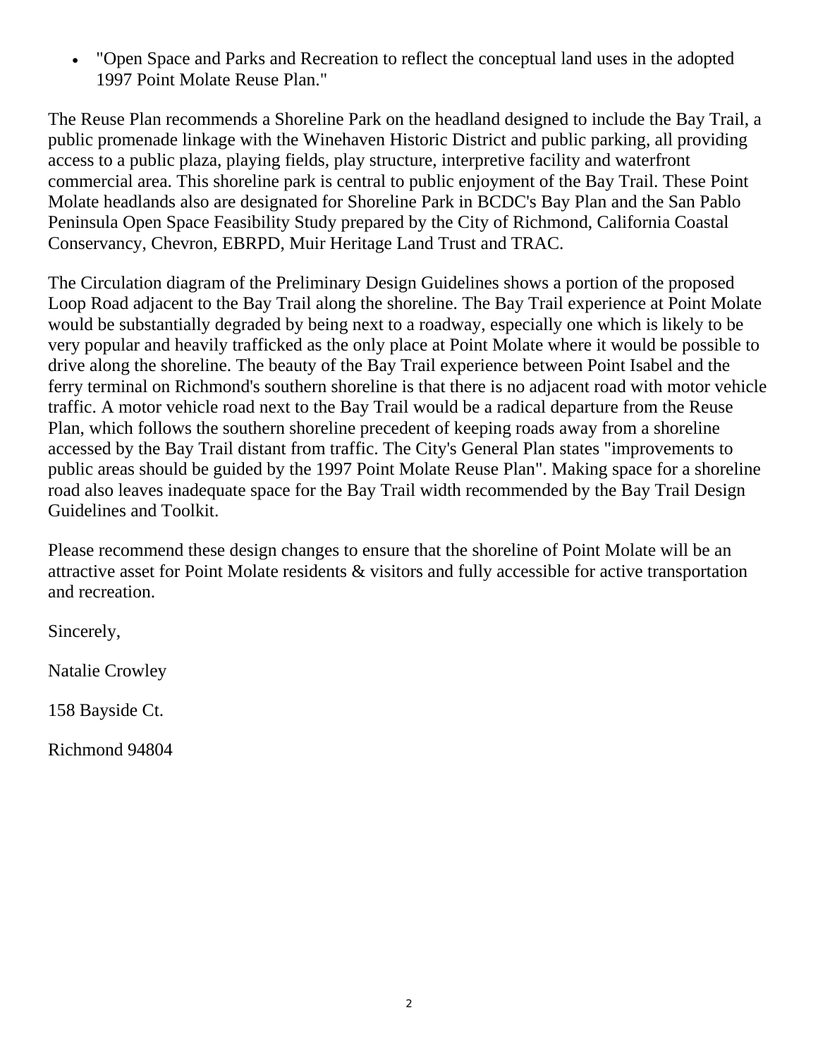- "Open Space and Parks and Recreation to reflect the conceptual land uses in the adopted 1997 Point Molate Reuse Plan."

The Reuse Plan recommends a Shoreline Park on the headland designed to include the Bay Trail, a public promenade linkage with the Winehaven Historic District and public parking, all providing access to a public plaza, playing fields, play structure, interpretive facility and waterfront commercial area. This shoreline park is central to public enjoyment of the Bay Trail. These Point Molate headlands also are designated for Shoreline Park in BCDC's Bay Plan and the San Pablo Peninsula Open Space Feasibility Study prepared by the City of Richmond, California Coastal Conservancy, Chevron, EBRPD, Muir Heritage Land Trust and TRAC.

The Circulation diagram of the Preliminary Design Guidelines shows a portion of the proposed Loop Road adjacent to the Bay Trail along the shoreline. The Bay Trail experience at Point Molate would be substantially degraded by being next to a roadway, especially one which is likely to be very popular and heavily trafficked as the only place at Point Molate where it would be possible to drive along the shoreline. The beauty of the Bay Trail experience between Point Isabel and the ferry terminal on Richmond's southern shoreline is that there is no adjacent road with motor vehicle traffic. A motor vehicle road next to the Bay Trail would be a radical departure from the Reuse Plan, which follows the southern shoreline precedent of keeping roads away from a shoreline accessed by the Bay Trail distant from traffic. The City's General Plan states "improvements to public areas should be guided by the 1997 Point Molate Reuse Plan". Making space for a shoreline road also leaves inadequate space for the Bay Trail width recommended by the Bay Trail Design Guidelines and Toolkit.

Please recommend these design changes to ensure that the shoreline of Point Molate will be an attractive asset for Point Molate residents & visitors and fully accessible for active transportation and recreation.

Sincerely,

Natalie Crowley

158 Bayside Ct.

Richmond 94804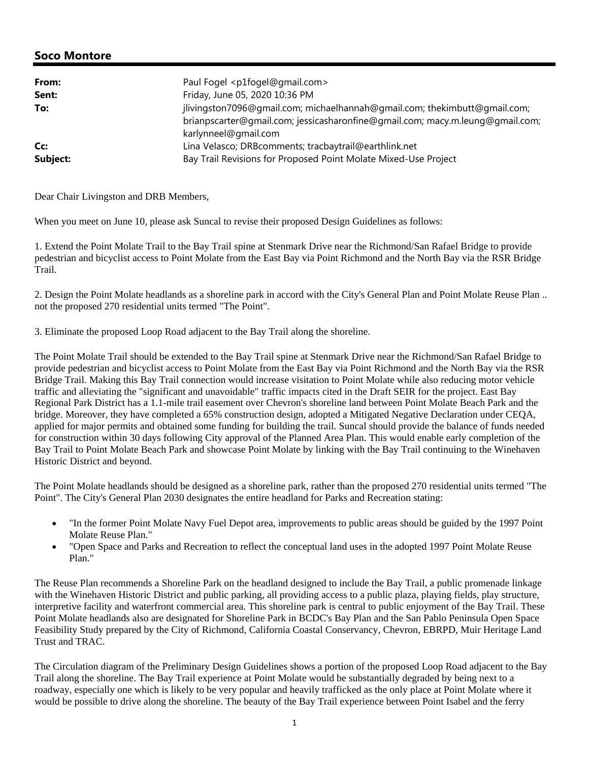## Soco Montore

| | |
|---|---|
| **From:** | Paul Fogel <p1fogel@gmail.com> |
| **Sent:** | Friday, June 05, 2020 10:36 PM |
| **To:** | jlivingston7096@gmail.com; michaelhannah@gmail.com; thekimbutt@gmail.com; brianpscarter@gmail.com; jessicasharonfine@gmail.com; macy.m.leung@gmail.com; karlynneel@gmail.com |
| **Cc:** | Lina Velasco; DRBcomments; tracbaytrail@earthlink.net |
| **Subject:** | Bay Trail Revisions for Proposed Point Molate Mixed-Use Project |

Dear Chair Livingston and DRB Members,

When you meet on June 10, please ask Suncal to revise their proposed Design Guidelines as follows:

1. Extend the Point Molate Trail to the Bay Trail spine at Stenmark Drive near the Richmond/San Rafael Bridge to provide pedestrian and bicyclist access to Point Molate from the East Bay via Point Richmond and the North Bay via the RSR Bridge Trail.

2. Design the Point Molate headlands as a shoreline park in accord with the City's General Plan and Point Molate Reuse Plan .. not the proposed 270 residential units termed "The Point".

3. Eliminate the proposed Loop Road adjacent to the Bay Trail along the shoreline.

The Point Molate Trail should be extended to the Bay Trail spine at Stenmark Drive near the Richmond/San Rafael Bridge to provide pedestrian and bicyclist access to Point Molate from the East Bay via Point Richmond and the North Bay via the RSR Bridge Trail. Making this Bay Trail connection would increase visitation to Point Molate while also reducing motor vehicle traffic and alleviating the "significant and unavoidable" traffic impacts cited in the Draft SEIR for the project. East Bay Regional Park District has a 1.1-mile trail easement over Chevron's shoreline land between Point Molate Beach Park and the bridge. Moreover, they have completed a 65% construction design, adopted a Mitigated Negative Declaration under CEQA, applied for major permits and obtained some funding for building the trail. Suncal should provide the balance of funds needed for construction within 30 days following City approval of the Planned Area Plan. This would enable early completion of the Bay Trail to Point Molate Beach Park and showcase Point Molate by linking with the Bay Trail continuing to the Winehaven Historic District and beyond.

The Point Molate headlands should be designed as a shoreline park, rather than the proposed 270 residential units termed "The Point". The City's General Plan 2030 designates the entire headland for Parks and Recreation stating:

- "In the former Point Molate Navy Fuel Depot area, improvements to public areas should be guided by the 1997 Point Molate Reuse Plan."
- "Open Space and Parks and Recreation to reflect the conceptual land uses in the adopted 1997 Point Molate Reuse Plan."

The Reuse Plan recommends a Shoreline Park on the headland designed to include the Bay Trail, a public promenade linkage with the Winehaven Historic District and public parking, all providing access to a public plaza, playing fields, play structure, interpretive facility and waterfront commercial area. This shoreline park is central to public enjoyment of the Bay Trail. These Point Molate headlands also are designated for Shoreline Park in BCDC's Bay Plan and the San Pablo Peninsula Open Space Feasibility Study prepared by the City of Richmond, California Coastal Conservancy, Chevron, EBRPD, Muir Heritage Land Trust and TRAC.

The Circulation diagram of the Preliminary Design Guidelines shows a portion of the proposed Loop Road adjacent to the Bay Trail along the shoreline. The Bay Trail experience at Point Molate would be substantially degraded by being next to a roadway, especially one which is likely to be very popular and heavily trafficked as the only place at Point Molate where it would be possible to drive along the shoreline. The beauty of the Bay Trail experience between Point Isabel and the ferry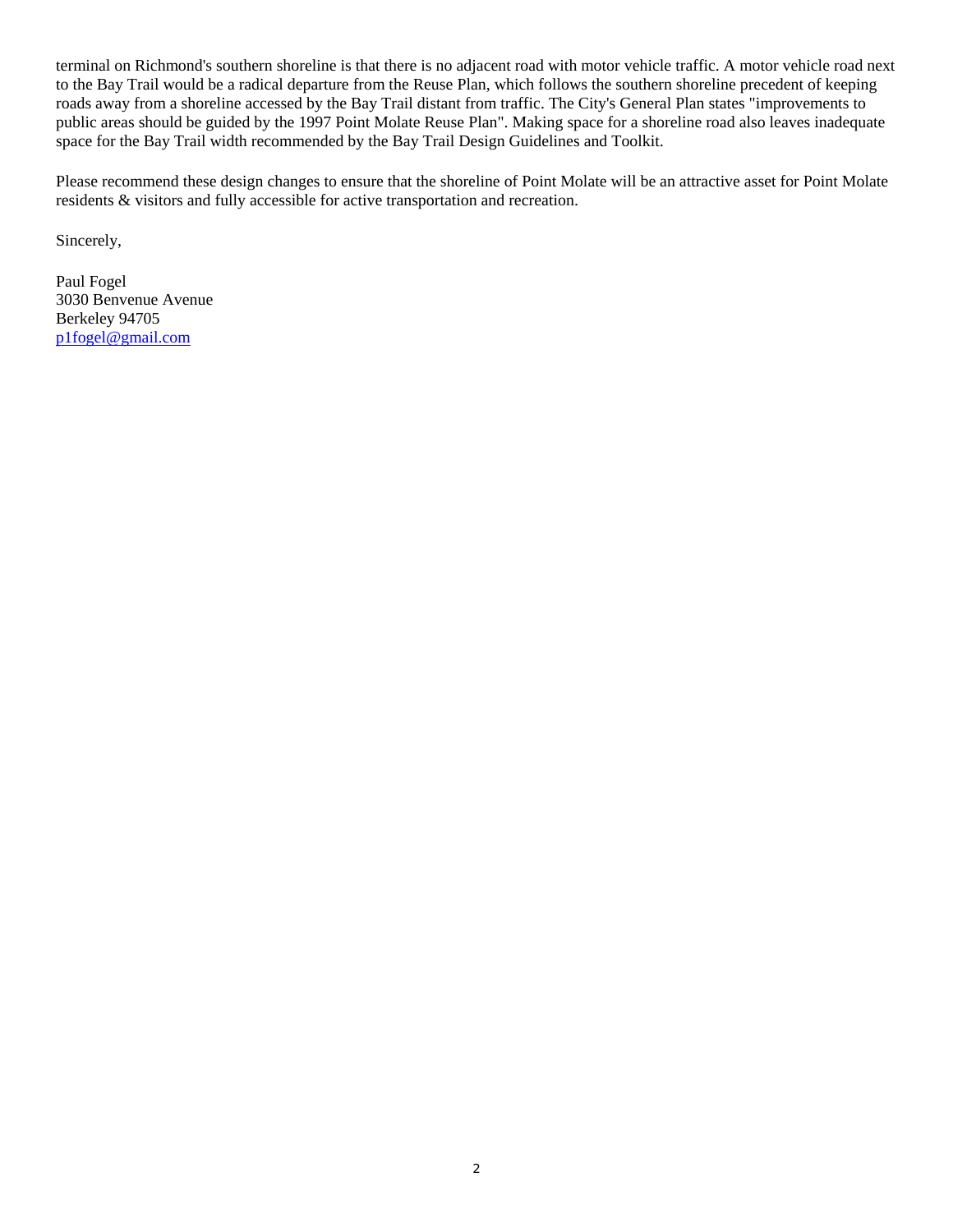terminal on Richmond's southern shoreline is that there is no adjacent road with motor vehicle traffic. A motor vehicle road next to the Bay Trail would be a radical departure from the Reuse Plan, which follows the southern shoreline precedent of keeping roads away from a shoreline accessed by the Bay Trail distant from traffic. The City's General Plan states "improvements to public areas should be guided by the 1997 Point Molate Reuse Plan". Making space for a shoreline road also leaves inadequate space for the Bay Trail width recommended by the Bay Trail Design Guidelines and Toolkit.

Please recommend these design changes to ensure that the shoreline of Point Molate will be an attractive asset for Point Molate residents & visitors and fully accessible for active transportation and recreation.

Sincerely,

Paul Fogel
3030 Benvenue Avenue
Berkeley 94705
p1fogel@gmail.com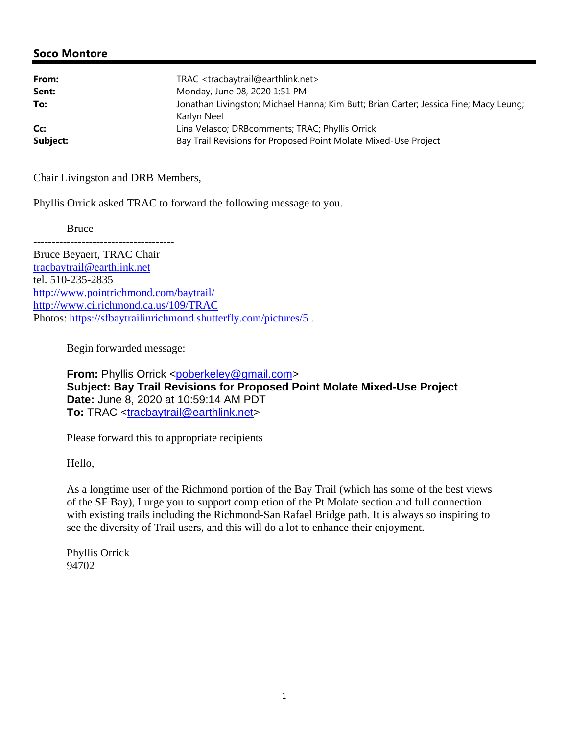## Soco Montore

| | |
|---|---|
| **From:** | TRAC <tracbaytrail@earthlink.net> |
| **Sent:** | Monday, June 08, 2020 1:51 PM |
| **To:** | Jonathan Livingston; Michael Hanna; Kim Butt; Brian Carter; Jessica Fine; Macy Leung; Karlyn Neel |
| **Cc:** | Lina Velasco; DRBcomments; TRAC; Phyllis Orrick |
| **Subject:** | Bay Trail Revisions for Proposed Point Molate Mixed-Use Project |

Chair Livingston and DRB Members,

Phyllis Orrick asked TRAC to forward the following message to you.

Bruce

--------------------------------------
Bruce Beyaert, TRAC Chair
tracbaytrail@earthlink.net
tel. 510-235-2835
http://www.pointrichmond.com/baytrail/
http://www.ci.richmond.ca.us/109/TRAC
Photos: https://sfbaytrailinrichmond.shutterfly.com/pictures/5 .

Begin forwarded message:

**From:** Phyllis Orrick <poberkeley@gmail.com>
**Subject: Bay Trail Revisions for Proposed Point Molate Mixed-Use Project**
**Date:** June 8, 2020 at 10:59:14 AM PDT
**To:** TRAC <tracbaytrail@earthlink.net>

Please forward this to appropriate recipients

Hello,

As a longtime user of the Richmond portion of the Bay Trail (which has some of the best views of the SF Bay), I urge you to support completion of the Pt Molate section and full connection with existing trails including the Richmond-San Rafael Bridge path. It is always so inspiring to see the diversity of Trail users, and this will do a lot to enhance their enjoyment.

Phyllis Orrick
94702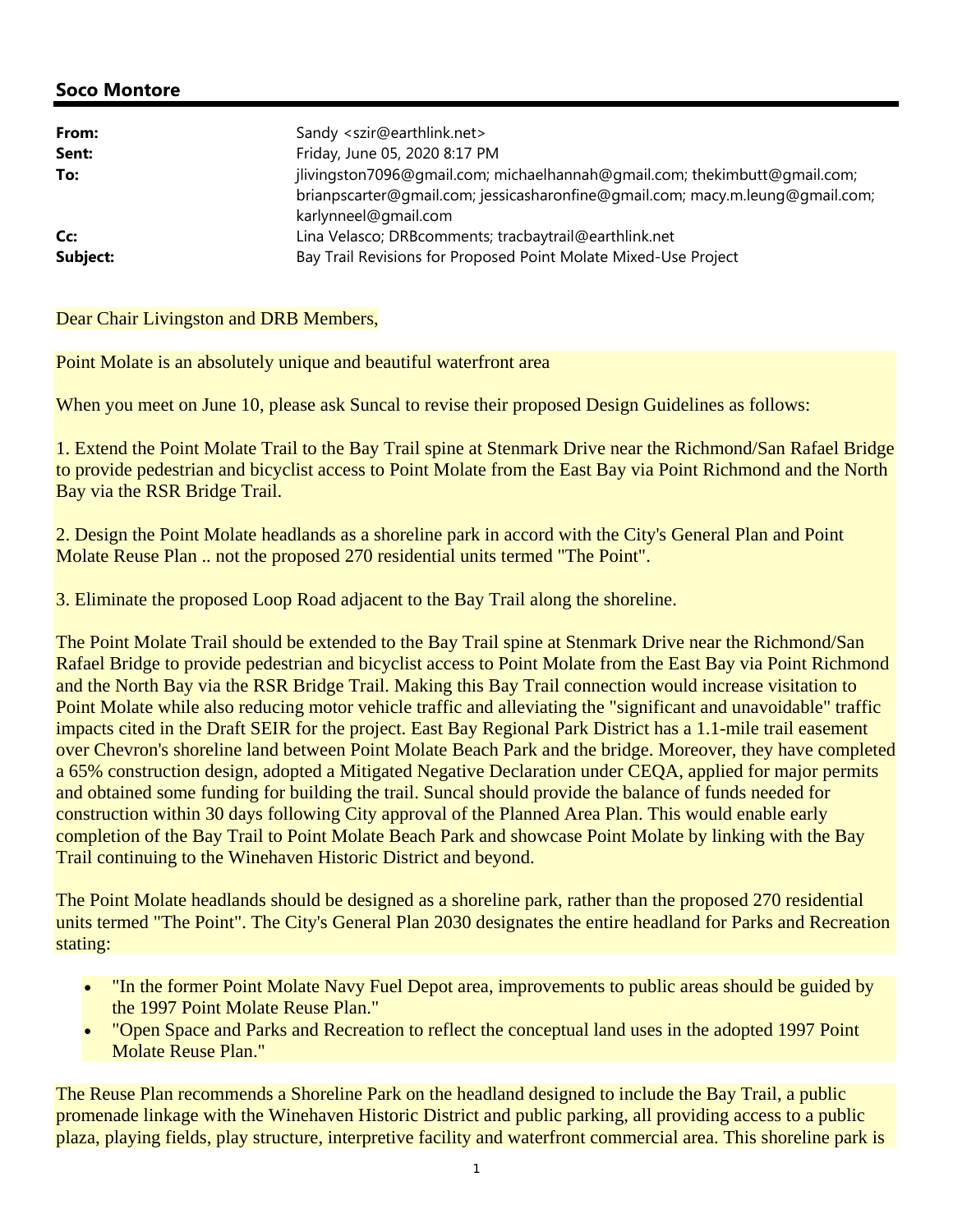## Soco Montore

| | |
|---|---|
| **From:** | Sandy <szir@earthlink.net> |
| **Sent:** | Friday, June 05, 2020 8:17 PM |
| **To:** | jlivingston7096@gmail.com; michaelhannah@gmail.com; thekimbutt@gmail.com; brianpscarter@gmail.com; jessicasharonfine@gmail.com; macy.m.leung@gmail.com; karlynneel@gmail.com |
| **Cc:** | Lina Velasco; DRBcomments; tracbaytrail@earthlink.net |
| **Subject:** | Bay Trail Revisions for Proposed Point Molate Mixed-Use Project |

Dear Chair Livingston and DRB Members,

Point Molate is an absolutely unique and beautiful waterfront area

When you meet on June 10, please ask Suncal to revise their proposed Design Guidelines as follows:

1. Extend the Point Molate Trail to the Bay Trail spine at Stenmark Drive near the Richmond/San Rafael Bridge to provide pedestrian and bicyclist access to Point Molate from the East Bay via Point Richmond and the North Bay via the RSR Bridge Trail.

2. Design the Point Molate headlands as a shoreline park in accord with the City's General Plan and Point Molate Reuse Plan .. not the proposed 270 residential units termed "The Point".

3. Eliminate the proposed Loop Road adjacent to the Bay Trail along the shoreline.

The Point Molate Trail should be extended to the Bay Trail spine at Stenmark Drive near the Richmond/San Rafael Bridge to provide pedestrian and bicyclist access to Point Molate from the East Bay via Point Richmond and the North Bay via the RSR Bridge Trail. Making this Bay Trail connection would increase visitation to Point Molate while also reducing motor vehicle traffic and alleviating the "significant and unavoidable" traffic impacts cited in the Draft SEIR for the project. East Bay Regional Park District has a 1.1-mile trail easement over Chevron's shoreline land between Point Molate Beach Park and the bridge. Moreover, they have completed a 65% construction design, adopted a Mitigated Negative Declaration under CEQA, applied for major permits and obtained some funding for building the trail. Suncal should provide the balance of funds needed for construction within 30 days following City approval of the Planned Area Plan. This would enable early completion of the Bay Trail to Point Molate Beach Park and showcase Point Molate by linking with the Bay Trail continuing to the Winehaven Historic District and beyond.

The Point Molate headlands should be designed as a shoreline park, rather than the proposed 270 residential units termed "The Point". The City's General Plan 2030 designates the entire headland for Parks and Recreation stating:

- "In the former Point Molate Navy Fuel Depot area, improvements to public areas should be guided by the 1997 Point Molate Reuse Plan."
- "Open Space and Parks and Recreation to reflect the conceptual land uses in the adopted 1997 Point Molate Reuse Plan."

The Reuse Plan recommends a Shoreline Park on the headland designed to include the Bay Trail, a public promenade linkage with the Winehaven Historic District and public parking, all providing access to a public plaza, playing fields, play structure, interpretive facility and waterfront commercial area. This shoreline park is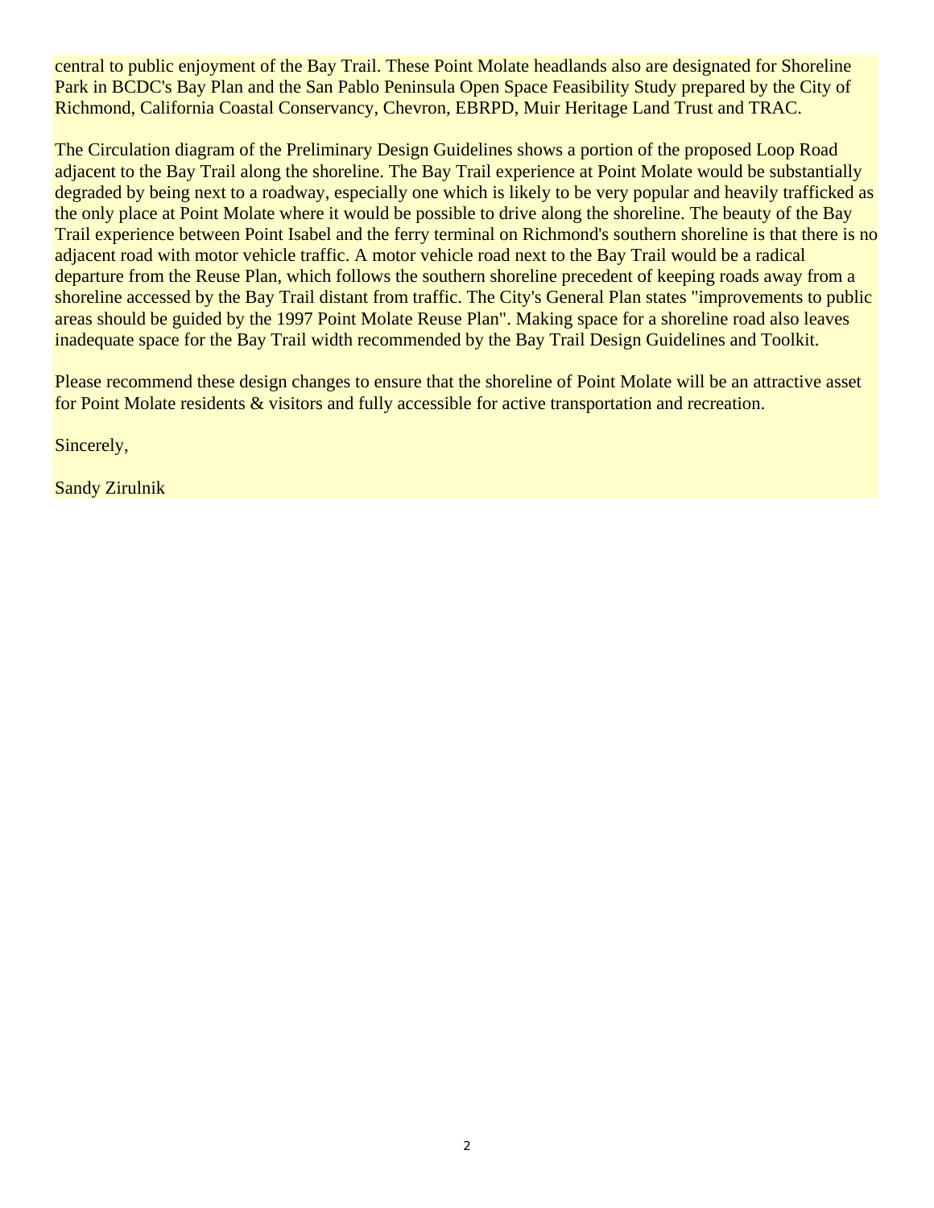central to public enjoyment of the Bay Trail. These Point Molate headlands also are designated for Shoreline Park in BCDC's Bay Plan and the San Pablo Peninsula Open Space Feasibility Study prepared by the City of Richmond, California Coastal Conservancy, Chevron, EBRPD, Muir Heritage Land Trust and TRAC.

The Circulation diagram of the Preliminary Design Guidelines shows a portion of the proposed Loop Road adjacent to the Bay Trail along the shoreline. The Bay Trail experience at Point Molate would be substantially degraded by being next to a roadway, especially one which is likely to be very popular and heavily trafficked as the only place at Point Molate where it would be possible to drive along the shoreline. The beauty of the Bay Trail experience between Point Isabel and the ferry terminal on Richmond's southern shoreline is that there is no adjacent road with motor vehicle traffic. A motor vehicle road next to the Bay Trail would be a radical departure from the Reuse Plan, which follows the southern shoreline precedent of keeping roads away from a shoreline accessed by the Bay Trail distant from traffic. The City's General Plan states "improvements to public areas should be guided by the 1997 Point Molate Reuse Plan". Making space for a shoreline road also leaves inadequate space for the Bay Trail width recommended by the Bay Trail Design Guidelines and Toolkit.

Please recommend these design changes to ensure that the shoreline of Point Molate will be an attractive asset for Point Molate residents & visitors and fully accessible for active transportation and recreation.

Sincerely,

Sandy Zirulnik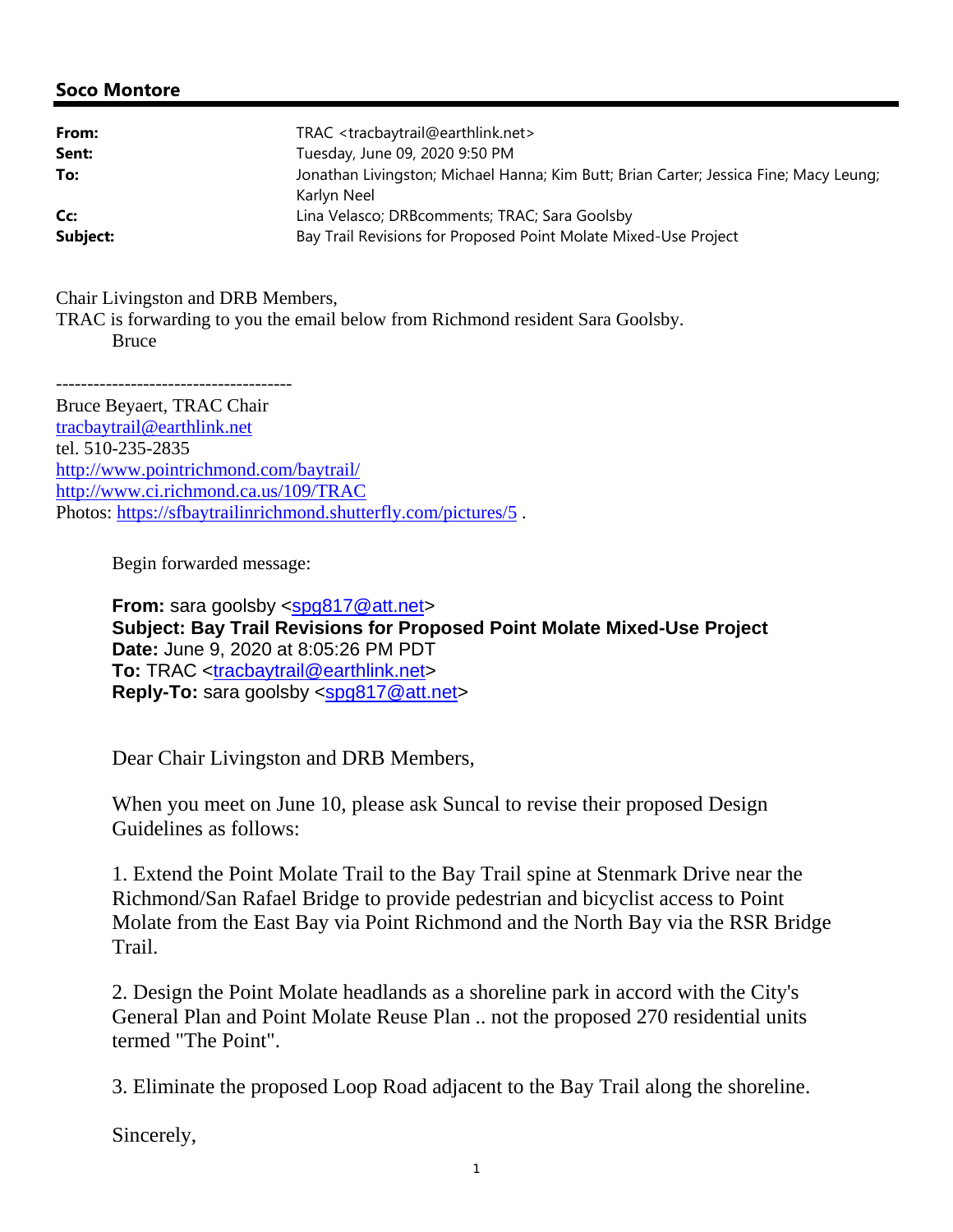## Soco Montore

**From:** TRAC <tracbaytrail@earthlink.net>
**Sent:** Tuesday, June 09, 2020 9:50 PM
**To:** Jonathan Livingston; Michael Hanna; Kim Butt; Brian Carter; Jessica Fine; Macy Leung; Karlyn Neel
**Cc:** Lina Velasco; DRBcomments; TRAC; Sara Goolsby
**Subject:** Bay Trail Revisions for Proposed Point Molate Mixed-Use Project

Chair Livingston and DRB Members,
TRAC is forwarding to you the email below from Richmond resident Sara Goolsby.
Bruce

--------------------------------------
Bruce Beyaert, TRAC Chair
tracbaytrail@earthlink.net
tel. 510-235-2835
http://www.pointrichmond.com/baytrail/
http://www.ci.richmond.ca.us/109/TRAC
Photos: https://sfbaytrailinrichmond.shutterfly.com/pictures/5 .

Begin forwarded message:

**From:** sara goolsby <spg817@att.net>
**Subject: Bay Trail Revisions for Proposed Point Molate Mixed-Use Project**
**Date:** June 9, 2020 at 8:05:26 PM PDT
**To:** TRAC <tracbaytrail@earthlink.net>
**Reply-To:** sara goolsby <spg817@att.net>

Dear Chair Livingston and DRB Members,

When you meet on June 10, please ask Suncal to revise their proposed Design Guidelines as follows:

1. Extend the Point Molate Trail to the Bay Trail spine at Stenmark Drive near the Richmond/San Rafael Bridge to provide pedestrian and bicyclist access to Point Molate from the East Bay via Point Richmond and the North Bay via the RSR Bridge Trail.

2. Design the Point Molate headlands as a shoreline park in accord with the City's General Plan and Point Molate Reuse Plan .. not the proposed 270 residential units termed "The Point".

3. Eliminate the proposed Loop Road adjacent to the Bay Trail along the shoreline.

Sincerely,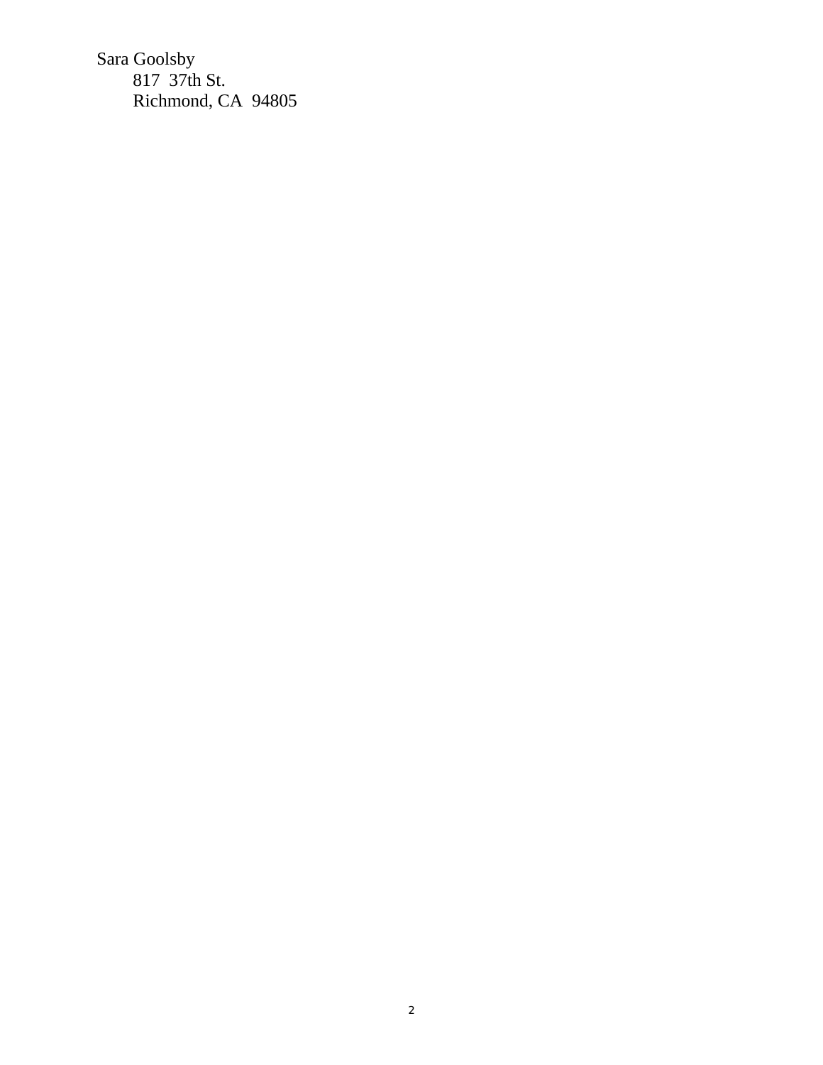Sara Goolsby
817  37th St.
Richmond, CA  94805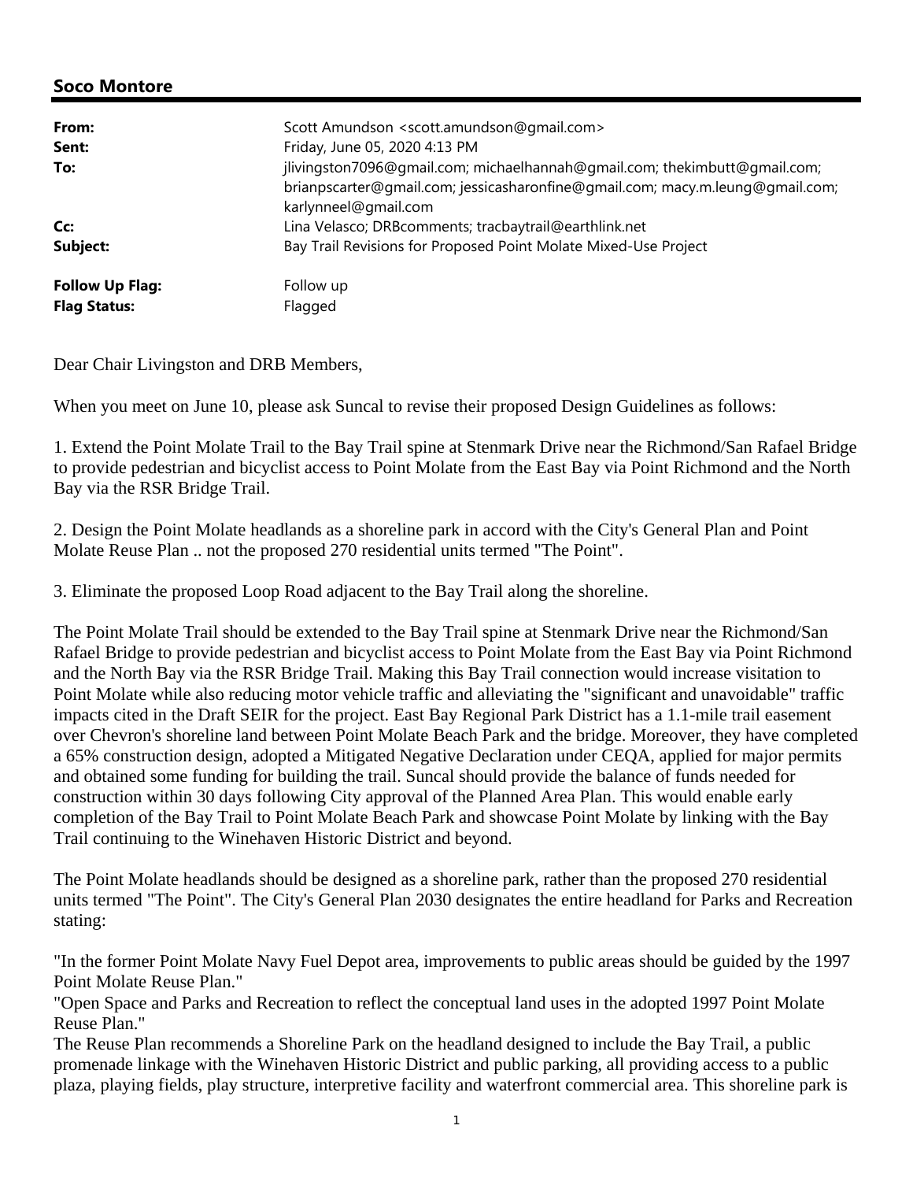## Soco Montore

| | |
|---|---|
| **From:** | Scott Amundson <scott.amundson@gmail.com> |
| **Sent:** | Friday, June 05, 2020 4:13 PM |
| **To:** | jlivingston7096@gmail.com; michaelhannah@gmail.com; thekimbutt@gmail.com; brianpscarter@gmail.com; jessicasharonfine@gmail.com; macy.m.leung@gmail.com; karlynneel@gmail.com |
| **Cc:** | Lina Velasco; DRBcomments; tracbaytrail@earthlink.net |
| **Subject:** | Bay Trail Revisions for Proposed Point Molate Mixed-Use Project |
| **Follow Up Flag:** | Follow up |
| **Flag Status:** | Flagged |

Dear Chair Livingston and DRB Members,

When you meet on June 10, please ask Suncal to revise their proposed Design Guidelines as follows:

1. Extend the Point Molate Trail to the Bay Trail spine at Stenmark Drive near the Richmond/San Rafael Bridge to provide pedestrian and bicyclist access to Point Molate from the East Bay via Point Richmond and the North Bay via the RSR Bridge Trail.

2. Design the Point Molate headlands as a shoreline park in accord with the City's General Plan and Point Molate Reuse Plan .. not the proposed 270 residential units termed "The Point".

3. Eliminate the proposed Loop Road adjacent to the Bay Trail along the shoreline.

The Point Molate Trail should be extended to the Bay Trail spine at Stenmark Drive near the Richmond/San Rafael Bridge to provide pedestrian and bicyclist access to Point Molate from the East Bay via Point Richmond and the North Bay via the RSR Bridge Trail. Making this Bay Trail connection would increase visitation to Point Molate while also reducing motor vehicle traffic and alleviating the "significant and unavoidable" traffic impacts cited in the Draft SEIR for the project. East Bay Regional Park District has a 1.1-mile trail easement over Chevron's shoreline land between Point Molate Beach Park and the bridge. Moreover, they have completed a 65% construction design, adopted a Mitigated Negative Declaration under CEQA, applied for major permits and obtained some funding for building the trail. Suncal should provide the balance of funds needed for construction within 30 days following City approval of the Planned Area Plan. This would enable early completion of the Bay Trail to Point Molate Beach Park and showcase Point Molate by linking with the Bay Trail continuing to the Winehaven Historic District and beyond.

The Point Molate headlands should be designed as a shoreline park, rather than the proposed 270 residential units termed "The Point". The City's General Plan 2030 designates the entire headland for Parks and Recreation stating:

"In the former Point Molate Navy Fuel Depot area, improvements to public areas should be guided by the 1997 Point Molate Reuse Plan."
"Open Space and Parks and Recreation to reflect the conceptual land uses in the adopted 1997 Point Molate Reuse Plan."
The Reuse Plan recommends a Shoreline Park on the headland designed to include the Bay Trail, a public promenade linkage with the Winehaven Historic District and public parking, all providing access to a public plaza, playing fields, play structure, interpretive facility and waterfront commercial area. This shoreline park is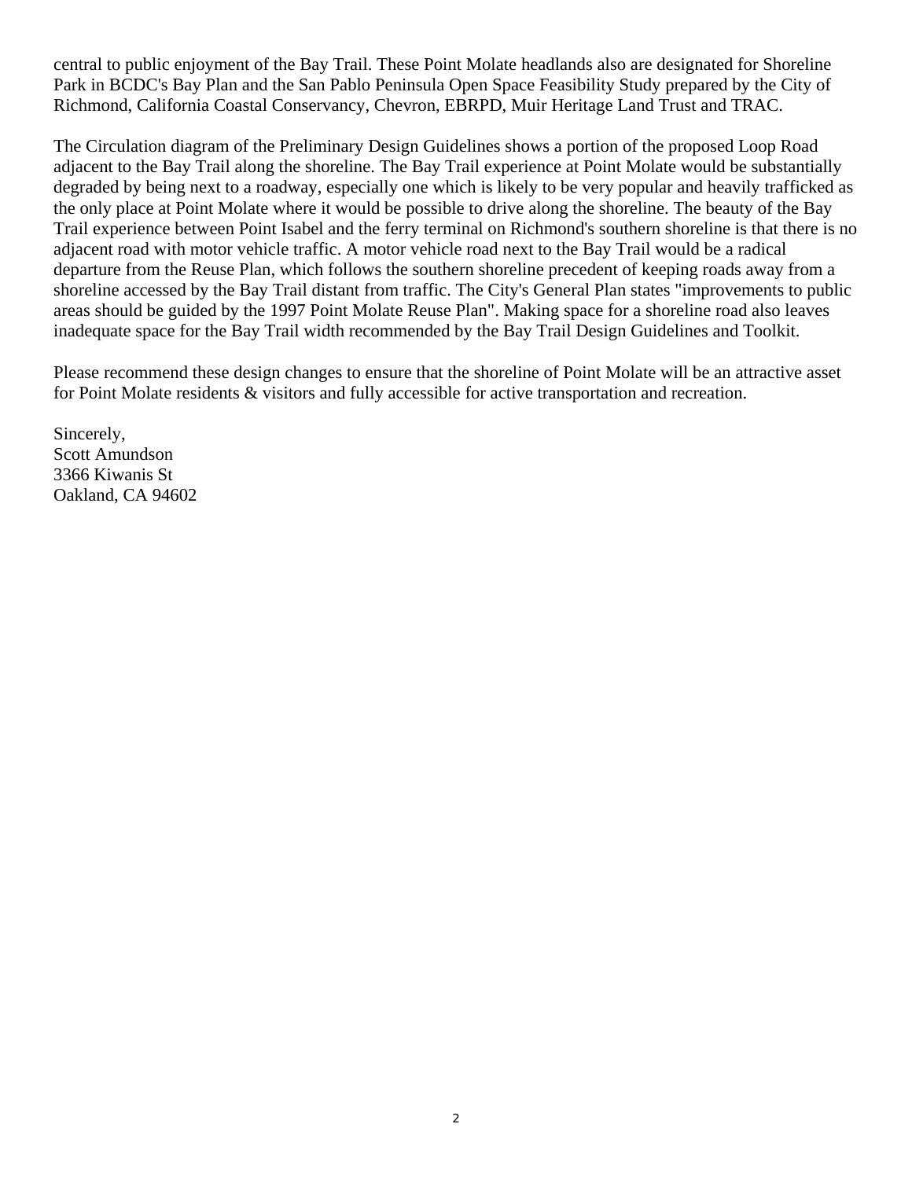central to public enjoyment of the Bay Trail. These Point Molate headlands also are designated for Shoreline Park in BCDC's Bay Plan and the San Pablo Peninsula Open Space Feasibility Study prepared by the City of Richmond, California Coastal Conservancy, Chevron, EBRPD, Muir Heritage Land Trust and TRAC.

The Circulation diagram of the Preliminary Design Guidelines shows a portion of the proposed Loop Road adjacent to the Bay Trail along the shoreline. The Bay Trail experience at Point Molate would be substantially degraded by being next to a roadway, especially one which is likely to be very popular and heavily trafficked as the only place at Point Molate where it would be possible to drive along the shoreline. The beauty of the Bay Trail experience between Point Isabel and the ferry terminal on Richmond's southern shoreline is that there is no adjacent road with motor vehicle traffic. A motor vehicle road next to the Bay Trail would be a radical departure from the Reuse Plan, which follows the southern shoreline precedent of keeping roads away from a shoreline accessed by the Bay Trail distant from traffic. The City's General Plan states "improvements to public areas should be guided by the 1997 Point Molate Reuse Plan". Making space for a shoreline road also leaves inadequate space for the Bay Trail width recommended by the Bay Trail Design Guidelines and Toolkit.

Please recommend these design changes to ensure that the shoreline of Point Molate will be an attractive asset for Point Molate residents & visitors and fully accessible for active transportation and recreation.

Sincerely,
Scott Amundson
3366 Kiwanis St
Oakland, CA 94602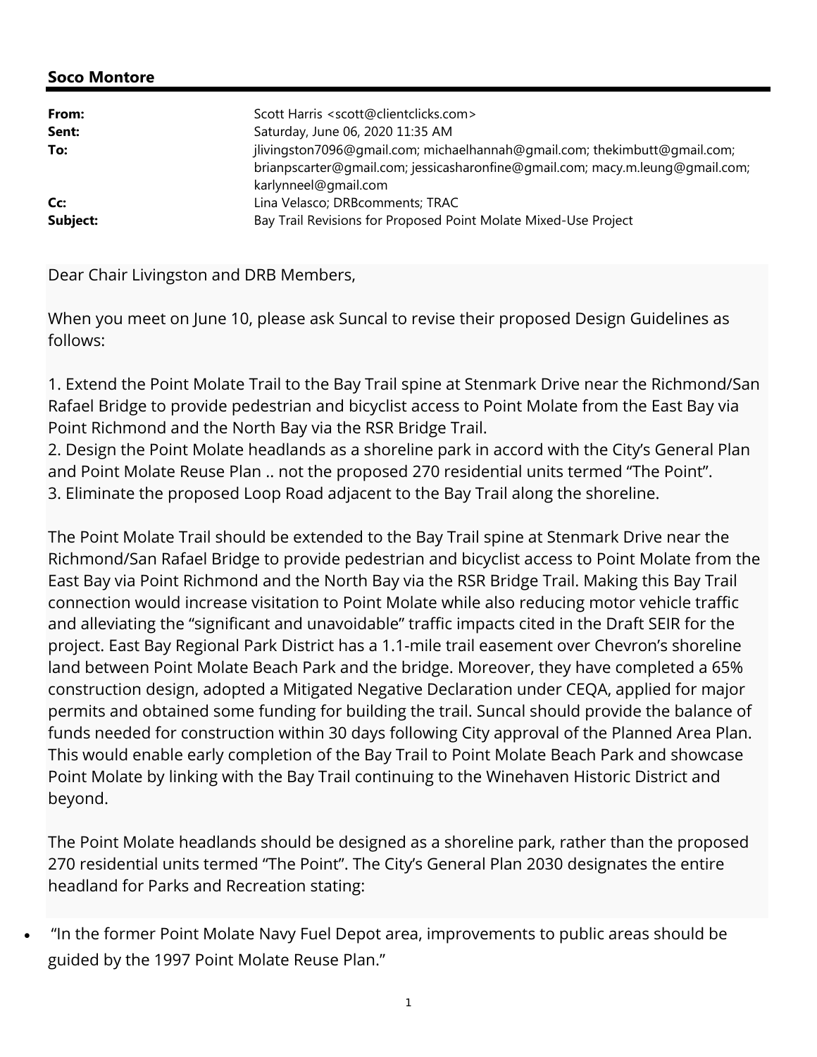**Soco Montore**

| | |
|---|---|
| **From:** | Scott Harris <scott@clientclicks.com> |
| **Sent:** | Saturday, June 06, 2020 11:35 AM |
| **To:** | jlivingston7096@gmail.com; michaelhannah@gmail.com; thekimbutt@gmail.com; brianpscarter@gmail.com; jessicasharonfine@gmail.com; macy.m.leung@gmail.com; karlynneel@gmail.com |
| **Cc:** | Lina Velasco; DRBcomments; TRAC |
| **Subject:** | Bay Trail Revisions for Proposed Point Molate Mixed-Use Project |

Dear Chair Livingston and DRB Members,

When you meet on June 10, please ask Suncal to revise their proposed Design Guidelines as follows:

1. Extend the Point Molate Trail to the Bay Trail spine at Stenmark Drive near the Richmond/San Rafael Bridge to provide pedestrian and bicyclist access to Point Molate from the East Bay via Point Richmond and the North Bay via the RSR Bridge Trail.
2. Design the Point Molate headlands as a shoreline park in accord with the City's General Plan and Point Molate Reuse Plan .. not the proposed 270 residential units termed "The Point".
3. Eliminate the proposed Loop Road adjacent to the Bay Trail along the shoreline.

The Point Molate Trail should be extended to the Bay Trail spine at Stenmark Drive near the Richmond/San Rafael Bridge to provide pedestrian and bicyclist access to Point Molate from the East Bay via Point Richmond and the North Bay via the RSR Bridge Trail. Making this Bay Trail connection would increase visitation to Point Molate while also reducing motor vehicle traffic and alleviating the "significant and unavoidable" traffic impacts cited in the Draft SEIR for the project. East Bay Regional Park District has a 1.1-mile trail easement over Chevron's shoreline land between Point Molate Beach Park and the bridge. Moreover, they have completed a 65% construction design, adopted a Mitigated Negative Declaration under CEQA, applied for major permits and obtained some funding for building the trail. Suncal should provide the balance of funds needed for construction within 30 days following City approval of the Planned Area Plan. This would enable early completion of the Bay Trail to Point Molate Beach Park and showcase Point Molate by linking with the Bay Trail continuing to the Winehaven Historic District and beyond.

The Point Molate headlands should be designed as a shoreline park, rather than the proposed 270 residential units termed "The Point". The City's General Plan 2030 designates the entire headland for Parks and Recreation stating:

- "In the former Point Molate Navy Fuel Depot area, improvements to public areas should be guided by the 1997 Point Molate Reuse Plan."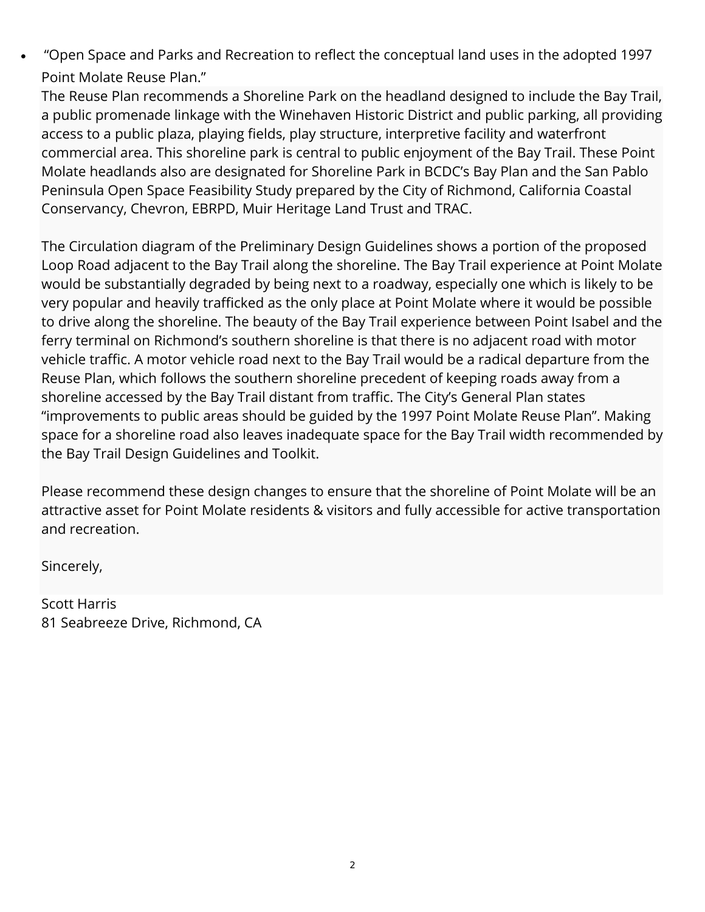- "Open Space and Parks and Recreation to reflect the conceptual land uses in the adopted 1997 Point Molate Reuse Plan."

  The Reuse Plan recommends a Shoreline Park on the headland designed to include the Bay Trail, a public promenade linkage with the Winehaven Historic District and public parking, all providing access to a public plaza, playing fields, play structure, interpretive facility and waterfront commercial area. This shoreline park is central to public enjoyment of the Bay Trail. These Point Molate headlands also are designated for Shoreline Park in BCDC's Bay Plan and the San Pablo Peninsula Open Space Feasibility Study prepared by the City of Richmond, California Coastal Conservancy, Chevron, EBRPD, Muir Heritage Land Trust and TRAC.

  The Circulation diagram of the Preliminary Design Guidelines shows a portion of the proposed Loop Road adjacent to the Bay Trail along the shoreline. The Bay Trail experience at Point Molate would be substantially degraded by being next to a roadway, especially one which is likely to be very popular and heavily trafficked as the only place at Point Molate where it would be possible to drive along the shoreline. The beauty of the Bay Trail experience between Point Isabel and the ferry terminal on Richmond's southern shoreline is that there is no adjacent road with motor vehicle traffic. A motor vehicle road next to the Bay Trail would be a radical departure from the Reuse Plan, which follows the southern shoreline precedent of keeping roads away from a shoreline accessed by the Bay Trail distant from traffic. The City's General Plan states "improvements to public areas should be guided by the 1997 Point Molate Reuse Plan". Making space for a shoreline road also leaves inadequate space for the Bay Trail width recommended by the Bay Trail Design Guidelines and Toolkit.

  Please recommend these design changes to ensure that the shoreline of Point Molate will be an attractive asset for Point Molate residents & visitors and fully accessible for active transportation and recreation.

  Sincerely,

Scott Harris
81 Seabreeze Drive, Richmond, CA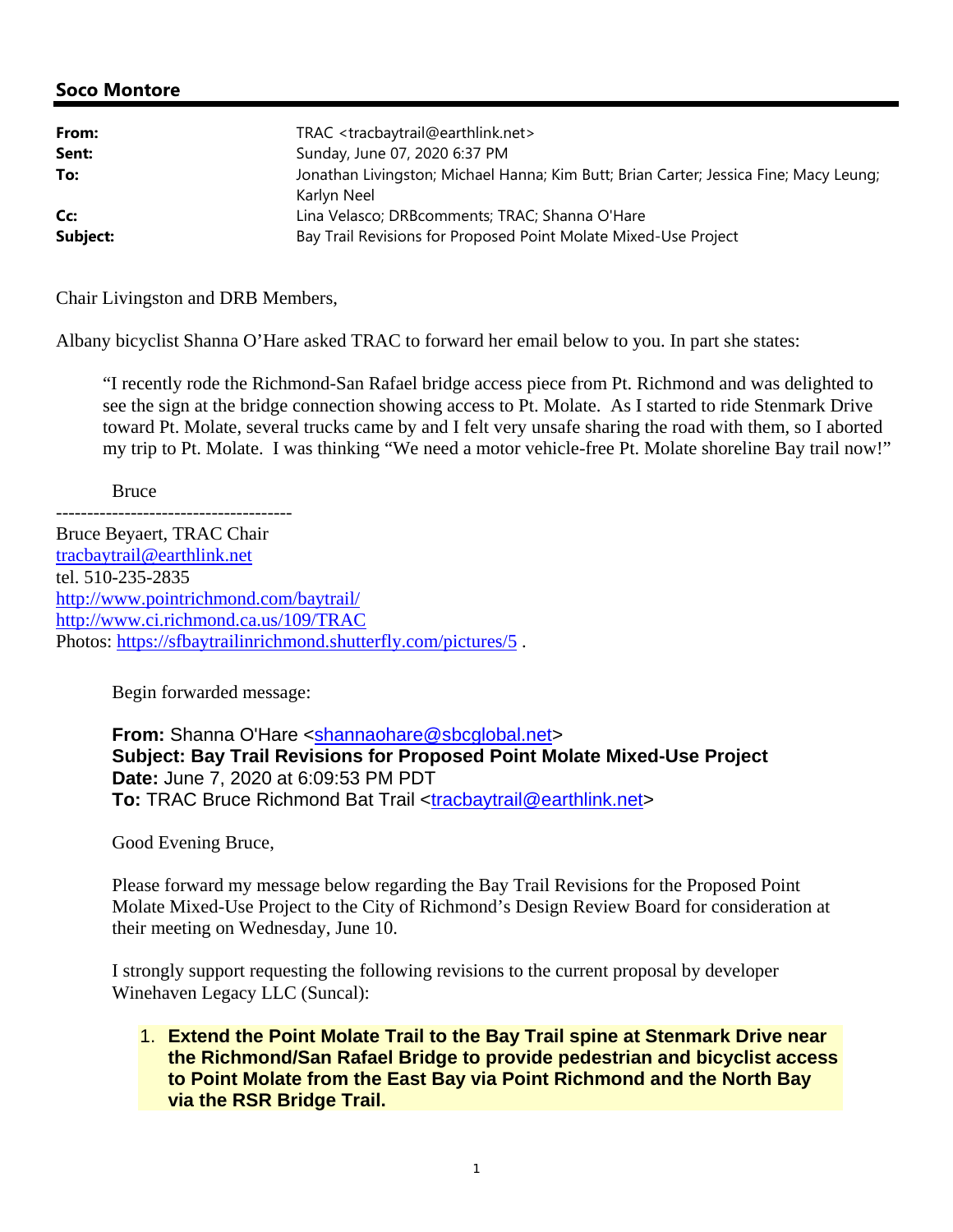## Soco Montore

| | |
|---|---|
| **From:** | TRAC <tracbaytrail@earthlink.net> |
| **Sent:** | Sunday, June 07, 2020 6:37 PM |
| **To:** | Jonathan Livingston; Michael Hanna; Kim Butt; Brian Carter; Jessica Fine; Macy Leung; Karlyn Neel |
| **Cc:** | Lina Velasco; DRBcomments; TRAC; Shanna O'Hare |
| **Subject:** | Bay Trail Revisions for Proposed Point Molate Mixed-Use Project |

Chair Livingston and DRB Members,

Albany bicyclist Shanna O'Hare asked TRAC to forward her email below to you. In part she states:

> "I recently rode the Richmond-San Rafael bridge access piece from Pt. Richmond and was delighted to see the sign at the bridge connection showing access to Pt. Molate. As I started to ride Stenmark Drive toward Pt. Molate, several trucks came by and I felt very unsafe sharing the road with them, so I aborted my trip to Pt. Molate. I was thinking "We need a motor vehicle-free Pt. Molate shoreline Bay trail now!"

Bruce

--------------------------------------

Bruce Beyaert, TRAC Chair
tracbaytrail@earthlink.net
tel. 510-235-2835
http://www.pointrichmond.com/baytrail/
http://www.ci.richmond.ca.us/109/TRAC
Photos: https://sfbaytrailinrichmond.shutterfly.com/pictures/5 .

Begin forwarded message:

**From:** Shanna O'Hare <shannaohare@sbcglobal.net>
**Subject: Bay Trail Revisions for Proposed Point Molate Mixed-Use Project**
**Date:** June 7, 2020 at 6:09:53 PM PDT
**To:** TRAC Bruce Richmond Bat Trail <tracbaytrail@earthlink.net>

Good Evening Bruce,

Please forward my message below regarding the Bay Trail Revisions for the Proposed Point Molate Mixed-Use Project to the City of Richmond's Design Review Board for consideration at their meeting on Wednesday, June 10.

I strongly support requesting the following revisions to the current proposal by developer Winehaven Legacy LLC (Suncal):

1. **Extend the Point Molate Trail to the Bay Trail spine at Stenmark Drive near the Richmond/San Rafael Bridge to provide pedestrian and bicyclist access to Point Molate from the East Bay via Point Richmond and the North Bay via the RSR Bridge Trail.**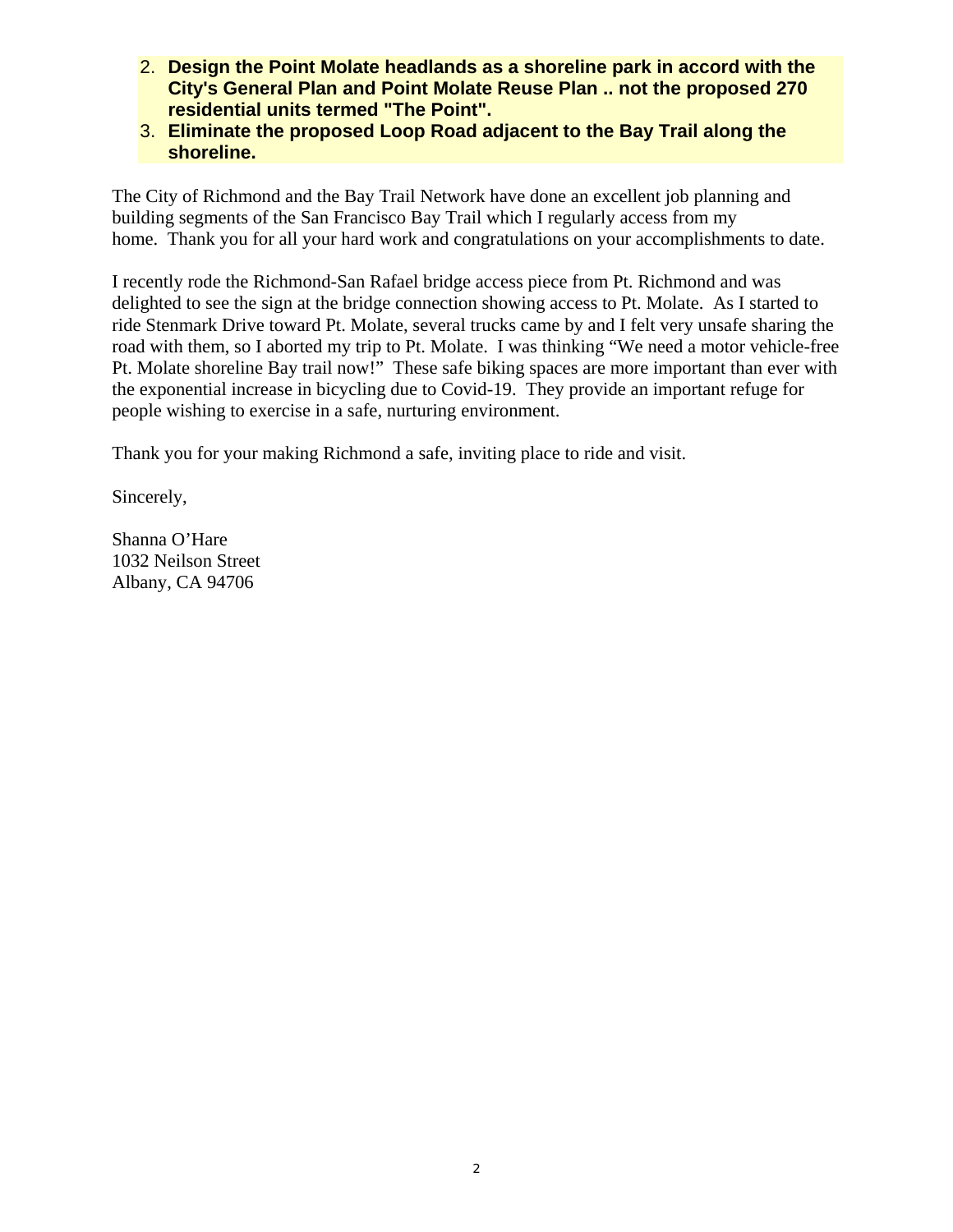2. **Design the Point Molate headlands as a shoreline park in accord with the City's General Plan and Point Molate Reuse Plan .. not the proposed 270 residential units termed "The Point".**
3. **Eliminate the proposed Loop Road adjacent to the Bay Trail along the shoreline.**

The City of Richmond and the Bay Trail Network have done an excellent job planning and building segments of the San Francisco Bay Trail which I regularly access from my home. Thank you for all your hard work and congratulations on your accomplishments to date.

I recently rode the Richmond-San Rafael bridge access piece from Pt. Richmond and was delighted to see the sign at the bridge connection showing access to Pt. Molate. As I started to ride Stenmark Drive toward Pt. Molate, several trucks came by and I felt very unsafe sharing the road with them, so I aborted my trip to Pt. Molate. I was thinking "We need a motor vehicle-free Pt. Molate shoreline Bay trail now!" These safe biking spaces are more important than ever with the exponential increase in bicycling due to Covid-19. They provide an important refuge for people wishing to exercise in a safe, nurturing environment.

Thank you for your making Richmond a safe, inviting place to ride and visit.

Sincerely,

Shanna O'Hare
1032 Neilson Street
Albany, CA 94706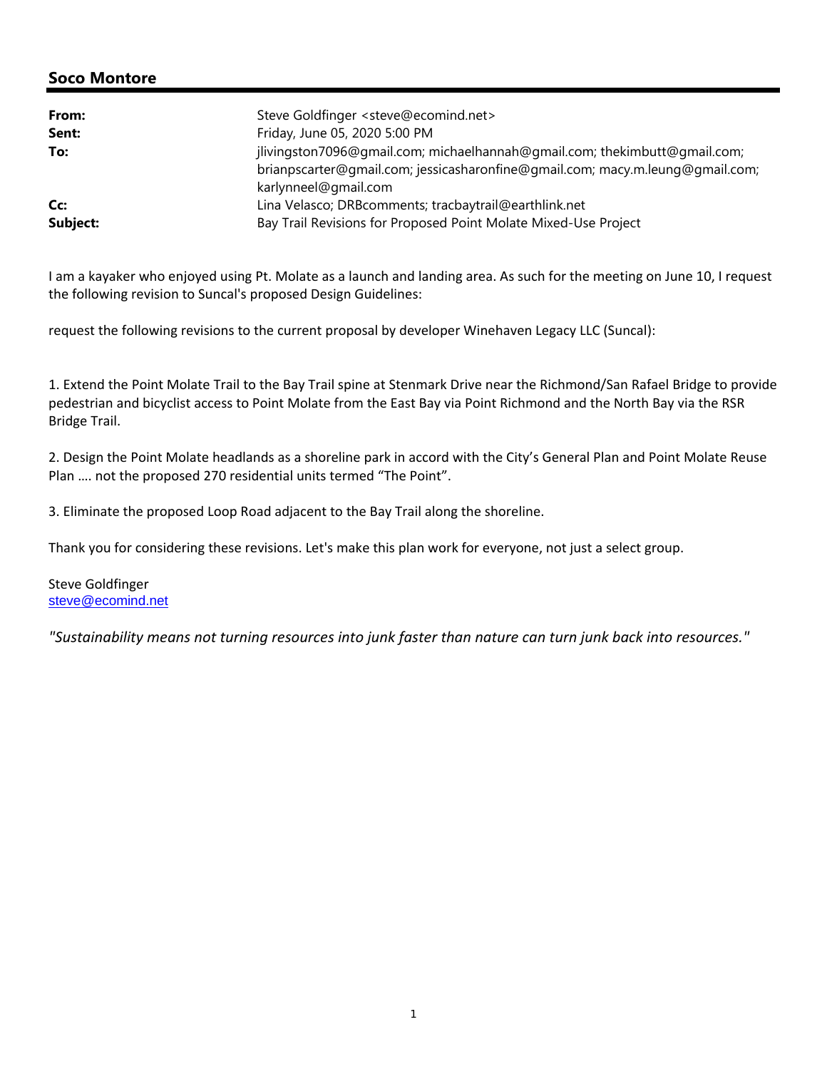## Soco Montore

| | |
|---|---|
| **From:** | Steve Goldfinger <steve@ecomind.net> |
| **Sent:** | Friday, June 05, 2020 5:00 PM |
| **To:** | jlivingston7096@gmail.com; michaelhannah@gmail.com; thekimbutt@gmail.com; brianpscarter@gmail.com; jessicasharonfine@gmail.com; macy.m.leung@gmail.com; karlynneel@gmail.com |
| **Cc:** | Lina Velasco; DRBcomments; tracbaytrail@earthlink.net |
| **Subject:** | Bay Trail Revisions for Proposed Point Molate Mixed-Use Project |

I am a kayaker who enjoyed using Pt. Molate as a launch and landing area. As such for the meeting on June 10, I request the following revision to Suncal's proposed Design Guidelines:

request the following revisions to the current proposal by developer Winehaven Legacy LLC (Suncal):

1. Extend the Point Molate Trail to the Bay Trail spine at Stenmark Drive near the Richmond/San Rafael Bridge to provide pedestrian and bicyclist access to Point Molate from the East Bay via Point Richmond and the North Bay via the RSR Bridge Trail.

2. Design the Point Molate headlands as a shoreline park in accord with the City's General Plan and Point Molate Reuse Plan …. not the proposed 270 residential units termed "The Point".

3. Eliminate the proposed Loop Road adjacent to the Bay Trail along the shoreline.

Thank you for considering these revisions. Let's make this plan work for everyone, not just a select group.

Steve Goldfinger
steve@ecomind.net

*"Sustainability means not turning resources into junk faster than nature can turn junk back into resources."*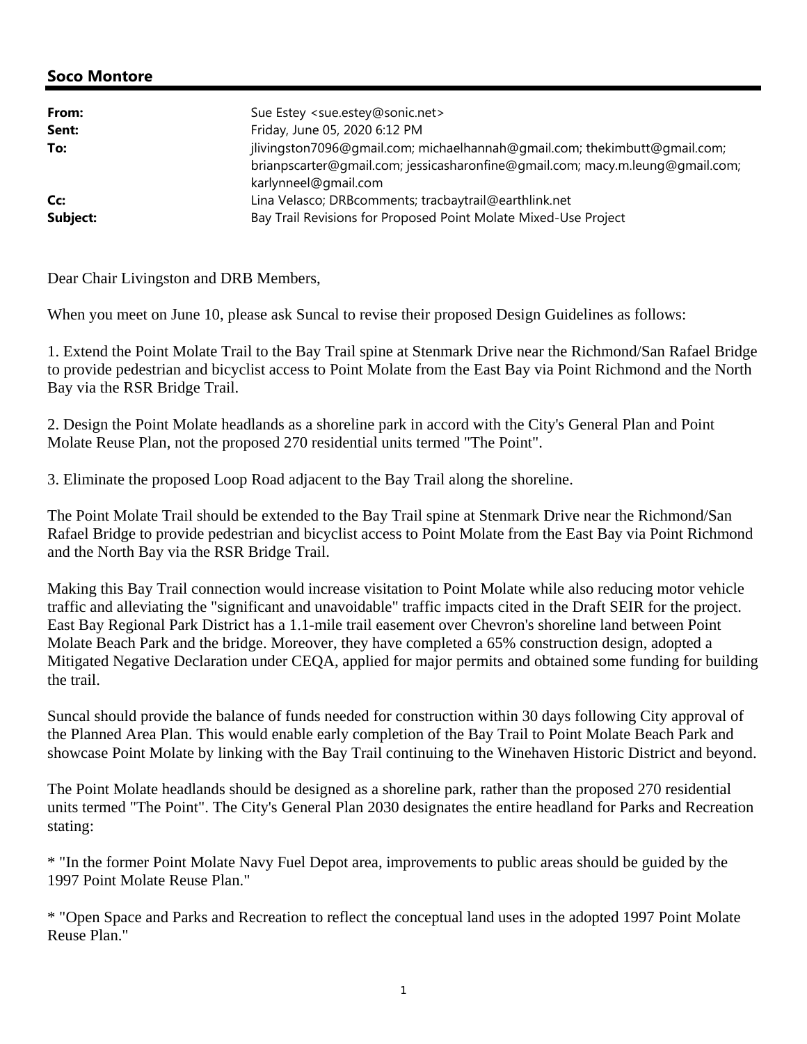## Soco Montore

| | |
|---|---|
| **From:** | Sue Estey <sue.estey@sonic.net> |
| **Sent:** | Friday, June 05, 2020 6:12 PM |
| **To:** | jlivingston7096@gmail.com; michaelhannah@gmail.com; thekimbutt@gmail.com; brianpscarter@gmail.com; jessicasharonfine@gmail.com; macy.m.leung@gmail.com; karlynneel@gmail.com |
| **Cc:** | Lina Velasco; DRBcomments; tracbaytrail@earthlink.net |
| **Subject:** | Bay Trail Revisions for Proposed Point Molate Mixed-Use Project |

Dear Chair Livingston and DRB Members,

When you meet on June 10, please ask Suncal to revise their proposed Design Guidelines as follows:

1. Extend the Point Molate Trail to the Bay Trail spine at Stenmark Drive near the Richmond/San Rafael Bridge to provide pedestrian and bicyclist access to Point Molate from the East Bay via Point Richmond and the North Bay via the RSR Bridge Trail.

2. Design the Point Molate headlands as a shoreline park in accord with the City's General Plan and Point Molate Reuse Plan, not the proposed 270 residential units termed "The Point".

3. Eliminate the proposed Loop Road adjacent to the Bay Trail along the shoreline.

The Point Molate Trail should be extended to the Bay Trail spine at Stenmark Drive near the Richmond/San Rafael Bridge to provide pedestrian and bicyclist access to Point Molate from the East Bay via Point Richmond and the North Bay via the RSR Bridge Trail.

Making this Bay Trail connection would increase visitation to Point Molate while also reducing motor vehicle traffic and alleviating the "significant and unavoidable" traffic impacts cited in the Draft SEIR for the project. East Bay Regional Park District has a 1.1-mile trail easement over Chevron's shoreline land between Point Molate Beach Park and the bridge. Moreover, they have completed a 65% construction design, adopted a Mitigated Negative Declaration under CEQA, applied for major permits and obtained some funding for building the trail.

Suncal should provide the balance of funds needed for construction within 30 days following City approval of the Planned Area Plan. This would enable early completion of the Bay Trail to Point Molate Beach Park and showcase Point Molate by linking with the Bay Trail continuing to the Winehaven Historic District and beyond.

The Point Molate headlands should be designed as a shoreline park, rather than the proposed 270 residential units termed "The Point". The City's General Plan 2030 designates the entire headland for Parks and Recreation stating:

* "In the former Point Molate Navy Fuel Depot area, improvements to public areas should be guided by the 1997 Point Molate Reuse Plan."

* "Open Space and Parks and Recreation to reflect the conceptual land uses in the adopted 1997 Point Molate Reuse Plan."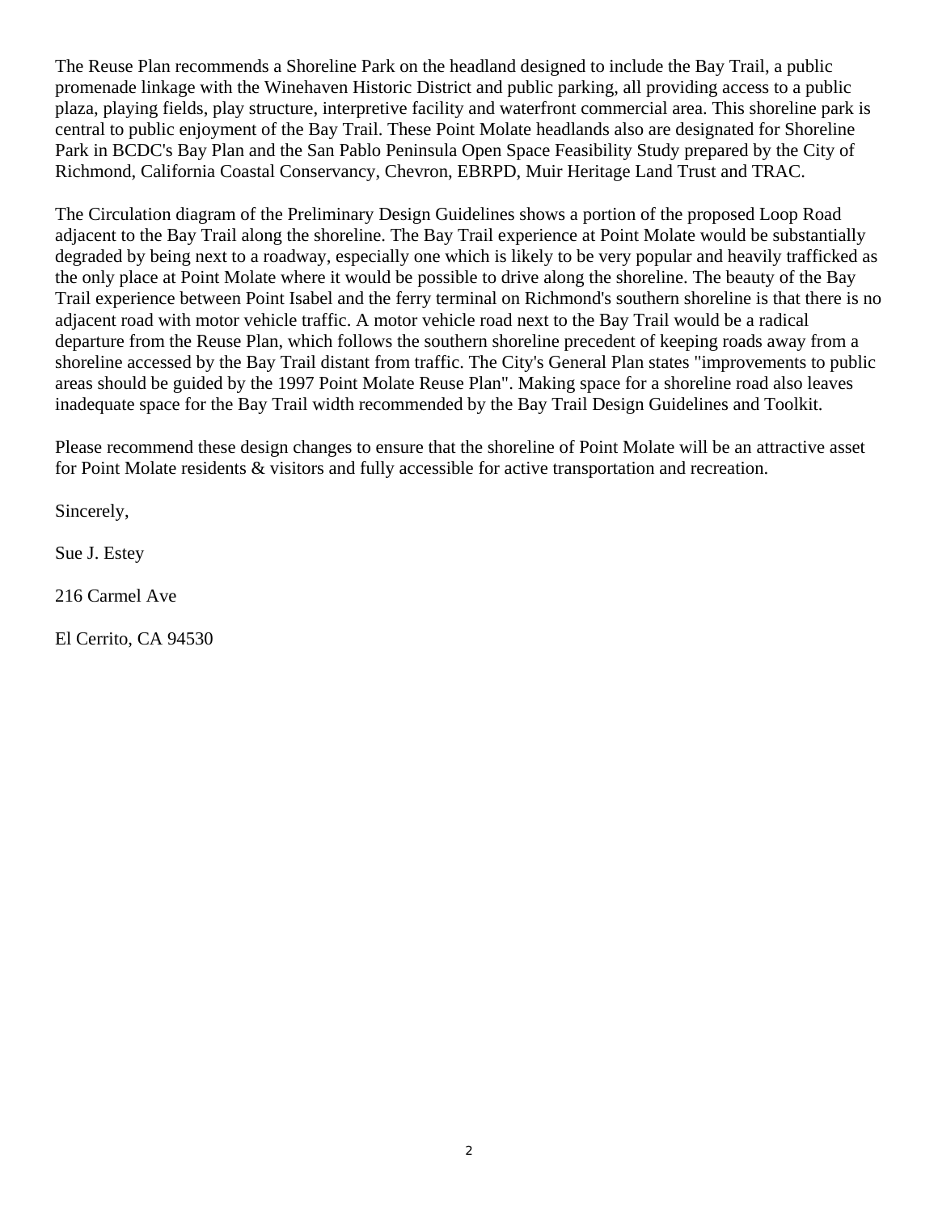The Reuse Plan recommends a Shoreline Park on the headland designed to include the Bay Trail, a public promenade linkage with the Winehaven Historic District and public parking, all providing access to a public plaza, playing fields, play structure, interpretive facility and waterfront commercial area. This shoreline park is central to public enjoyment of the Bay Trail. These Point Molate headlands also are designated for Shoreline Park in BCDC's Bay Plan and the San Pablo Peninsula Open Space Feasibility Study prepared by the City of Richmond, California Coastal Conservancy, Chevron, EBRPD, Muir Heritage Land Trust and TRAC.

The Circulation diagram of the Preliminary Design Guidelines shows a portion of the proposed Loop Road adjacent to the Bay Trail along the shoreline. The Bay Trail experience at Point Molate would be substantially degraded by being next to a roadway, especially one which is likely to be very popular and heavily trafficked as the only place at Point Molate where it would be possible to drive along the shoreline. The beauty of the Bay Trail experience between Point Isabel and the ferry terminal on Richmond's southern shoreline is that there is no adjacent road with motor vehicle traffic. A motor vehicle road next to the Bay Trail would be a radical departure from the Reuse Plan, which follows the southern shoreline precedent of keeping roads away from a shoreline accessed by the Bay Trail distant from traffic. The City's General Plan states "improvements to public areas should be guided by the 1997 Point Molate Reuse Plan". Making space for a shoreline road also leaves inadequate space for the Bay Trail width recommended by the Bay Trail Design Guidelines and Toolkit.

Please recommend these design changes to ensure that the shoreline of Point Molate will be an attractive asset for Point Molate residents & visitors and fully accessible for active transportation and recreation.

Sincerely,

Sue J. Estey

216 Carmel Ave

El Cerrito, CA 94530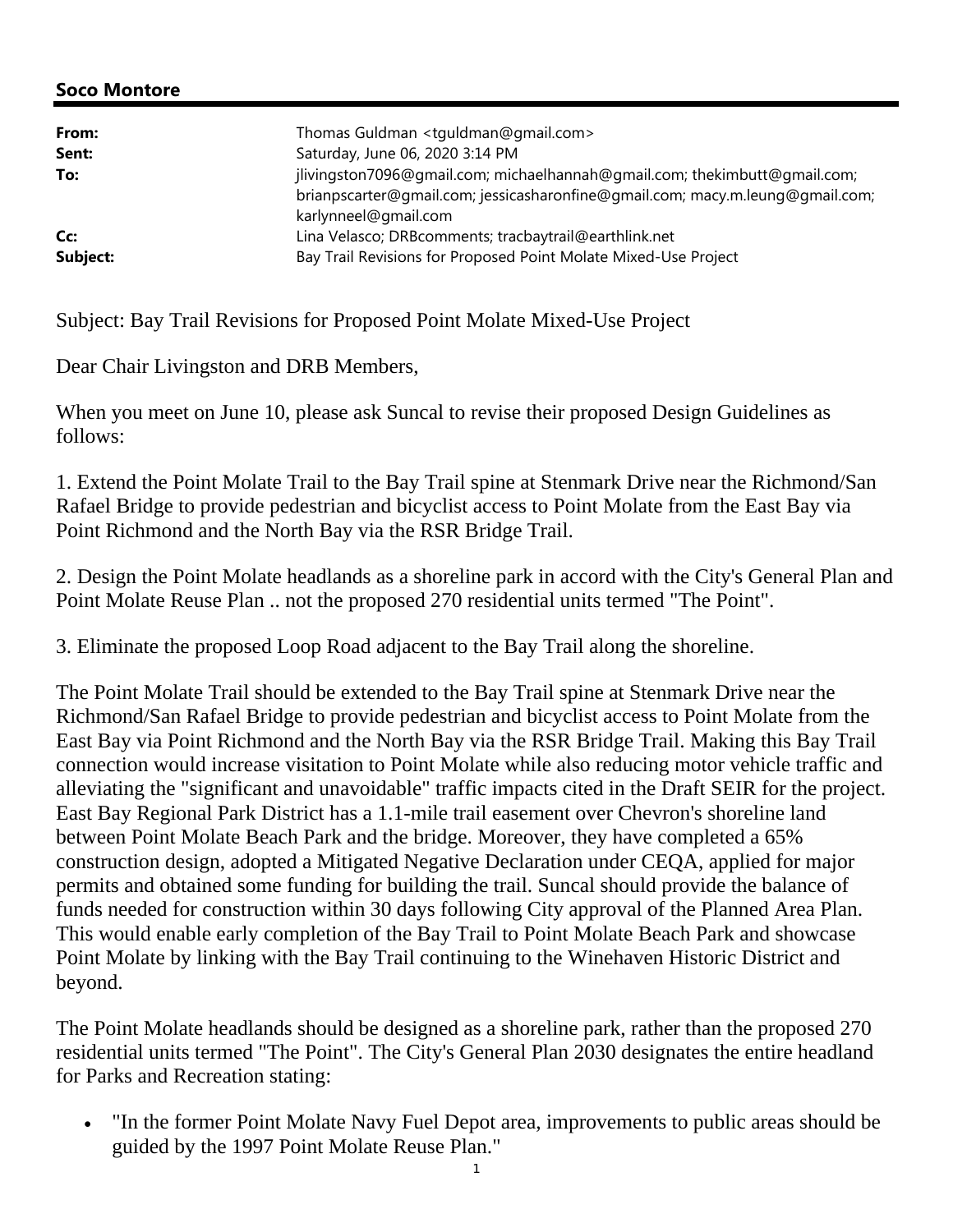**Soco Montore**

---

| | |
|---|---|
| **From:** | Thomas Guldman <tguldman@gmail.com> |
| **Sent:** | Saturday, June 06, 2020 3:14 PM |
| **To:** | jlivingston7096@gmail.com; michaelhannah@gmail.com; thekimbutt@gmail.com; brianpscarter@gmail.com; jessicasharonfine@gmail.com; macy.m.leung@gmail.com; karlynneel@gmail.com |
| **Cc:** | Lina Velasco; DRBcomments; tracbaytrail@earthlink.net |
| **Subject:** | Bay Trail Revisions for Proposed Point Molate Mixed-Use Project |

Subject: Bay Trail Revisions for Proposed Point Molate Mixed-Use Project

Dear Chair Livingston and DRB Members,

When you meet on June 10, please ask Suncal to revise their proposed Design Guidelines as follows:

1. Extend the Point Molate Trail to the Bay Trail spine at Stenmark Drive near the Richmond/San Rafael Bridge to provide pedestrian and bicyclist access to Point Molate from the East Bay via Point Richmond and the North Bay via the RSR Bridge Trail.

2. Design the Point Molate headlands as a shoreline park in accord with the City's General Plan and Point Molate Reuse Plan .. not the proposed 270 residential units termed "The Point".

3. Eliminate the proposed Loop Road adjacent to the Bay Trail along the shoreline.

The Point Molate Trail should be extended to the Bay Trail spine at Stenmark Drive near the Richmond/San Rafael Bridge to provide pedestrian and bicyclist access to Point Molate from the East Bay via Point Richmond and the North Bay via the RSR Bridge Trail. Making this Bay Trail connection would increase visitation to Point Molate while also reducing motor vehicle traffic and alleviating the "significant and unavoidable" traffic impacts cited in the Draft SEIR for the project. East Bay Regional Park District has a 1.1-mile trail easement over Chevron's shoreline land between Point Molate Beach Park and the bridge. Moreover, they have completed a 65% construction design, adopted a Mitigated Negative Declaration under CEQA, applied for major permits and obtained some funding for building the trail. Suncal should provide the balance of funds needed for construction within 30 days following City approval of the Planned Area Plan. This would enable early completion of the Bay Trail to Point Molate Beach Park and showcase Point Molate by linking with the Bay Trail continuing to the Winehaven Historic District and beyond.

The Point Molate headlands should be designed as a shoreline park, rather than the proposed 270 residential units termed "The Point". The City's General Plan 2030 designates the entire headland for Parks and Recreation stating:

- "In the former Point Molate Navy Fuel Depot area, improvements to public areas should be guided by the 1997 Point Molate Reuse Plan."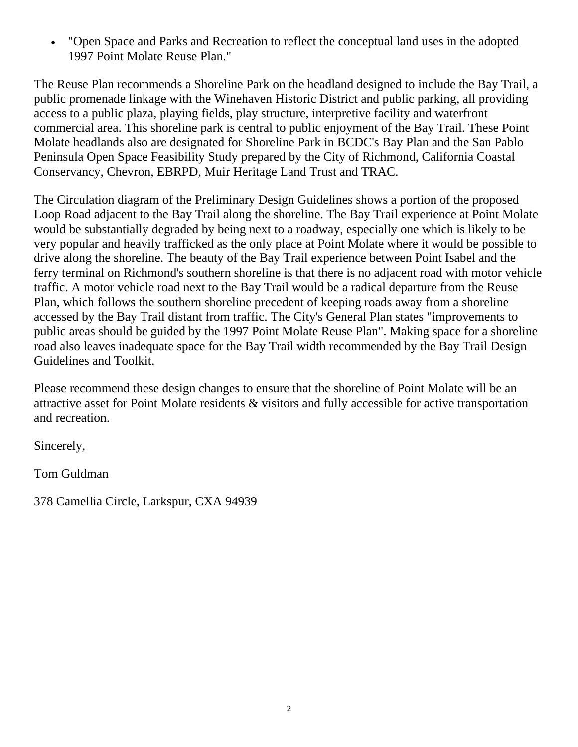- "Open Space and Parks and Recreation to reflect the conceptual land uses in the adopted 1997 Point Molate Reuse Plan."

The Reuse Plan recommends a Shoreline Park on the headland designed to include the Bay Trail, a public promenade linkage with the Winehaven Historic District and public parking, all providing access to a public plaza, playing fields, play structure, interpretive facility and waterfront commercial area. This shoreline park is central to public enjoyment of the Bay Trail. These Point Molate headlands also are designated for Shoreline Park in BCDC's Bay Plan and the San Pablo Peninsula Open Space Feasibility Study prepared by the City of Richmond, California Coastal Conservancy, Chevron, EBRPD, Muir Heritage Land Trust and TRAC.

The Circulation diagram of the Preliminary Design Guidelines shows a portion of the proposed Loop Road adjacent to the Bay Trail along the shoreline. The Bay Trail experience at Point Molate would be substantially degraded by being next to a roadway, especially one which is likely to be very popular and heavily trafficked as the only place at Point Molate where it would be possible to drive along the shoreline. The beauty of the Bay Trail experience between Point Isabel and the ferry terminal on Richmond's southern shoreline is that there is no adjacent road with motor vehicle traffic. A motor vehicle road next to the Bay Trail would be a radical departure from the Reuse Plan, which follows the southern shoreline precedent of keeping roads away from a shoreline accessed by the Bay Trail distant from traffic. The City's General Plan states "improvements to public areas should be guided by the 1997 Point Molate Reuse Plan". Making space for a shoreline road also leaves inadequate space for the Bay Trail width recommended by the Bay Trail Design Guidelines and Toolkit.

Please recommend these design changes to ensure that the shoreline of Point Molate will be an attractive asset for Point Molate residents & visitors and fully accessible for active transportation and recreation.

Sincerely,

Tom Guldman

378 Camellia Circle, Larkspur, CXA 94939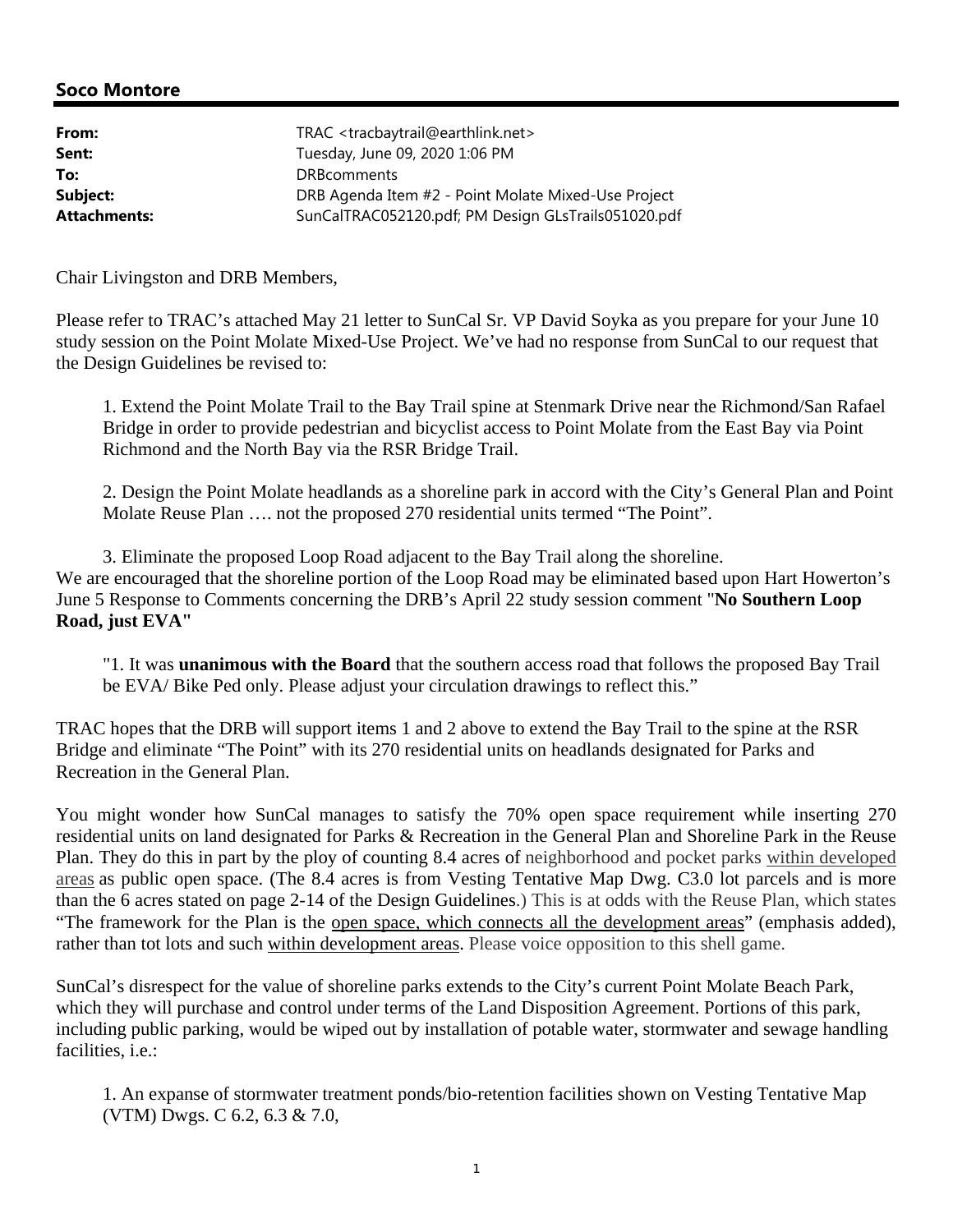## Soco Montore

| | |
|---|---|
| **From:** | TRAC <tracbaytrail@earthlink.net> |
| **Sent:** | Tuesday, June 09, 2020 1:06 PM |
| **To:** | DRBcomments |
| **Subject:** | DRB Agenda Item #2 - Point Molate Mixed-Use Project |
| **Attachments:** | SunCalTRAC052120.pdf; PM Design GLsTrails051020.pdf |

Chair Livingston and DRB Members,

Please refer to TRAC's attached May 21 letter to SunCal Sr. VP David Soyka as you prepare for your June 10 study session on the Point Molate Mixed-Use Project. We've had no response from SunCal to our request that the Design Guidelines be revised to:

> 1. Extend the Point Molate Trail to the Bay Trail spine at Stenmark Drive near the Richmond/San Rafael Bridge in order to provide pedestrian and bicyclist access to Point Molate from the East Bay via Point Richmond and the North Bay via the RSR Bridge Trail.
>
> 2. Design the Point Molate headlands as a shoreline park in accord with the City's General Plan and Point Molate Reuse Plan …. not the proposed 270 residential units termed "The Point".
>
> 3. Eliminate the proposed Loop Road adjacent to the Bay Trail along the shoreline.

We are encouraged that the shoreline portion of the Loop Road may be eliminated based upon Hart Howerton's June 5 Response to Comments concerning the DRB's April 22 study session comment "**No Southern Loop Road, just EVA"**

> "1. It was **unanimous with the Board** that the southern access road that follows the proposed Bay Trail be EVA/ Bike Ped only. Please adjust your circulation drawings to reflect this."

TRAC hopes that the DRB will support items 1 and 2 above to extend the Bay Trail to the spine at the RSR Bridge and eliminate "The Point" with its 270 residential units on headlands designated for Parks and Recreation in the General Plan.

You might wonder how SunCal manages to satisfy the 70% open space requirement while inserting 270 residential units on land designated for Parks & Recreation in the General Plan and Shoreline Park in the Reuse Plan. They do this in part by the ploy of counting 8.4 acres of neighborhood and pocket parks <u>within developed areas</u> as public open space. (The 8.4 acres is from Vesting Tentative Map Dwg. C3.0 lot parcels and is more than the 6 acres stated on page 2-14 of the Design Guidelines.) This is at odds with the Reuse Plan, which states "The framework for the Plan is the <u>open space, which connects all the development areas</u>" (emphasis added), rather than tot lots and such <u>within development areas</u>. Please voice opposition to this shell game.

SunCal's disrespect for the value of shoreline parks extends to the City's current Point Molate Beach Park, which they will purchase and control under terms of the Land Disposition Agreement. Portions of this park, including public parking, would be wiped out by installation of potable water, stormwater and sewage handling facilities, i.e.:

> 1. An expanse of stormwater treatment ponds/bio-retention facilities shown on Vesting Tentative Map (VTM) Dwgs. C 6.2, 6.3 & 7.0,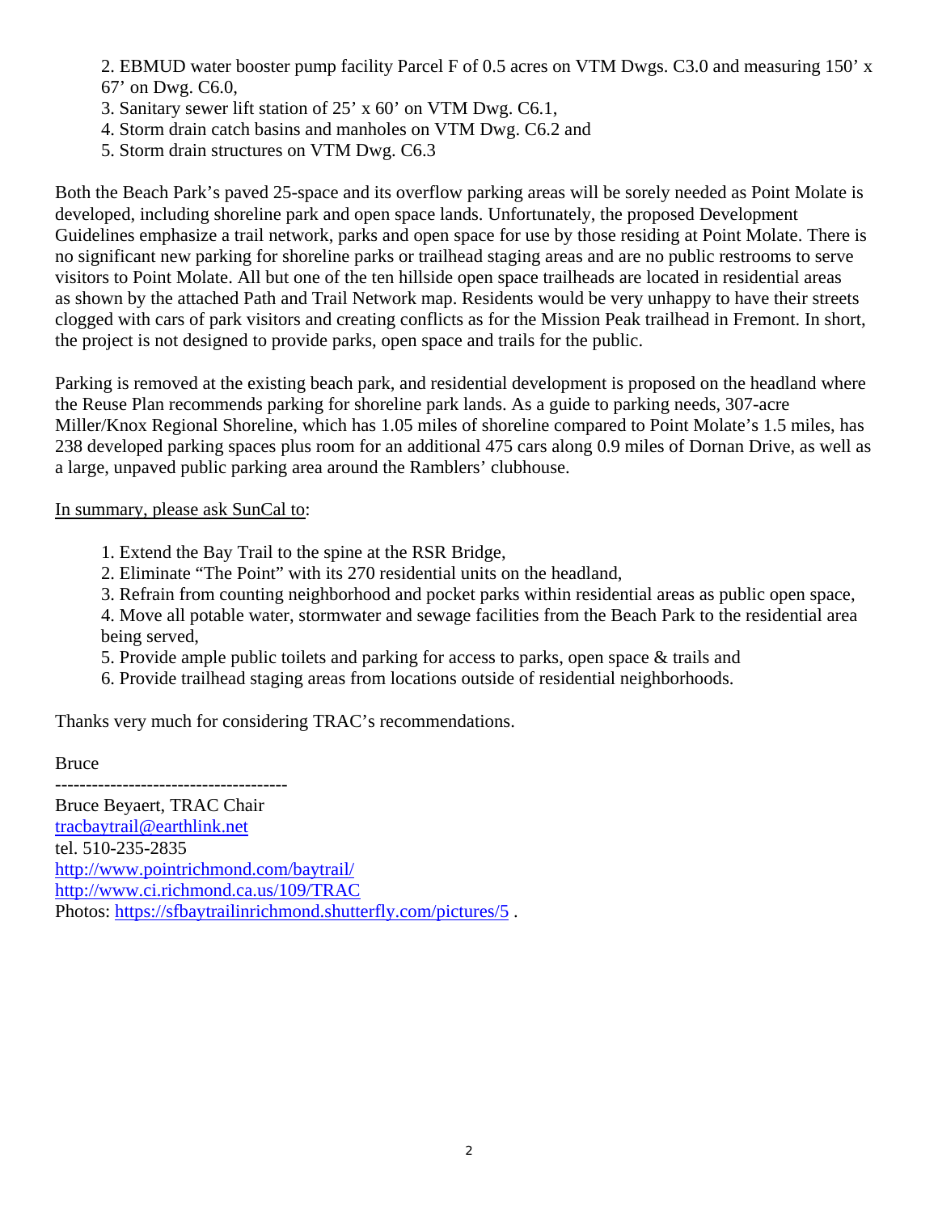2. EBMUD water booster pump facility Parcel F of 0.5 acres on VTM Dwgs. C3.0 and measuring 150' x 67' on Dwg. C6.0,
3. Sanitary sewer lift station of 25' x 60' on VTM Dwg. C6.1,
4. Storm drain catch basins and manholes on VTM Dwg. C6.2 and
5. Storm drain structures on VTM Dwg. C6.3

Both the Beach Park's paved 25-space and its overflow parking areas will be sorely needed as Point Molate is developed, including shoreline park and open space lands. Unfortunately, the proposed Development Guidelines emphasize a trail network, parks and open space for use by those residing at Point Molate. There is no significant new parking for shoreline parks or trailhead staging areas and are no public restrooms to serve visitors to Point Molate. All but one of the ten hillside open space trailheads are located in residential areas as shown by the attached Path and Trail Network map. Residents would be very unhappy to have their streets clogged with cars of park visitors and creating conflicts as for the Mission Peak trailhead in Fremont. In short, the project is not designed to provide parks, open space and trails for the public.

Parking is removed at the existing beach park, and residential development is proposed on the headland where the Reuse Plan recommends parking for shoreline park lands. As a guide to parking needs, 307-acre Miller/Knox Regional Shoreline, which has 1.05 miles of shoreline compared to Point Molate's 1.5 miles, has 238 developed parking spaces plus room for an additional 475 cars along 0.9 miles of Dornan Drive, as well as a large, unpaved public parking area around the Ramblers' clubhouse.

<u>In summary, please ask SunCal to</u>:

1. Extend the Bay Trail to the spine at the RSR Bridge,
2. Eliminate "The Point" with its 270 residential units on the headland,
3. Refrain from counting neighborhood and pocket parks within residential areas as public open space,
4. Move all potable water, stormwater and sewage facilities from the Beach Park to the residential area being served,
5. Provide ample public toilets and parking for access to parks, open space & trails and
6. Provide trailhead staging areas from locations outside of residential neighborhoods.

Thanks very much for considering TRAC's recommendations.

Bruce

--------------------------------------

Bruce Beyaert, TRAC Chair
tracbaytrail@earthlink.net
tel. 510-235-2835
http://www.pointrichmond.com/baytrail/
http://www.ci.richmond.ca.us/109/TRAC
Photos: https://sfbaytrailinrichmond.shutterfly.com/pictures/5 .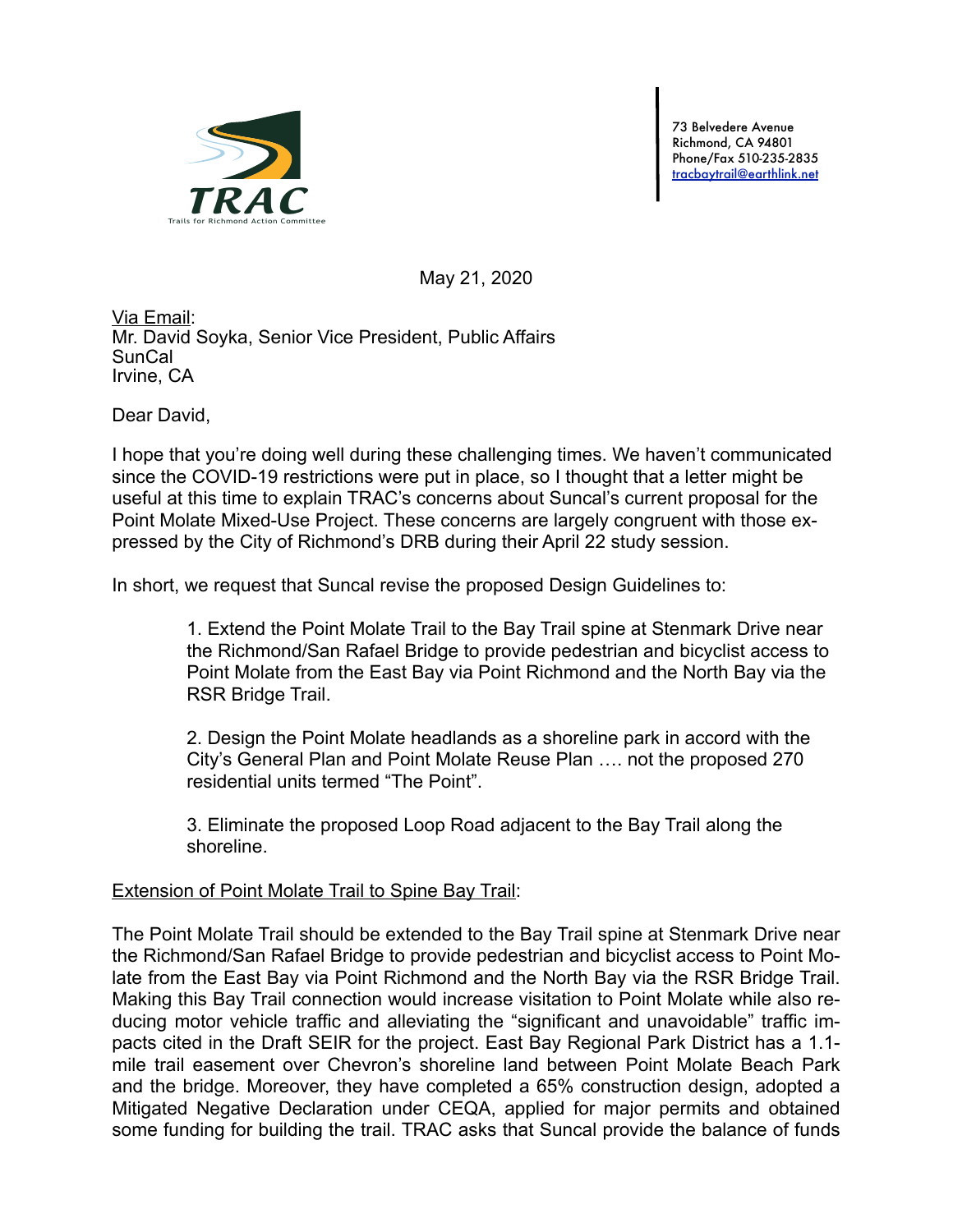TRAC

Trails for Richmond Action Committee

73 Belvedere Avenue
Richmond, CA 94801
Phone/Fax 510-235-2835
tracbaytrail@earthlink.net

May 21, 2020

Via Email:
Mr. David Soyka, Senior Vice President, Public Affairs
SunCal
Irvine, CA

Dear David,

I hope that you're doing well during these challenging times. We haven't communicated since the COVID-19 restrictions were put in place, so I thought that a letter might be useful at this time to explain TRAC's concerns about Suncal's current proposal for the Point Molate Mixed-Use Project. These concerns are largely congruent with those expressed by the City of Richmond's DRB during their April 22 study session.

In short, we request that Suncal revise the proposed Design Guidelines to:

> 1. Extend the Point Molate Trail to the Bay Trail spine at Stenmark Drive near the Richmond/San Rafael Bridge to provide pedestrian and bicyclist access to Point Molate from the East Bay via Point Richmond and the North Bay via the RSR Bridge Trail.
>
> 2. Design the Point Molate headlands as a shoreline park in accord with the City's General Plan and Point Molate Reuse Plan …. not the proposed 270 residential units termed "The Point".
>
> 3. Eliminate the proposed Loop Road adjacent to the Bay Trail along the shoreline.

Extension of Point Molate Trail to Spine Bay Trail:

The Point Molate Trail should be extended to the Bay Trail spine at Stenmark Drive near the Richmond/San Rafael Bridge to provide pedestrian and bicyclist access to Point Molate from the East Bay via Point Richmond and the North Bay via the RSR Bridge Trail. Making this Bay Trail connection would increase visitation to Point Molate while also reducing motor vehicle traffic and alleviating the "significant and unavoidable" traffic impacts cited in the Draft SEIR for the project. East Bay Regional Park District has a 1.1-mile trail easement over Chevron's shoreline land between Point Molate Beach Park and the bridge. Moreover, they have completed a 65% construction design, adopted a Mitigated Negative Declaration under CEQA, applied for major permits and obtained some funding for building the trail. TRAC asks that Suncal provide the balance of funds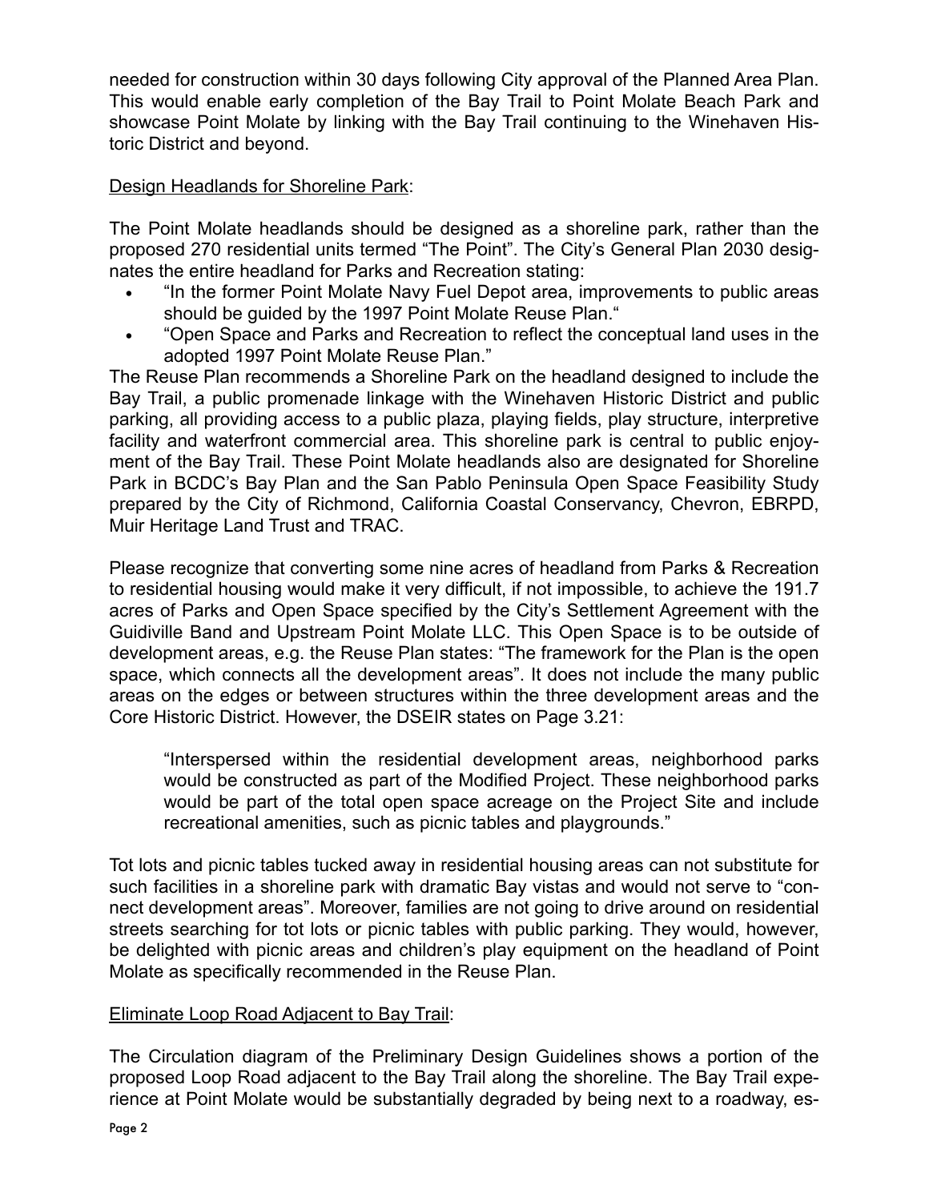needed for construction within 30 days following City approval of the Planned Area Plan. This would enable early completion of the Bay Trail to Point Molate Beach Park and showcase Point Molate by linking with the Bay Trail continuing to the Winehaven Historic District and beyond.

<u>Design Headlands for Shoreline Park</u>:

The Point Molate headlands should be designed as a shoreline park, rather than the proposed 270 residential units termed "The Point". The City's General Plan 2030 designates the entire headland for Parks and Recreation stating:

- "In the former Point Molate Navy Fuel Depot area, improvements to public areas should be guided by the 1997 Point Molate Reuse Plan."
- "Open Space and Parks and Recreation to reflect the conceptual land uses in the adopted 1997 Point Molate Reuse Plan."

The Reuse Plan recommends a Shoreline Park on the headland designed to include the Bay Trail, a public promenade linkage with the Winehaven Historic District and public parking, all providing access to a public plaza, playing fields, play structure, interpretive facility and waterfront commercial area. This shoreline park is central to public enjoyment of the Bay Trail. These Point Molate headlands also are designated for Shoreline Park in BCDC's Bay Plan and the San Pablo Peninsula Open Space Feasibility Study prepared by the City of Richmond, California Coastal Conservancy, Chevron, EBRPD, Muir Heritage Land Trust and TRAC.

Please recognize that converting some nine acres of headland from Parks & Recreation to residential housing would make it very difficult, if not impossible, to achieve the 191.7 acres of Parks and Open Space specified by the City's Settlement Agreement with the Guidiville Band and Upstream Point Molate LLC. This Open Space is to be outside of development areas, e.g. the Reuse Plan states: "The framework for the Plan is the open space, which connects all the development areas". It does not include the many public areas on the edges or between structures within the three development areas and the Core Historic District. However, the DSEIR states on Page 3.21:

> "Interspersed within the residential development areas, neighborhood parks would be constructed as part of the Modified Project. These neighborhood parks would be part of the total open space acreage on the Project Site and include recreational amenities, such as picnic tables and playgrounds."

Tot lots and picnic tables tucked away in residential housing areas can not substitute for such facilities in a shoreline park with dramatic Bay vistas and would not serve to "connect development areas". Moreover, families are not going to drive around on residential streets searching for tot lots or picnic tables with public parking. They would, however, be delighted with picnic areas and children's play equipment on the headland of Point Molate as specifically recommended in the Reuse Plan.

<u>Eliminate Loop Road Adjacent to Bay Trail</u>:

The Circulation diagram of the Preliminary Design Guidelines shows a portion of the proposed Loop Road adjacent to the Bay Trail along the shoreline. The Bay Trail experience at Point Molate would be substantially degraded by being next to a roadway, es-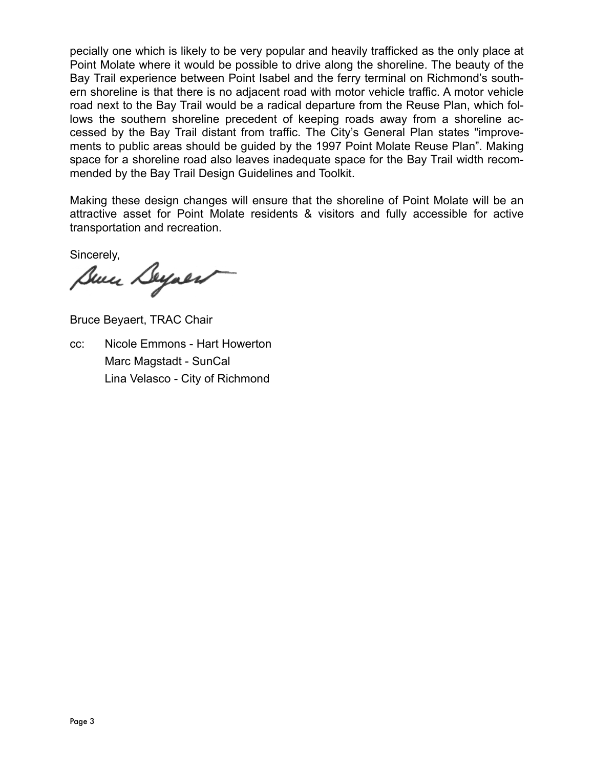pecially one which is likely to be very popular and heavily trafficked as the only place at Point Molate where it would be possible to drive along the shoreline. The beauty of the Bay Trail experience between Point Isabel and the ferry terminal on Richmond's southern shoreline is that there is no adjacent road with motor vehicle traffic. A motor vehicle road next to the Bay Trail would be a radical departure from the Reuse Plan, which follows the southern shoreline precedent of keeping roads away from a shoreline accessed by the Bay Trail distant from traffic. The City's General Plan states "improvements to public areas should be guided by the 1997 Point Molate Reuse Plan". Making space for a shoreline road also leaves inadequate space for the Bay Trail width recommended by the Bay Trail Design Guidelines and Toolkit.

Making these design changes will ensure that the shoreline of Point Molate will be an attractive asset for Point Molate residents & visitors and fully accessible for active transportation and recreation.

Sincerely,

Bruce Beyaert, TRAC Chair

cc: Nicole Emmons - Hart Howerton
Marc Magstadt - SunCal
Lina Velasco - City of Richmond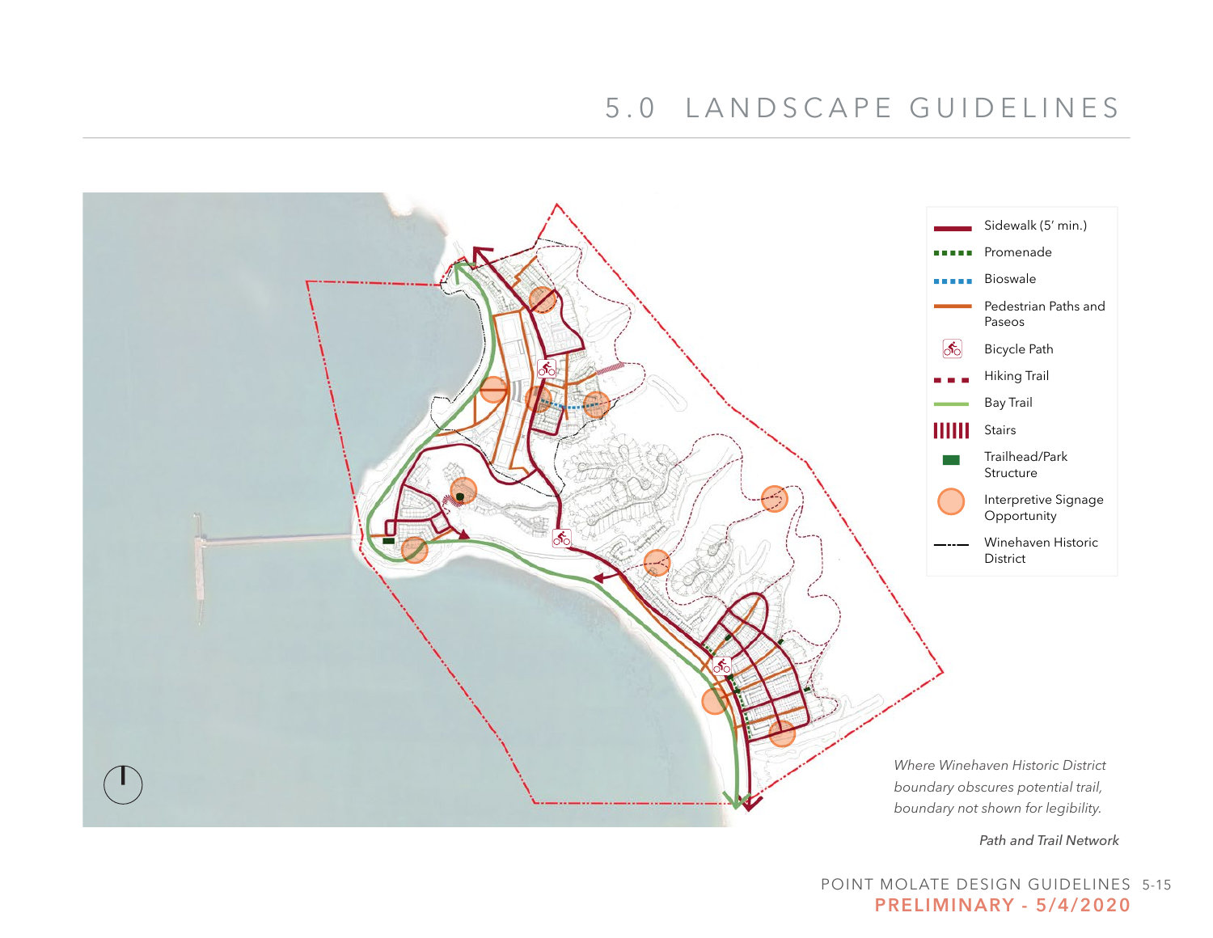# 5.0 LANDSCAPE GUIDELINES

- Sidewalk (5′ min.)
- Promenade
- Bioswale
- Pedestrian Paths and Paseos
- Bicycle Path
- Hiking Trail
- Bay Trail
- Stairs
- Trailhead/Park Structure
- Interpretive Signage Opportunity
- Winehaven Historic District

*Where Winehaven Historic District boundary obscures potential trail, boundary not shown for legibility.*

*Path and Trail Network*

**PRELIMINARY - 5/4/2020**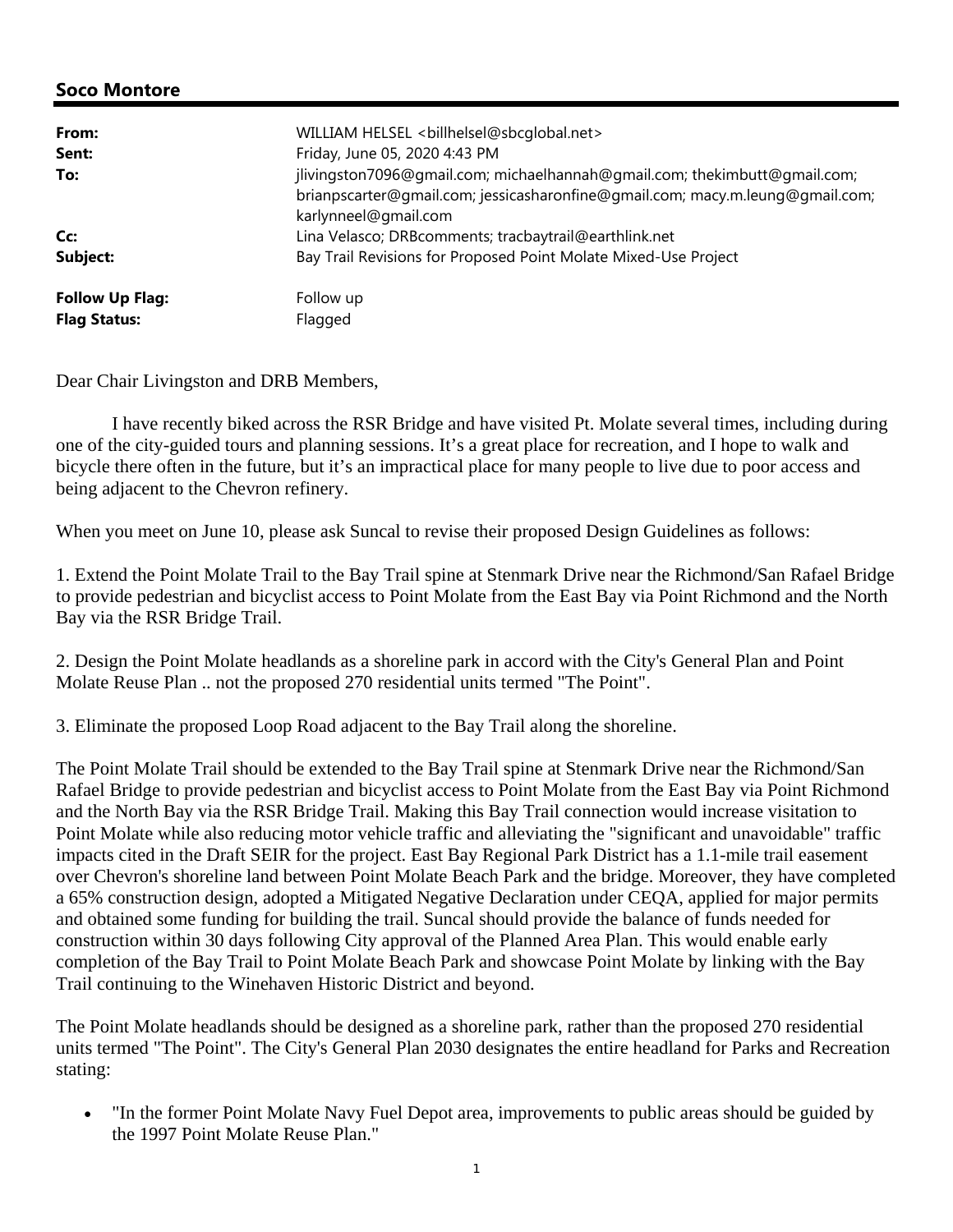## Soco Montore

| | |
|---|---|
| **From:** | WILLIAM HELSEL <billhelsel@sbcglobal.net> |
| **Sent:** | Friday, June 05, 2020 4:43 PM |
| **To:** | jlivingston7096@gmail.com; michaelhannah@gmail.com; thekimbutt@gmail.com; brianpscarter@gmail.com; jessicasharonfine@gmail.com; macy.m.leung@gmail.com; karlynneel@gmail.com |
| **Cc:** | Lina Velasco; DRBcomments; tracbaytrail@earthlink.net |
| **Subject:** | Bay Trail Revisions for Proposed Point Molate Mixed-Use Project |
| **Follow Up Flag:** | Follow up |
| **Flag Status:** | Flagged |

Dear Chair Livingston and DRB Members,

I have recently biked across the RSR Bridge and have visited Pt. Molate several times, including during one of the city-guided tours and planning sessions. It's a great place for recreation, and I hope to walk and bicycle there often in the future, but it's an impractical place for many people to live due to poor access and being adjacent to the Chevron refinery.

When you meet on June 10, please ask Suncal to revise their proposed Design Guidelines as follows:

1. Extend the Point Molate Trail to the Bay Trail spine at Stenmark Drive near the Richmond/San Rafael Bridge to provide pedestrian and bicyclist access to Point Molate from the East Bay via Point Richmond and the North Bay via the RSR Bridge Trail.

2. Design the Point Molate headlands as a shoreline park in accord with the City's General Plan and Point Molate Reuse Plan .. not the proposed 270 residential units termed "The Point".

3. Eliminate the proposed Loop Road adjacent to the Bay Trail along the shoreline.

The Point Molate Trail should be extended to the Bay Trail spine at Stenmark Drive near the Richmond/San Rafael Bridge to provide pedestrian and bicyclist access to Point Molate from the East Bay via Point Richmond and the North Bay via the RSR Bridge Trail. Making this Bay Trail connection would increase visitation to Point Molate while also reducing motor vehicle traffic and alleviating the "significant and unavoidable" traffic impacts cited in the Draft SEIR for the project. East Bay Regional Park District has a 1.1-mile trail easement over Chevron's shoreline land between Point Molate Beach Park and the bridge. Moreover, they have completed a 65% construction design, adopted a Mitigated Negative Declaration under CEQA, applied for major permits and obtained some funding for building the trail. Suncal should provide the balance of funds needed for construction within 30 days following City approval of the Planned Area Plan. This would enable early completion of the Bay Trail to Point Molate Beach Park and showcase Point Molate by linking with the Bay Trail continuing to the Winehaven Historic District and beyond.

The Point Molate headlands should be designed as a shoreline park, rather than the proposed 270 residential units termed "The Point". The City's General Plan 2030 designates the entire headland for Parks and Recreation stating:

- "In the former Point Molate Navy Fuel Depot area, improvements to public areas should be guided by the 1997 Point Molate Reuse Plan."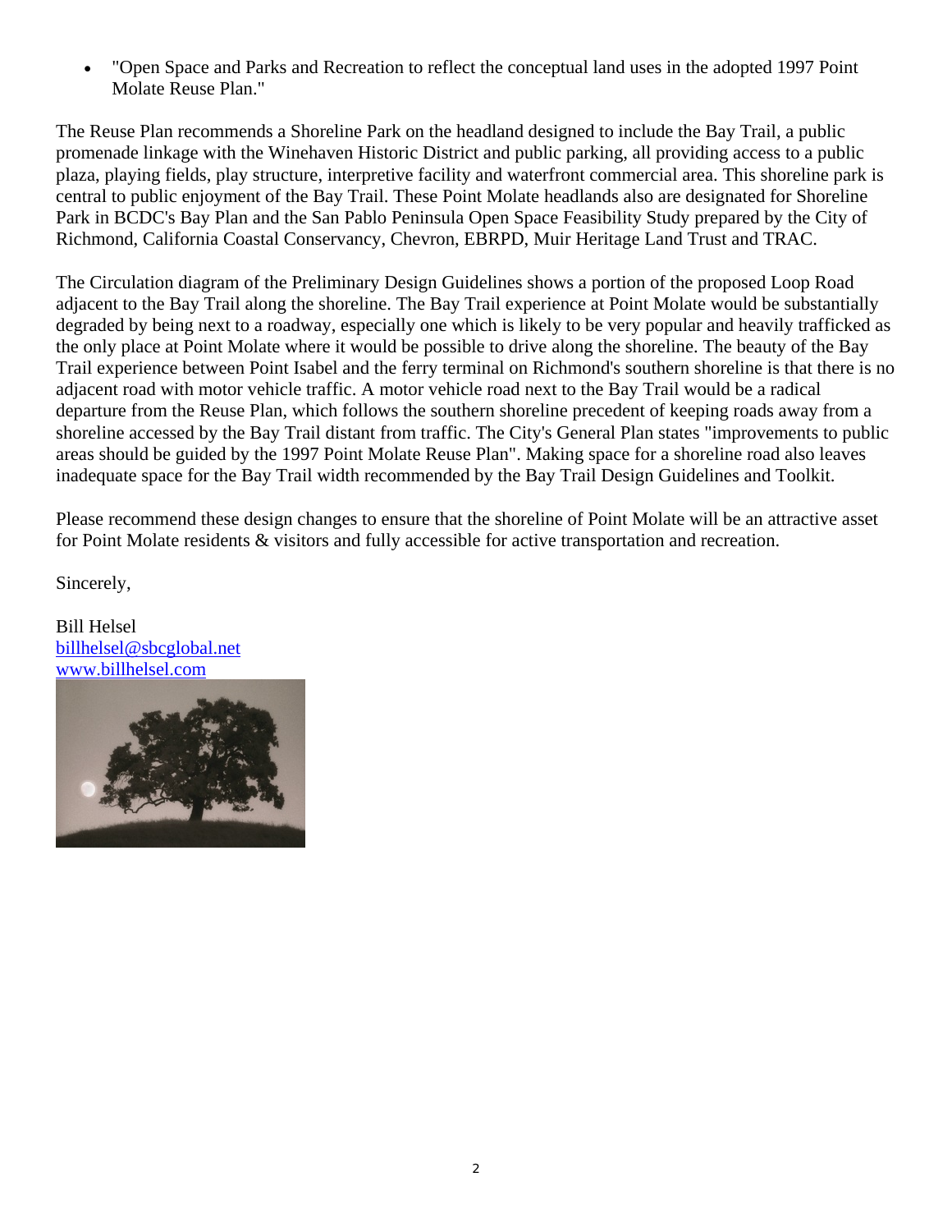- "Open Space and Parks and Recreation to reflect the conceptual land uses in the adopted 1997 Point Molate Reuse Plan."

The Reuse Plan recommends a Shoreline Park on the headland designed to include the Bay Trail, a public promenade linkage with the Winehaven Historic District and public parking, all providing access to a public plaza, playing fields, play structure, interpretive facility and waterfront commercial area. This shoreline park is central to public enjoyment of the Bay Trail. These Point Molate headlands also are designated for Shoreline Park in BCDC's Bay Plan and the San Pablo Peninsula Open Space Feasibility Study prepared by the City of Richmond, California Coastal Conservancy, Chevron, EBRPD, Muir Heritage Land Trust and TRAC.

The Circulation diagram of the Preliminary Design Guidelines shows a portion of the proposed Loop Road adjacent to the Bay Trail along the shoreline. The Bay Trail experience at Point Molate would be substantially degraded by being next to a roadway, especially one which is likely to be very popular and heavily trafficked as the only place at Point Molate where it would be possible to drive along the shoreline. The beauty of the Bay Trail experience between Point Isabel and the ferry terminal on Richmond's southern shoreline is that there is no adjacent road with motor vehicle traffic. A motor vehicle road next to the Bay Trail would be a radical departure from the Reuse Plan, which follows the southern shoreline precedent of keeping roads away from a shoreline accessed by the Bay Trail distant from traffic. The City's General Plan states "improvements to public areas should be guided by the 1997 Point Molate Reuse Plan". Making space for a shoreline road also leaves inadequate space for the Bay Trail width recommended by the Bay Trail Design Guidelines and Toolkit.

Please recommend these design changes to ensure that the shoreline of Point Molate will be an attractive asset for Point Molate residents & visitors and fully accessible for active transportation and recreation.

Sincerely,

Bill Helsel
billhelsel@sbcglobal.net
www.billhelsel.com